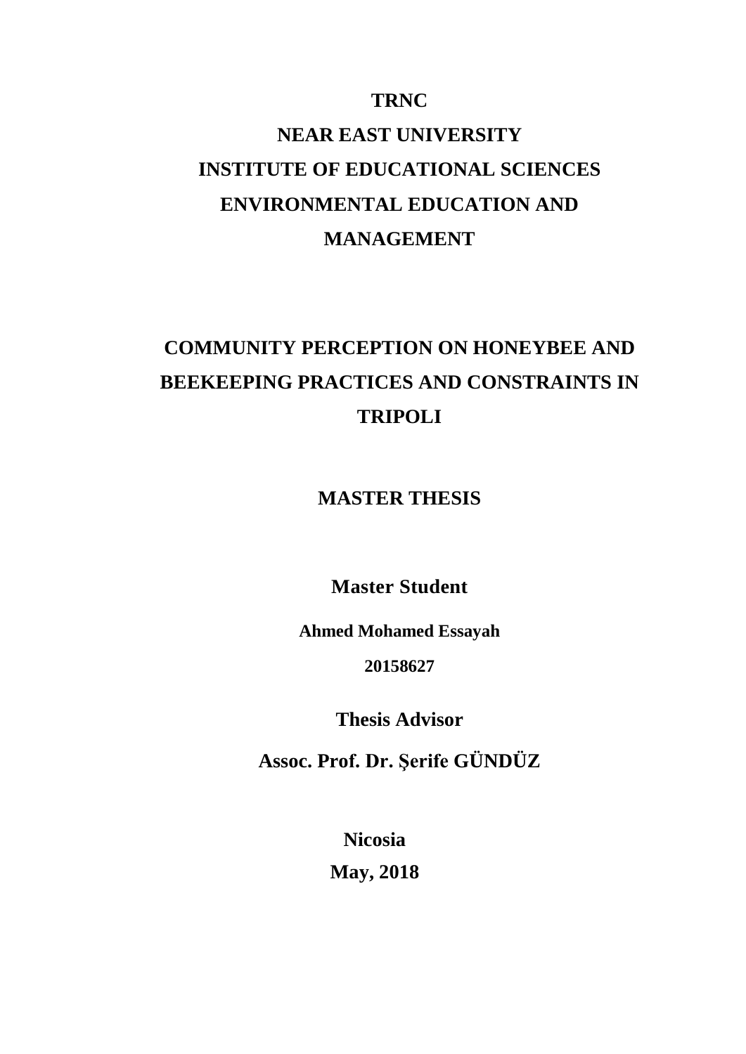**TRNC**

**NEAR EAST UNIVERSITY**

**INSTITUTE OF EDUCATIONAL SCIENCES**

**ENVIRONMENTAL EDUCATION AND MANAGEMENT**

# COMMUNITY PERCEPTION ON HONEYBEE AND BEEKEEPING PRACTICES AND CONSTRAINTS IN TRIPOLI

**MASTER THESIS**

**Master Student**

**Ahmed Mohamed Essayah**

**20158627**

**Thesis Advisor**

**Assoc. Prof. Dr. Şerife GÜNDÜZ**

**Nicosia**

**May, 2018**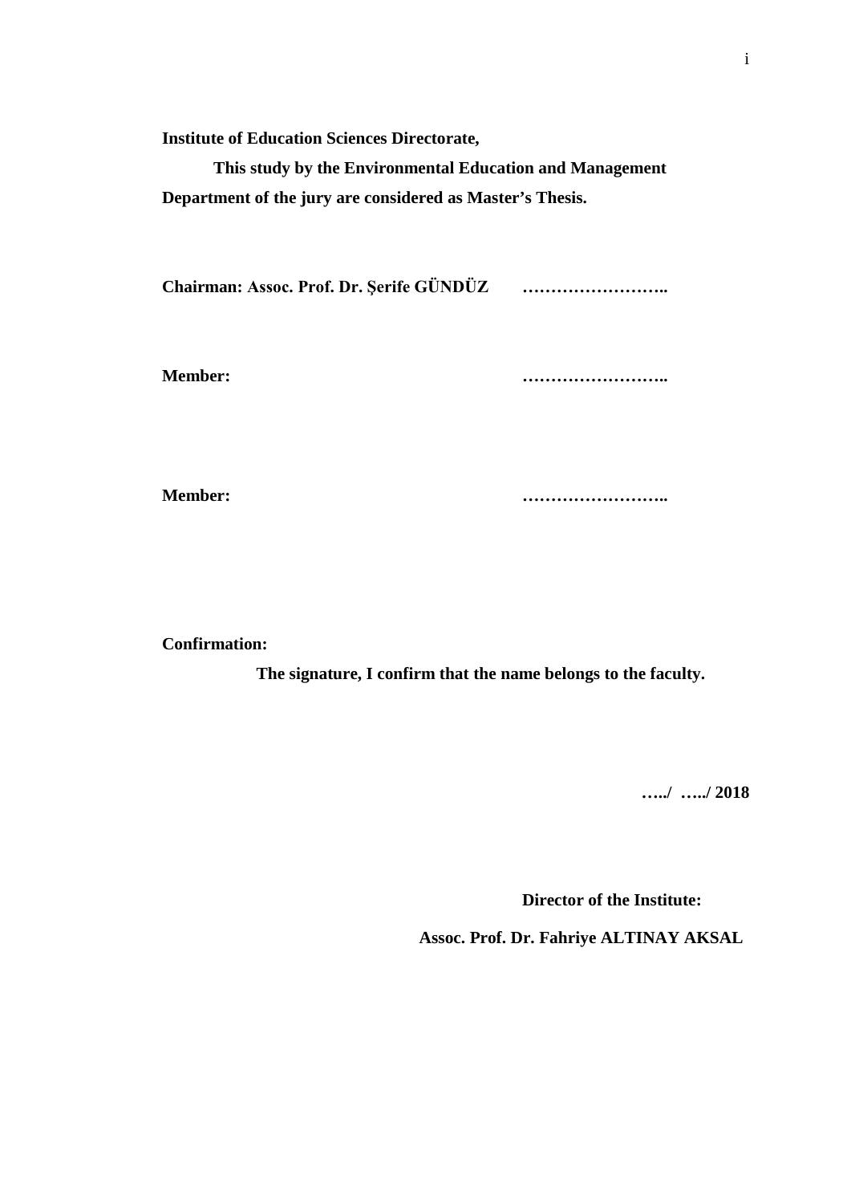**Institute of Education Sciences Directorate,**

**This study by the Environmental Education and Management Department of the jury are considered as Master's Thesis.**

**Chairman: Assoc. Prof. Dr. Şerife GÜNDÜZ ……………………..**

**Member: ……………………..**

**Member: ……………………..**

**Confirmation:**

**The signature, I confirm that the name belongs to the faculty.**

**…../ …../ 2018**

**Director of the Institute:**

**Assoc. Prof. Dr. Fahriye ALTINAY AKSAL**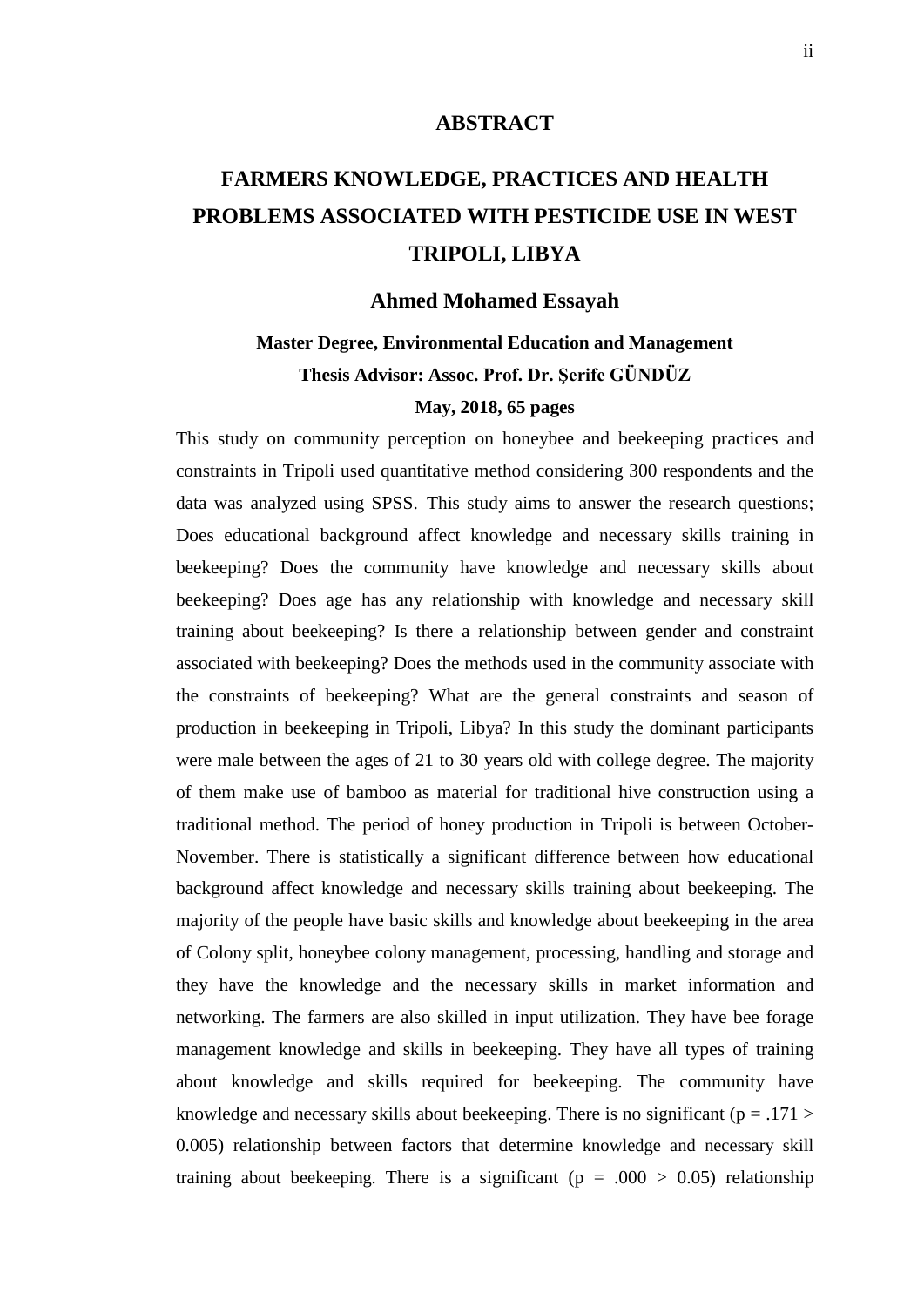# ABSTRACT

## FARMERS KNOWLEDGE, PRACTICES AND HEALTH PROBLEMS ASSOCIATED WITH PESTICIDE USE IN WEST TRIPOLI, LIBYA

**Ahmed Mohamed Essayah**

**Master Degree, Environmental Education and Management**

**Thesis Advisor: Assoc. Prof. Dr. Şerife GÜNDÜZ**

**May, 2018, 65 pages**

This study on community perception on honeybee and beekeeping practices and constraints in Tripoli used quantitative method considering 300 respondents and the data was analyzed using SPSS. This study aims to answer the research questions; Does educational background affect knowledge and necessary skills training in beekeeping? Does the community have knowledge and necessary skills about beekeeping? Does age has any relationship with knowledge and necessary skill training about beekeeping? Is there a relationship between gender and constraint associated with beekeeping? Does the methods used in the community associate with the constraints of beekeeping? What are the general constraints and season of production in beekeeping in Tripoli, Libya? In this study the dominant participants were male between the ages of 21 to 30 years old with college degree. The majority of them make use of bamboo as material for traditional hive construction using a traditional method. The period of honey production in Tripoli is between October-November. There is statistically a significant difference between how educational background affect knowledge and necessary skills training about beekeeping. The majority of the people have basic skills and knowledge about beekeeping in the area of Colony split, honeybee colony management, processing, handling and storage and they have the knowledge and the necessary skills in market information and networking. The farmers are also skilled in input utilization. They have bee forage management knowledge and skills in beekeeping. They have all types of training about knowledge and skills required for beekeeping. The community have knowledge and necessary skills about beekeeping. There is no significant ($p = .171 > 0.005$) relationship between factors that determine knowledge and necessary skill training about beekeeping. There is a significant ($p = .000 > 0.05$) relationship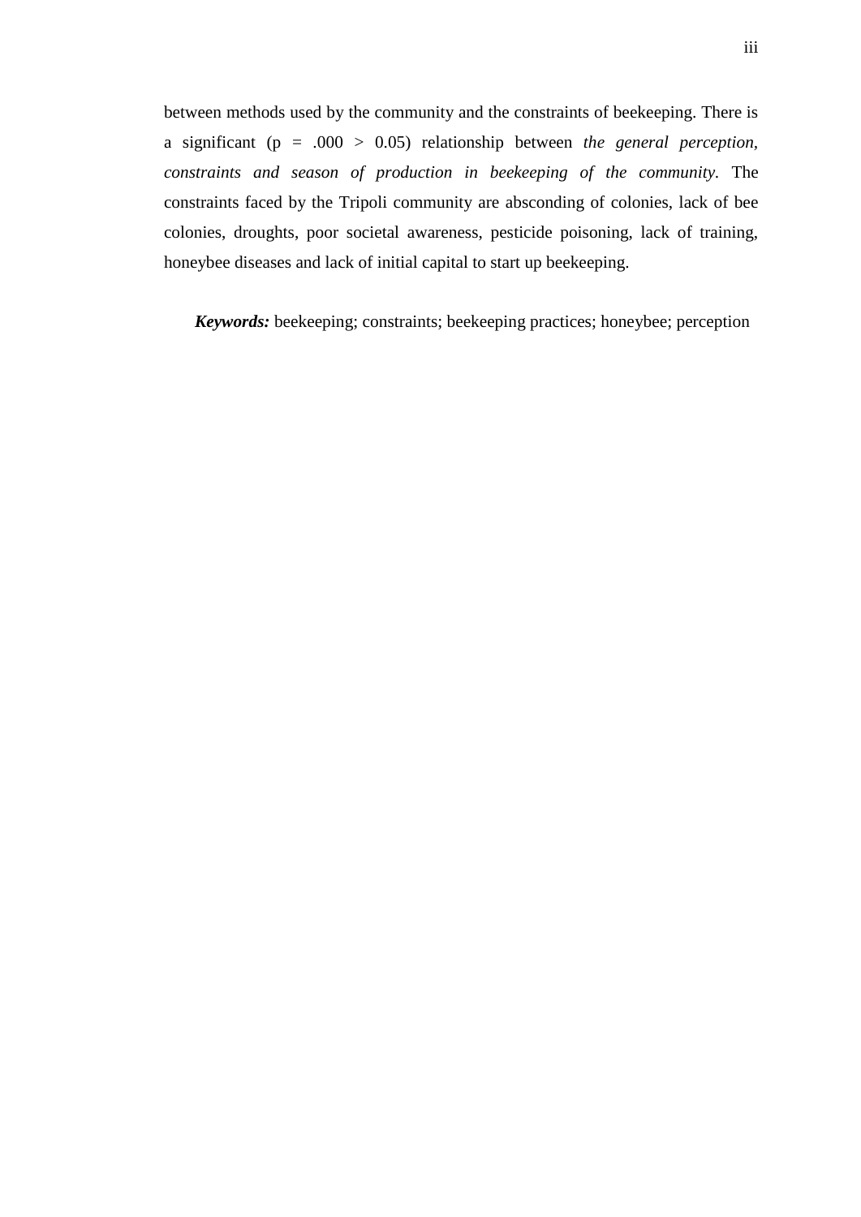between methods used by the community and the constraints of beekeeping. There is a significant ($p = .000 > 0.05$) relationship between *the general perception, constraints and season of production in beekeeping of the community*. The constraints faced by the Tripoli community are absconding of colonies, lack of bee colonies, droughts, poor societal awareness, pesticide poisoning, lack of training, honeybee diseases and lack of initial capital to start up beekeeping.

***Keywords:*** beekeeping; constraints; beekeeping practices; honeybee; perception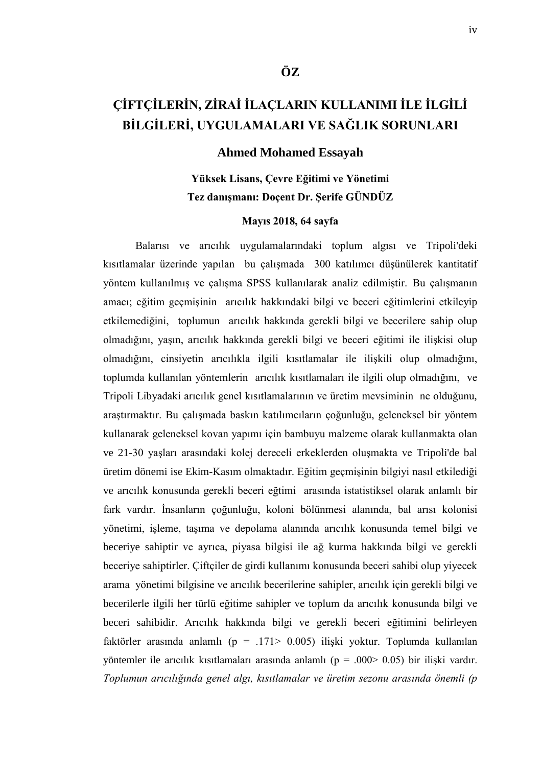# ÖZ

## ÇİFTÇİLERİN, ZİRAİ İLAÇLARIN KULLANIMI İLE İLGİLİ BİLGİLERİ, UYGULAMALARI VE SAĞLIK SORUNLARI

**Ahmed Mohamed Essayah**

**Yüksek Lisans, Çevre Eğitimi ve Yönetimi**
**Tez danışmanı: Doçent Dr. Şerife GÜNDÜZ**

**Mayıs 2018, 64 sayfa**

Balarısı ve arıcılık uygulamalarındaki toplum algısı ve Tripoli'deki kısıtlamalar üzerinde yapılan bu çalışmada 300 katılımcı düşünülerek kantitatif yöntem kullanılmış ve çalışma SPSS kullanılarak analiz edilmiştir. Bu çalışmanın amacı; eğitim geçmişinin arıcılık hakkındaki bilgi ve beceri eğitimlerini etkileyip etkilemediğini, toplumun arıcılık hakkında gerekli bilgi ve becerilere sahip olup olmadığını, yaşın, arıcılık hakkında gerekli bilgi ve beceri eğitimi ile ilişkisi olup olmadığını, cinsiyetin arıcılıkla ilgili kısıtlamalar ile ilişkili olup olmadığını, toplumda kullanılan yöntemlerin arıcılık kısıtlamaları ile ilgili olup olmadığını, ve Tripoli Libyadaki arıcılık genel kısıtlamalarının ve üretim mevsiminin ne olduğunu, araştırmaktır. Bu çalışmada baskın katılımcıların çoğunluğu, geleneksel bir yöntem kullanarak geleneksel kovan yapımı için bambuyu malzeme olarak kullanmakta olan ve 21-30 yaşları arasındaki kolej dereceli erkeklerden oluşmakta ve Tripoli'de bal üretim dönemi ise Ekim-Kasım olmaktadır. Eğitim geçmişinin bilgiyi nasıl etkilediği ve arıcılık konusunda gerekli beceri eğtimi arasında istatistiksel olarak anlamlı bir fark vardır. İnsanların çoğunluğu, koloni bölünmesi alanında, bal arısı kolonisi yönetimi, işleme, taşıma ve depolama alanında arıcılık konusunda temel bilgi ve beceriye sahiptir ve ayrıca, piyasa bilgisi ile ağ kurma hakkında bilgi ve gerekli beceriye sahiptirler. Çiftçiler de girdi kullanımı konusunda beceri sahibi olup yiyecek arama yönetimi bilgisine ve arıcılık becerilerine sahipler, arıcılık için gerekli bilgi ve becerilerle ilgili her türlü eğitime sahipler ve toplum da arıcılık konusunda bilgi ve beceri sahibidir. Arıcılık hakkında bilgi ve gerekli beceri eğitimini belirleyen faktörler arasında anlamlı ($p = .171 > 0.005$) ilişki yoktur. Toplumda kullanılan yöntemler ile arıcılık kısıtlamaları arasında anlamlı ($p = .000 > 0.05$) bir ilişki vardır. *Toplumun arıcılığında genel algı, kısıtlamalar ve üretim sezonu arasında önemli (p*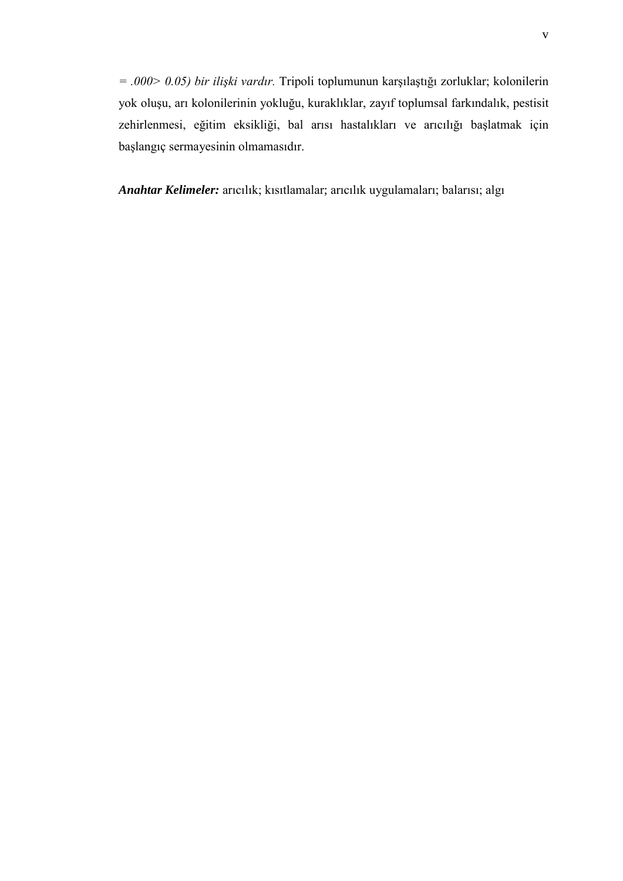*= .000> 0.05) bir ilişki vardır.* Tripoli toplumunun karşılaştığı zorluklar; kolonilerin yok oluşu, arı kolonilerinin yokluğu, kuraklıklar, zayıf toplumsal farkındalık, pestisit zehirlenmesi, eğitim eksikliği, bal arısı hastalıkları ve arıcılığı başlatmak için başlangıç sermayesinin olmamasıdır.

***Anahtar Kelimeler:*** arıcılık; kısıtlamalar; arıcılık uygulamaları; balarısı; algı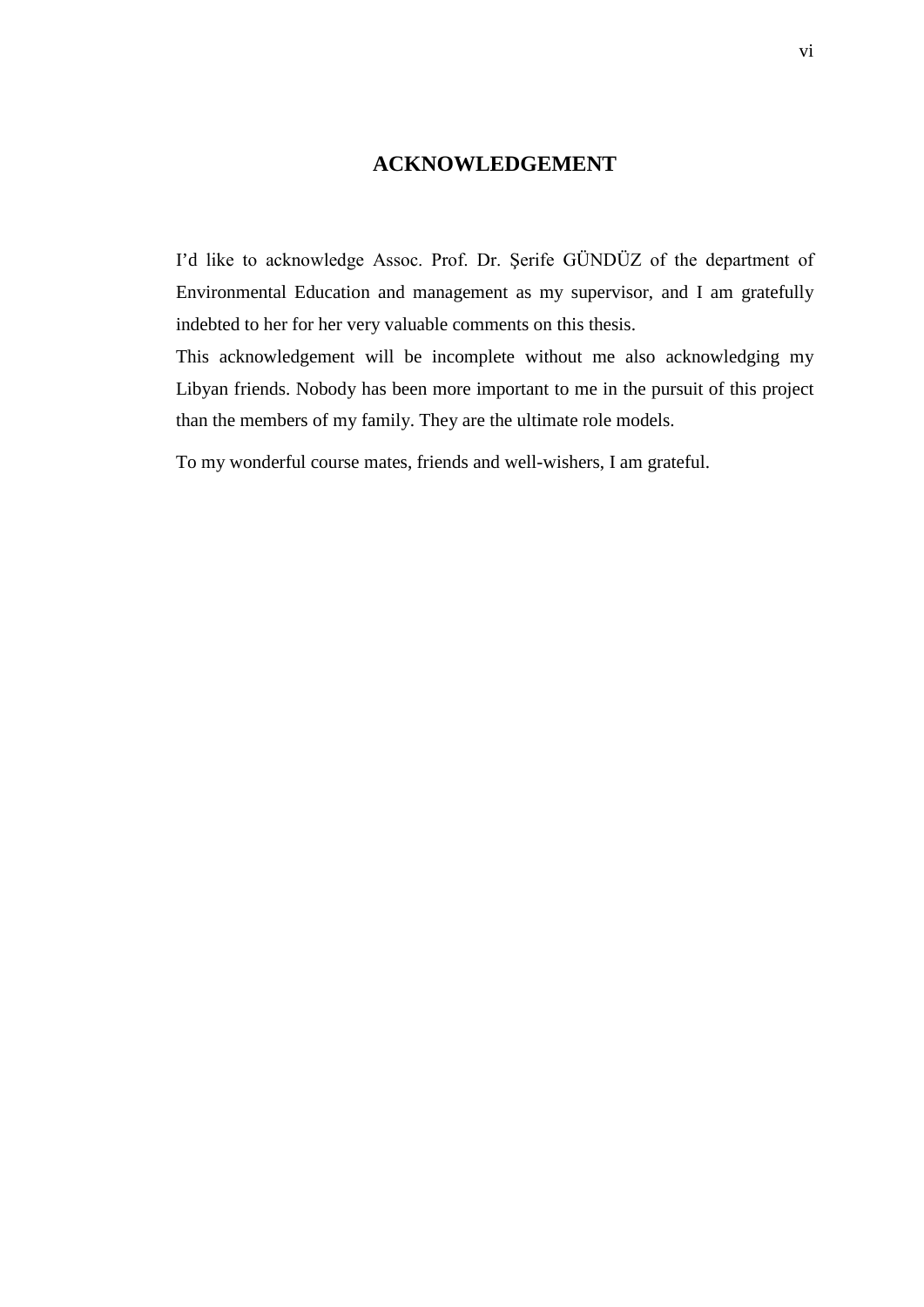# ACKNOWLEDGEMENT

I'd like to acknowledge Assoc. Prof. Dr. Şerife GÜNDÜZ of the department of Environmental Education and management as my supervisor, and I am gratefully indebted to her for her very valuable comments on this thesis.

This acknowledgement will be incomplete without me also acknowledging my Libyan friends. Nobody has been more important to me in the pursuit of this project than the members of my family. They are the ultimate role models.

To my wonderful course mates, friends and well-wishers, I am grateful.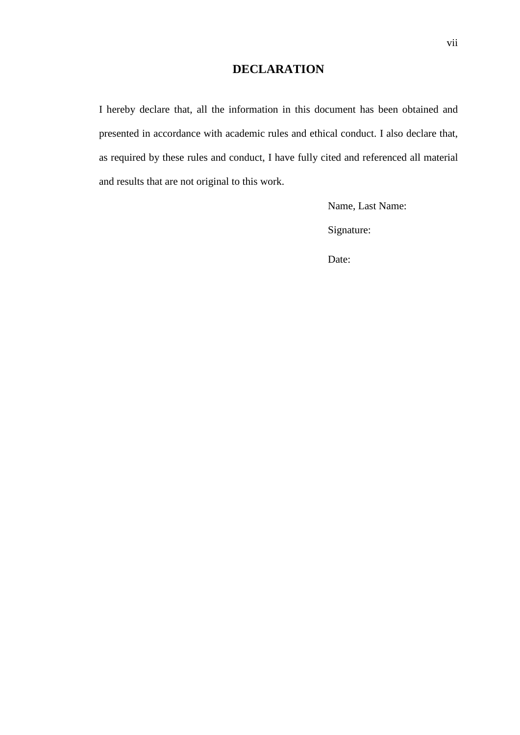# DECLARATION

I hereby declare that, all the information in this document has been obtained and presented in accordance with academic rules and ethical conduct. I also declare that, as required by these rules and conduct, I have fully cited and referenced all material and results that are not original to this work.

Name, Last Name:

Signature:

Date: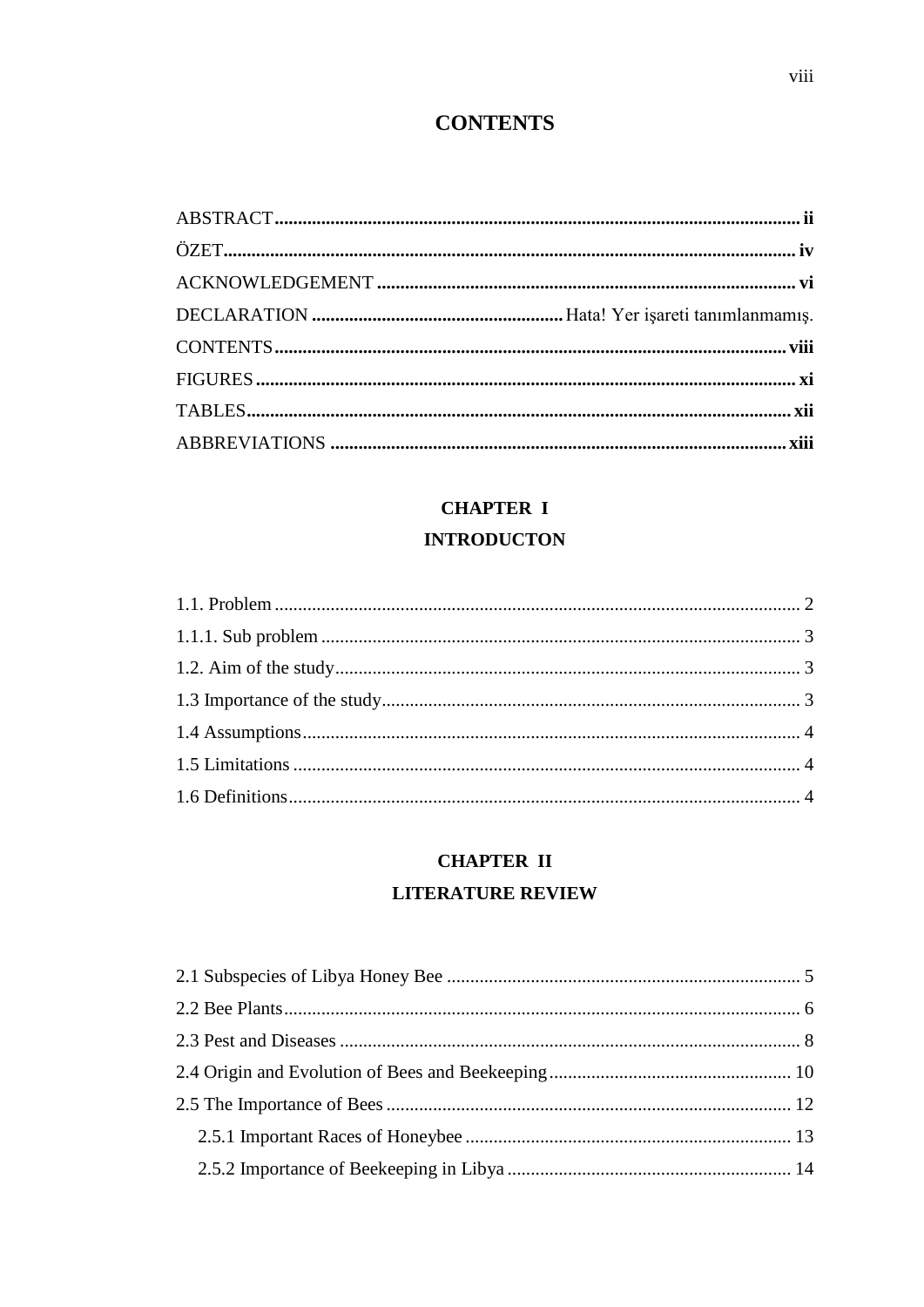# CONTENTS

ABSTRACT ........ ii
ÖZET ........ iv
ACKNOWLEDGEMENT ........ vi
DECLARATION ........ Hata! Yer işareti tanımlanmamış.
CONTENTS ........ viii
FIGURES ........ xi
TABLES ........ xii
ABBREVIATIONS ........ xiii

## CHAPTER I
## INTRODUCTON

1.1. Problem ........ 2
1.1.1. Sub problem ........ 3
1.2. Aim of the study ........ 3
1.3 Importance of the study ........ 3
1.4 Assumptions ........ 4
1.5 Limitations ........ 4
1.6 Definitions ........ 4

## CHAPTER II
## LITERATURE REVIEW

2.1 Subspecies of Libya Honey Bee ........ 5
2.2 Bee Plants ........ 6
2.3 Pest and Diseases ........ 8
2.4 Origin and Evolution of Bees and Beekeeping ........ 10
2.5 The Importance of Bees ........ 12
- 2.5.1 Important Races of Honeybee ........ 13
- 2.5.2 Importance of Beekeeping in Libya ........ 14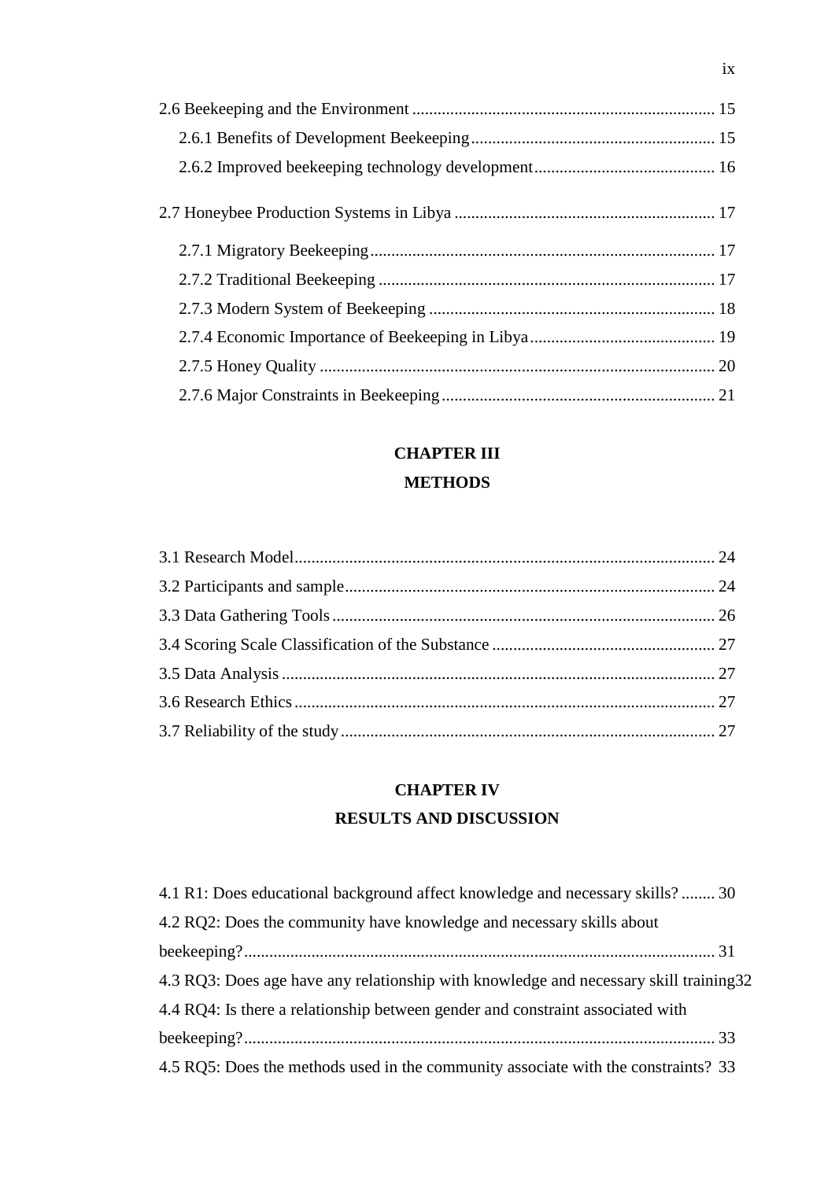2.6 Beekeeping and the Environment ........................................................................ 15

2.6.1 Benefits of Development Beekeeping .......................................................... 15

2.6.2 Improved beekeeping technology development ........................................... 16

2.7 Honeybee Production Systems in Libya .............................................................. 17

2.7.1 Migratory Beekeeping ................................................................................. 17

2.7.2 Traditional Beekeeping ............................................................................... 17

2.7.3 Modern System of Beekeeping .................................................................... 18

2.7.4 Economic Importance of Beekeeping in Libya ............................................ 19

2.7.5 Honey Quality .............................................................................................. 20

2.7.6 Major Constraints in Beekeeping ................................................................. 21

**CHAPTER III**

**METHODS**

3.1 Research Model ..................................................................................................... 24

3.2 Participants and sample ......................................................................................... 24

3.3 Data Gathering Tools ............................................................................................ 26

3.4 Scoring Scale Classification of the Substance ...................................................... 27

3.5 Data Analysis ........................................................................................................ 27

3.6 Research Ethics ..................................................................................................... 27

3.7 Reliability of the study .......................................................................................... 27

**CHAPTER IV**

**RESULTS AND DISCUSSION**

4.1 R1: Does educational background affect knowledge and necessary skills? ........ 30

4.2 RQ2: Does the community have knowledge and necessary skills about beekeeping? ................................................................................................................ 31

4.3 RQ3: Does age have any relationship with knowledge and necessary skill training 32

4.4 RQ4: Is there a relationship between gender and constraint associated with beekeeping? ................................................................................................................ 33

4.5 RQ5: Does the methods used in the community associate with the constraints? 33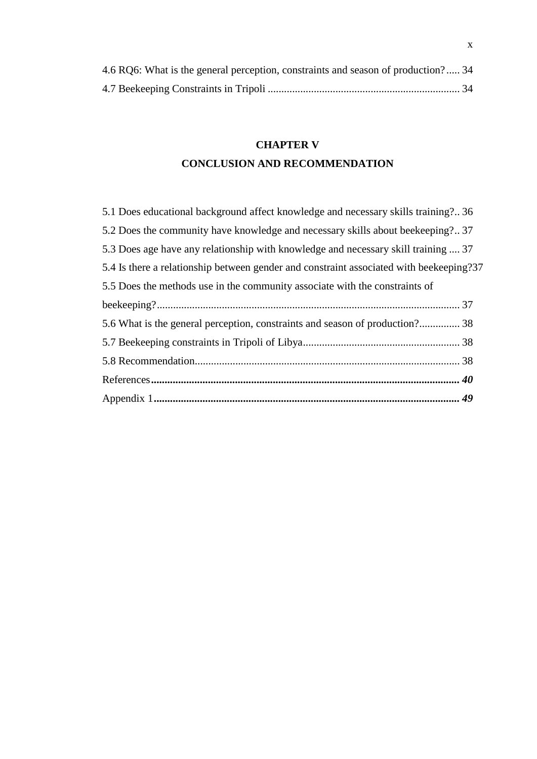4.6 RQ6: What is the general perception, constraints and season of production? ..... 34

4.7 Beekeeping Constraints in Tripoli ....................................................................... 34

## CHAPTER V
## CONCLUSION AND RECOMMENDATION

5.1 Does educational background affect knowledge and necessary skills training?.. 36

5.2 Does the community have knowledge and necessary skills about beekeeping?.. 37

5.3 Does age have any relationship with knowledge and necessary skill training .... 37

5.4 Is there a relationship between gender and constraint associated with beekeeping?37

5.5 Does the methods use in the community associate with the constraints of beekeeping?................................................................................................................ 37

5.6 What is the general perception, constraints and season of production?............... 38

5.7 Beekeeping constraints in Tripoli of Libya.......................................................... 38

5.8 Recommendation................................................................................................. 38

References**.................................................................................................................** ***40***

Appendix 1**................................................................................................................** ***49***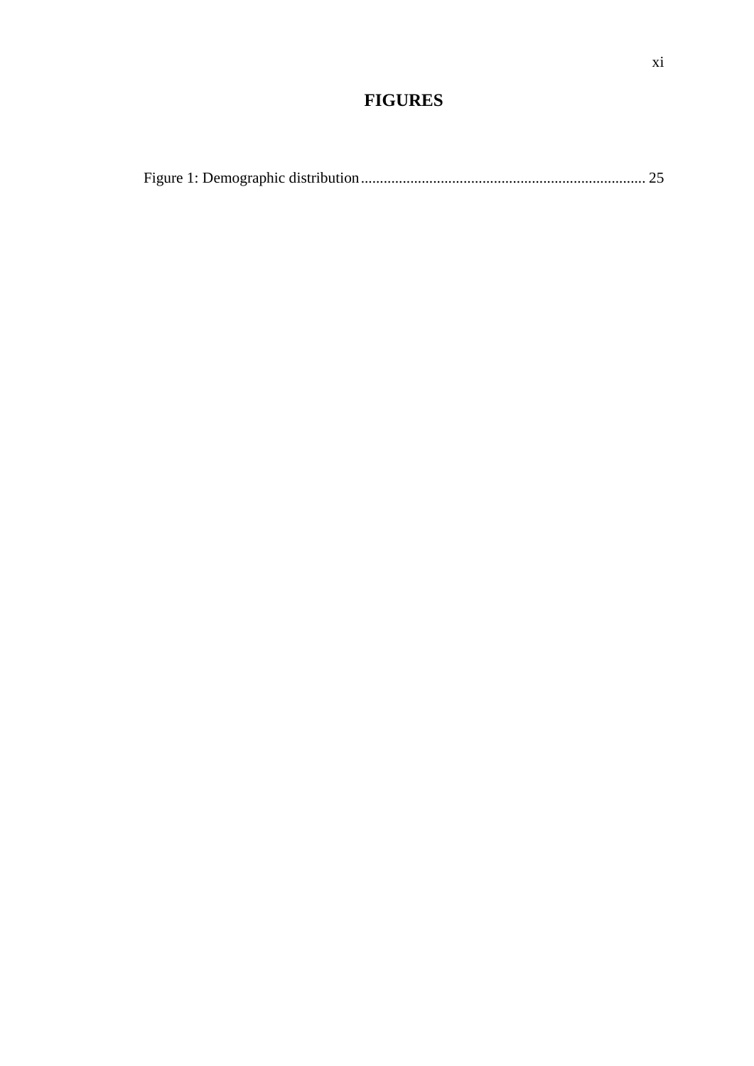# FIGURES

Figure 1: Demographic distribution ........................................................................... 25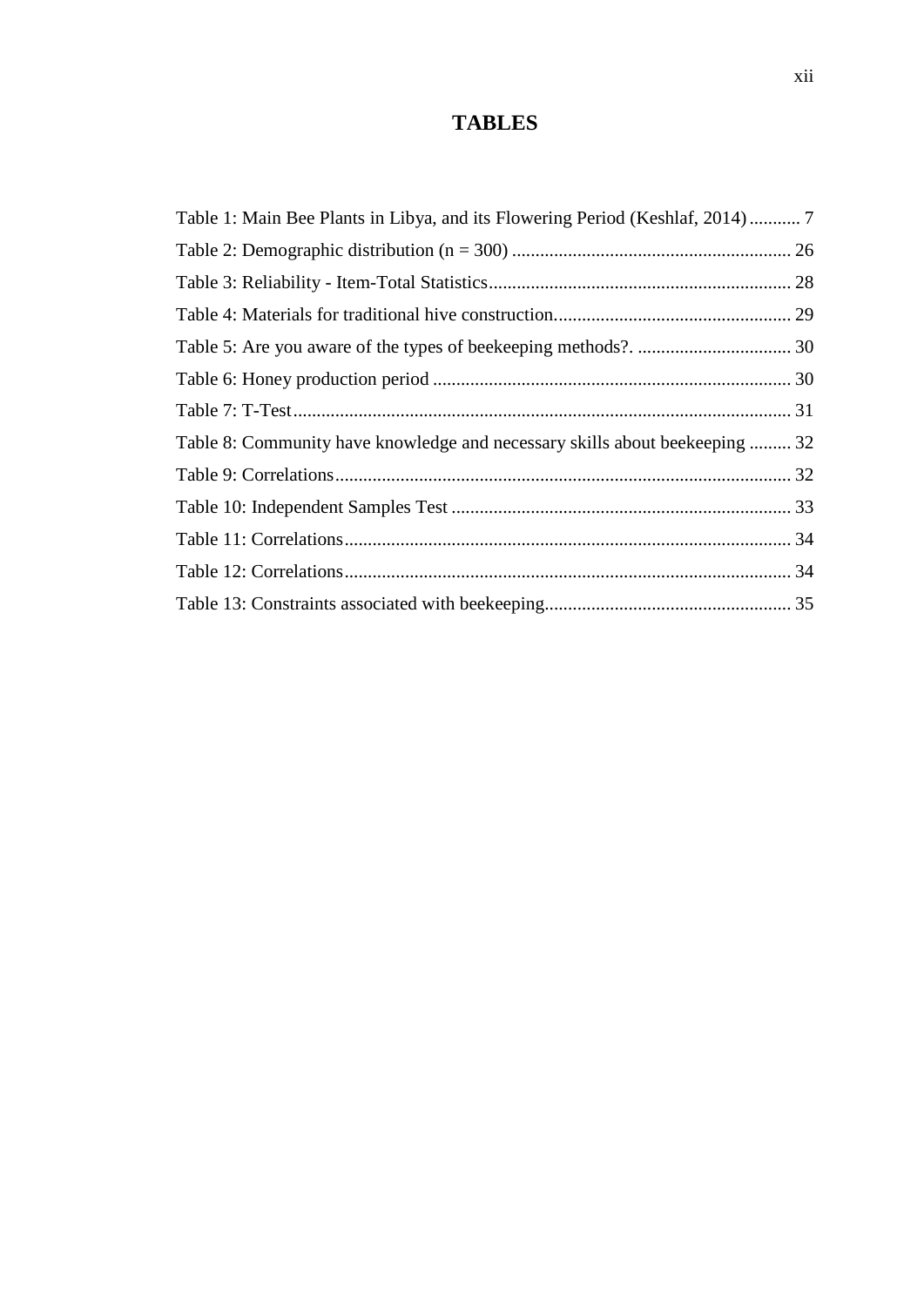# TABLES

Table 1: Main Bee Plants in Libya, and its Flowering Period (Keshlaf, 2014) ........... 7

Table 2: Demographic distribution (n = 300) ............................................................ 26

Table 3: Reliability - Item-Total Statistics................................................................. 28

Table 4: Materials for traditional hive construction................................................... 29

Table 5: Are you aware of the types of beekeeping methods?. ................................. 30

Table 6: Honey production period ............................................................................. 30

Table 7: T-Test........................................................................................................... 31

Table 8: Community have knowledge and necessary skills about beekeeping ......... 32

Table 9: Correlations.................................................................................................. 32

Table 10: Independent Samples Test ......................................................................... 33

Table 11: Correlations................................................................................................ 34

Table 12: Correlations................................................................................................ 34

Table 13: Constraints associated with beekeeping..................................................... 35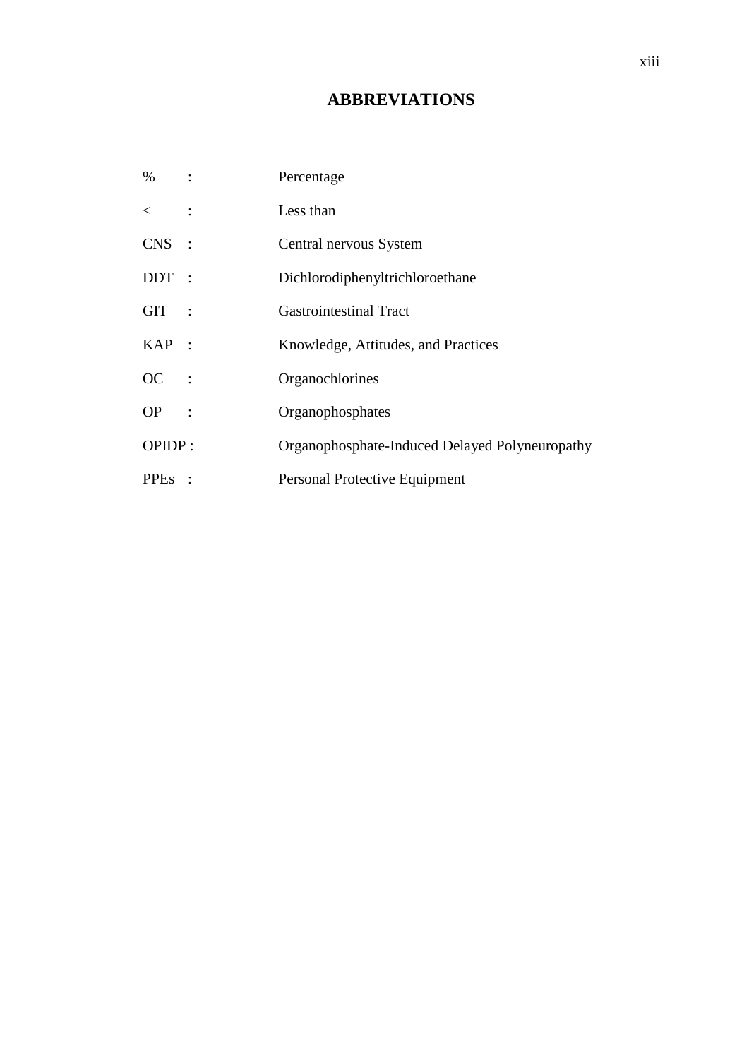# ABBREVIATIONS

| | | |
|---|---|---|
| % | : | Percentage |
| < | : | Less than |
| CNS | : | Central nervous System |
| DDT | : | Dichlorodiphenyltrichloroethane |
| GIT | : | Gastrointestinal Tract |
| KAP | : | Knowledge, Attitudes, and Practices |
| OC | : | Organochlorines |
| OP | : | Organophosphates |
| OPIDP | : | Organophosphate-Induced Delayed Polyneuropathy |
| PPEs | : | Personal Protective Equipment |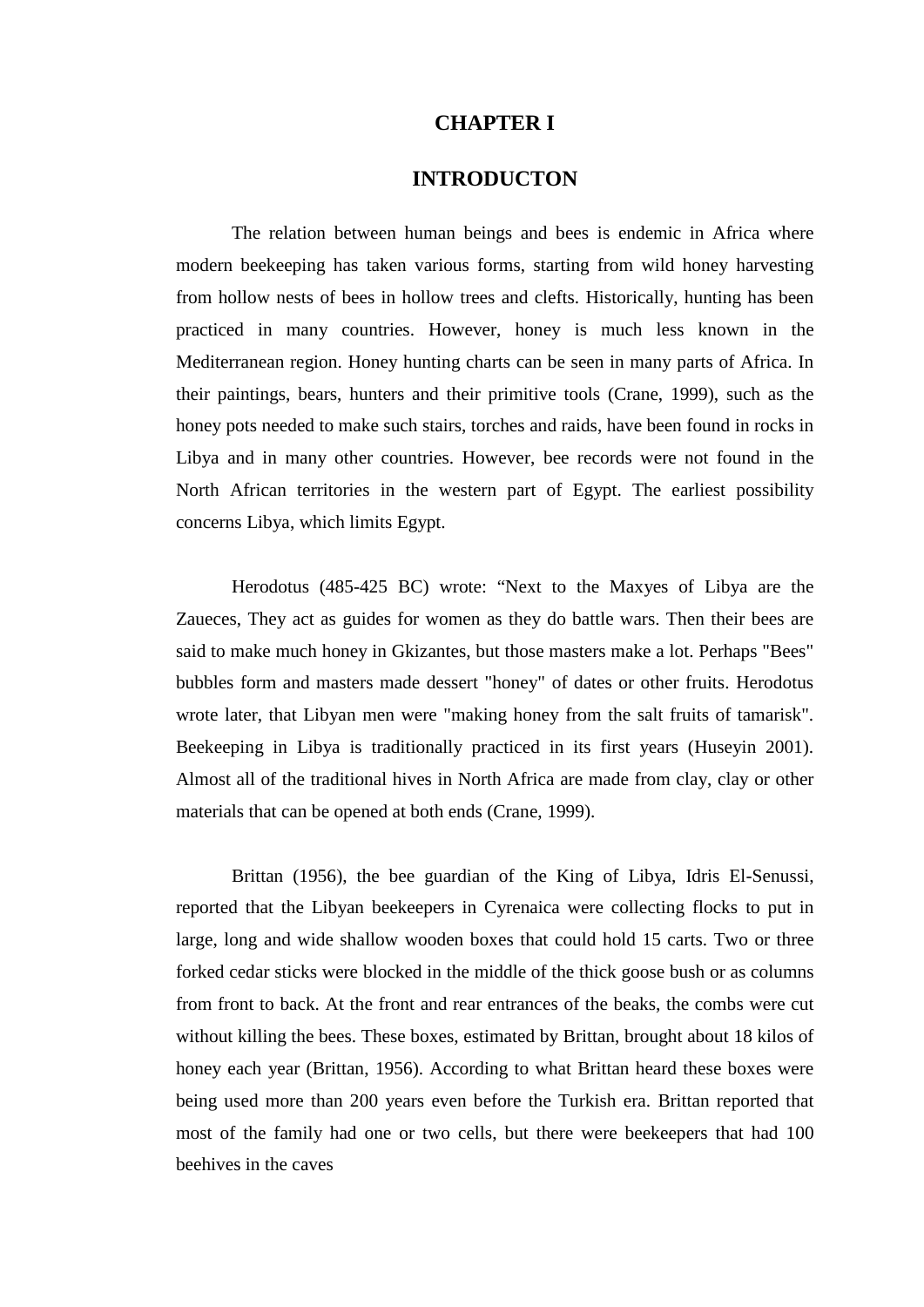# CHAPTER I

# INTRODUCTON

The relation between human beings and bees is endemic in Africa where modern beekeeping has taken various forms, starting from wild honey harvesting from hollow nests of bees in hollow trees and clefts. Historically, hunting has been practiced in many countries. However, honey is much less known in the Mediterranean region. Honey hunting charts can be seen in many parts of Africa. In their paintings, bears, hunters and their primitive tools (Crane, 1999), such as the honey pots needed to make such stairs, torches and raids, have been found in rocks in Libya and in many other countries. However, bee records were not found in the North African territories in the western part of Egypt. The earliest possibility concerns Libya, which limits Egypt.

Herodotus (485-425 BC) wrote: "Next to the Maxyes of Libya are the Zaueces, They act as guides for women as they do battle wars. Then their bees are said to make much honey in Gkizantes, but those masters make a lot. Perhaps "Bees" bubbles form and masters made dessert "honey" of dates or other fruits. Herodotus wrote later, that Libyan men were "making honey from the salt fruits of tamarisk". Beekeeping in Libya is traditionally practiced in its first years (Huseyin 2001). Almost all of the traditional hives in North Africa are made from clay, clay or other materials that can be opened at both ends (Crane, 1999).

Brittan (1956), the bee guardian of the King of Libya, Idris El-Senussi, reported that the Libyan beekeepers in Cyrenaica were collecting flocks to put in large, long and wide shallow wooden boxes that could hold 15 carts. Two or three forked cedar sticks were blocked in the middle of the thick goose bush or as columns from front to back. At the front and rear entrances of the beaks, the combs were cut without killing the bees. These boxes, estimated by Brittan, brought about 18 kilos of honey each year (Brittan, 1956). According to what Brittan heard these boxes were being used more than 200 years even before the Turkish era. Brittan reported that most of the family had one or two cells, but there were beekeepers that had 100 beehives in the caves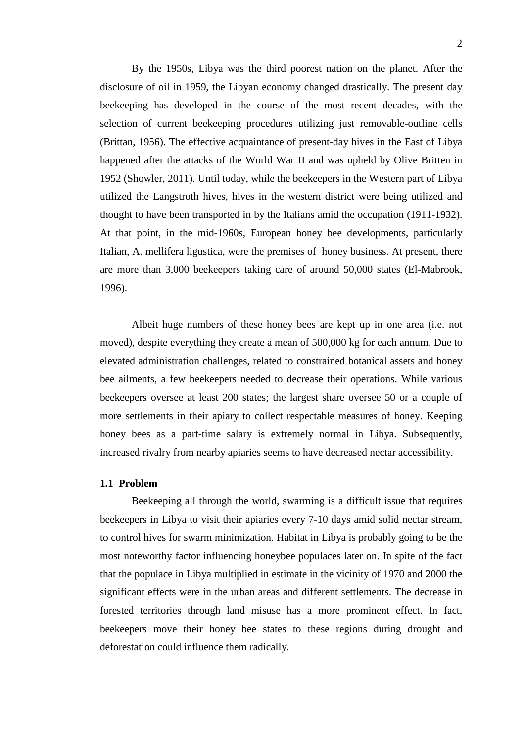By the 1950s, Libya was the third poorest nation on the planet. After the disclosure of oil in 1959, the Libyan economy changed drastically. The present day beekeeping has developed in the course of the most recent decades, with the selection of current beekeeping procedures utilizing just removable-outline cells (Brittan, 1956). The effective acquaintance of present-day hives in the East of Libya happened after the attacks of the World War II and was upheld by Olive Britten in 1952 (Showler, 2011). Until today, while the beekeepers in the Western part of Libya utilized the Langstroth hives, hives in the western district were being utilized and thought to have been transported in by the Italians amid the occupation (1911-1932). At that point, in the mid-1960s, European honey bee developments, particularly Italian, A. mellifera ligustica, were the premises of honey business. At present, there are more than 3,000 beekeepers taking care of around 50,000 states (El-Mabrook, 1996).

Albeit huge numbers of these honey bees are kept up in one area (i.e. not moved), despite everything they create a mean of 500,000 kg for each annum. Due to elevated administration challenges, related to constrained botanical assets and honey bee ailments, a few beekeepers needed to decrease their operations. While various beekeepers oversee at least 200 states; the largest share oversee 50 or a couple of more settlements in their apiary to collect respectable measures of honey. Keeping honey bees as a part-time salary is extremely normal in Libya. Subsequently, increased rivalry from nearby apiaries seems to have decreased nectar accessibility.

### 1.1 Problem

Beekeeping all through the world, swarming is a difficult issue that requires beekeepers in Libya to visit their apiaries every 7-10 days amid solid nectar stream, to control hives for swarm minimization. Habitat in Libya is probably going to be the most noteworthy factor influencing honeybee populaces later on. In spite of the fact that the populace in Libya multiplied in estimate in the vicinity of 1970 and 2000 the significant effects were in the urban areas and different settlements. The decrease in forested territories through land misuse has a more prominent effect. In fact, beekeepers move their honey bee states to these regions during drought and deforestation could influence them radically.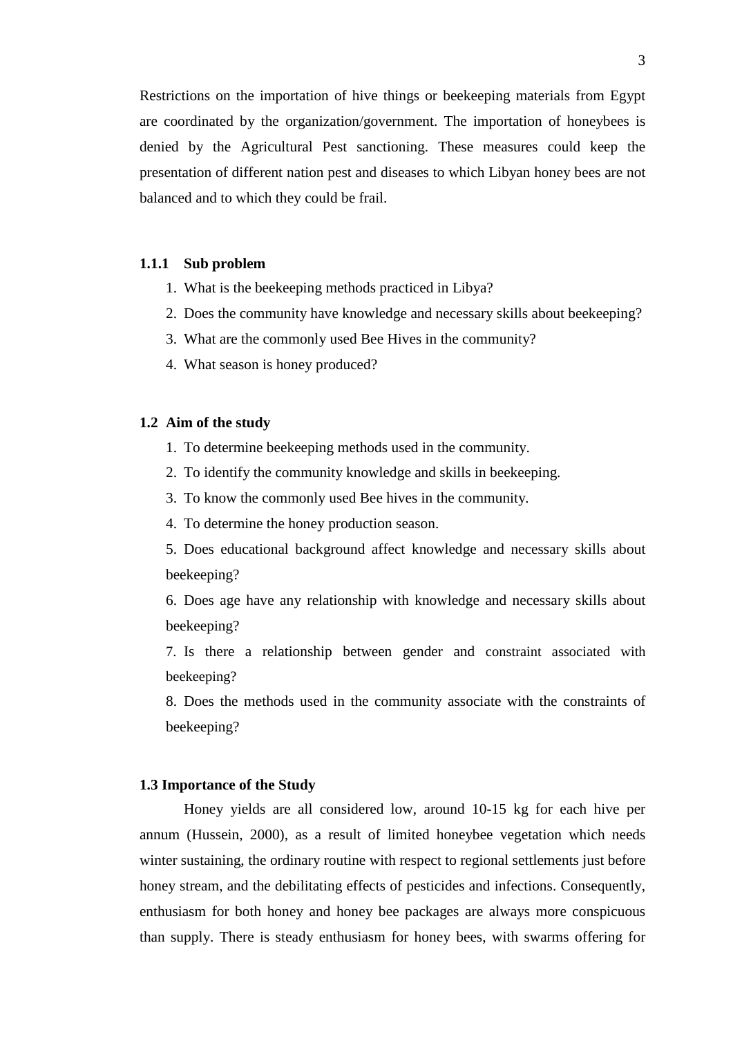Restrictions on the importation of hive things or beekeeping materials from Egypt are coordinated by the organization/government. The importation of honeybees is denied by the Agricultural Pest sanctioning. These measures could keep the presentation of different nation pest and diseases to which Libyan honey bees are not balanced and to which they could be frail.

### 1.1.1 Sub problem

1. What is the beekeeping methods practiced in Libya?
2. Does the community have knowledge and necessary skills about beekeeping?
3. What are the commonly used Bee Hives in the community?
4. What season is honey produced?

## 1.2 Aim of the study

1. To determine beekeeping methods used in the community.
2. To identify the community knowledge and skills in beekeeping.
3. To know the commonly used Bee hives in the community.
4. To determine the honey production season.
5. Does educational background affect knowledge and necessary skills about beekeeping?
6. Does age have any relationship with knowledge and necessary skills about beekeeping?
7. Is there a relationship between gender and constraint associated with beekeeping?
8. Does the methods used in the community associate with the constraints of beekeeping?

## 1.3 Importance of the Study

Honey yields are all considered low, around 10-15 kg for each hive per annum (Hussein, 2000), as a result of limited honeybee vegetation which needs winter sustaining, the ordinary routine with respect to regional settlements just before honey stream, and the debilitating effects of pesticides and infections. Consequently, enthusiasm for both honey and honey bee packages are always more conspicuous than supply. There is steady enthusiasm for honey bees, with swarms offering for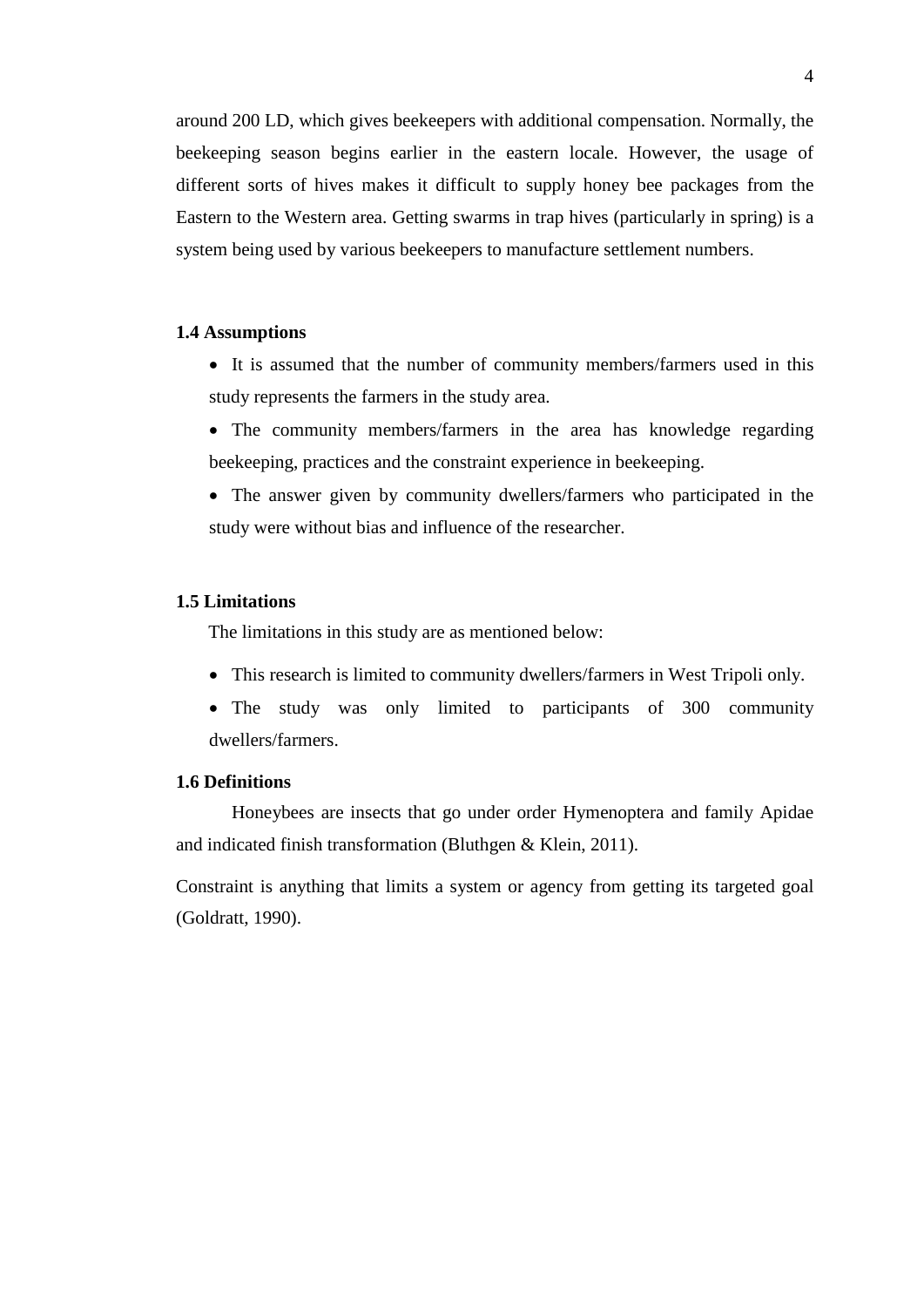around 200 LD, which gives beekeepers with additional compensation. Normally, the beekeeping season begins earlier in the eastern locale. However, the usage of different sorts of hives makes it difficult to supply honey bee packages from the Eastern to the Western area. Getting swarms in trap hives (particularly in spring) is a system being used by various beekeepers to manufacture settlement numbers.

### 1.4 Assumptions

- It is assumed that the number of community members/farmers used in this study represents the farmers in the study area.
- The community members/farmers in the area has knowledge regarding beekeeping, practices and the constraint experience in beekeeping.
- The answer given by community dwellers/farmers who participated in the study were without bias and influence of the researcher.

### 1.5 Limitations

The limitations in this study are as mentioned below:

- This research is limited to community dwellers/farmers in West Tripoli only.
- The study was only limited to participants of 300 community dwellers/farmers.

### 1.6 Definitions

Honeybees are insects that go under order Hymenoptera and family Apidae and indicated finish transformation (Bluthgen & Klein, 2011).

Constraint is anything that limits a system or agency from getting its targeted goal (Goldratt, 1990).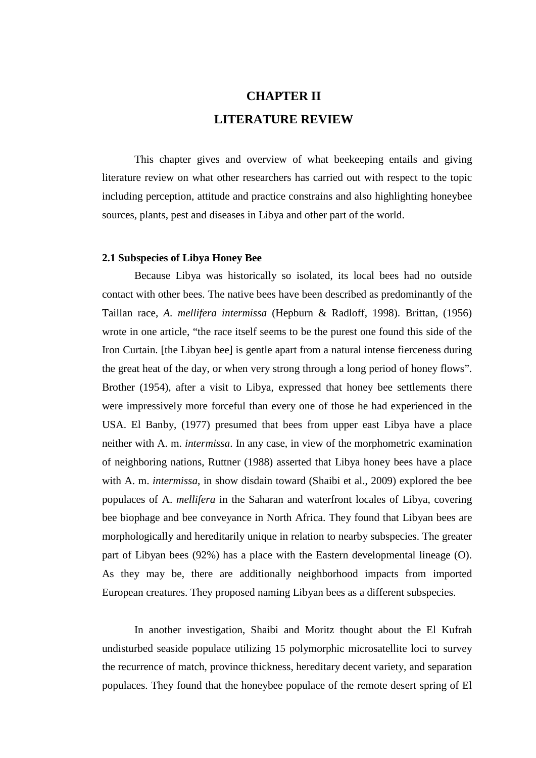# CHAPTER II

# LITERATURE REVIEW

This chapter gives and overview of what beekeeping entails and giving literature review on what other researchers has carried out with respect to the topic including perception, attitude and practice constrains and also highlighting honeybee sources, plants, pest and diseases in Libya and other part of the world.

## 2.1 Subspecies of Libya Honey Bee

Because Libya was historically so isolated, its local bees had no outside contact with other bees. The native bees have been described as predominantly of the Taillan race, *A. mellifera intermissa* (Hepburn & Radloff, 1998). Brittan, (1956) wrote in one article, “the race itself seems to be the purest one found this side of the Iron Curtain. [the Libyan bee] is gentle apart from a natural intense fierceness during the great heat of the day, or when very strong through a long period of honey flows”. Brother (1954), after a visit to Libya, expressed that honey bee settlements there were impressively more forceful than every one of those he had experienced in the USA. El Banby, (1977) presumed that bees from upper east Libya have a place neither with A. m. *intermissa*. In any case, in view of the morphometric examination of neighboring nations, Ruttner (1988) asserted that Libya honey bees have a place with A. m. *intermissa*, in show disdain toward (Shaibi et al., 2009) explored the bee populaces of A. *mellifera* in the Saharan and waterfront locales of Libya, covering bee biophage and bee conveyance in North Africa. They found that Libyan bees are morphologically and hereditarily unique in relation to nearby subspecies. The greater part of Libyan bees (92%) has a place with the Eastern developmental lineage (O). As they may be, there are additionally neighborhood impacts from imported European creatures. They proposed naming Libyan bees as a different subspecies.

In another investigation, Shaibi and Moritz thought about the El Kufrah undisturbed seaside populace utilizing 15 polymorphic microsatellite loci to survey the recurrence of match, province thickness, hereditary decent variety, and separation populaces. They found that the honeybee populace of the remote desert spring of El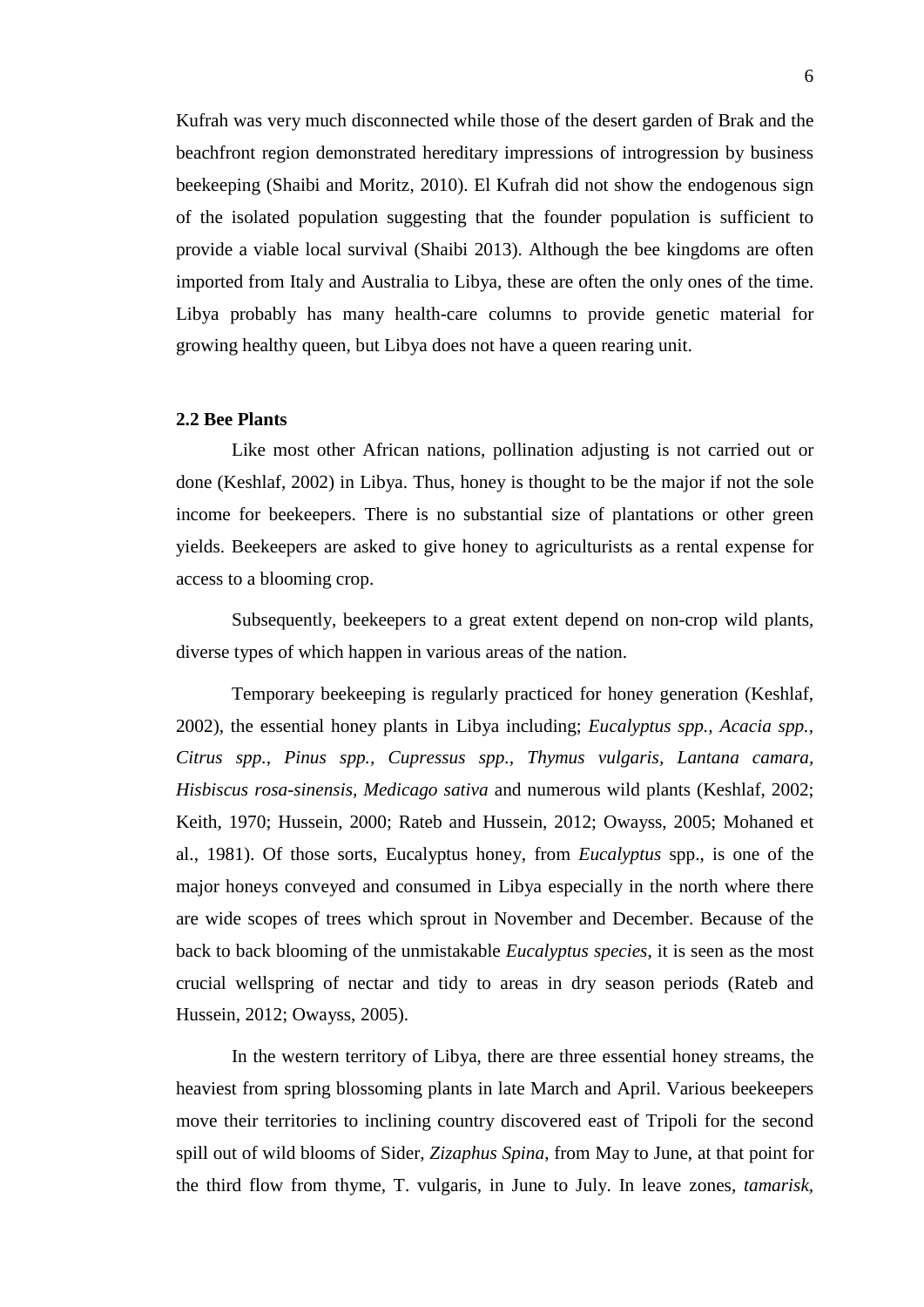Kufrah was very much disconnected while those of the desert garden of Brak and the beachfront region demonstrated hereditary impressions of introgression by business beekeeping (Shaibi and Moritz, 2010). El Kufrah did not show the endogenous sign of the isolated population suggesting that the founder population is sufficient to provide a viable local survival (Shaibi 2013). Although the bee kingdoms are often imported from Italy and Australia to Libya, these are often the only ones of the time. Libya probably has many health-care columns to provide genetic material for growing healthy queen, but Libya does not have a queen rearing unit.

### 2.2 Bee Plants

Like most other African nations, pollination adjusting is not carried out or done (Keshlaf, 2002) in Libya. Thus, honey is thought to be the major if not the sole income for beekeepers. There is no substantial size of plantations or other green yields. Beekeepers are asked to give honey to agriculturists as a rental expense for access to a blooming crop.

Subsequently, beekeepers to a great extent depend on non-crop wild plants, diverse types of which happen in various areas of the nation.

Temporary beekeeping is regularly practiced for honey generation (Keshlaf, 2002), the essential honey plants in Libya including; *Eucalyptus spp., Acacia spp., Citrus spp., Pinus spp., Cupressus spp., Thymus vulgaris, Lantana camara, Hisbiscus rosa-sinensis, Medicago sativa* and numerous wild plants (Keshlaf, 2002; Keith, 1970; Hussein, 2000; Rateb and Hussein, 2012; Owayss, 2005; Mohaned et al., 1981). Of those sorts, Eucalyptus honey, from *Eucalyptus* spp., is one of the major honeys conveyed and consumed in Libya especially in the north where there are wide scopes of trees which sprout in November and December. Because of the back to back blooming of the unmistakable *Eucalyptus species*, it is seen as the most crucial wellspring of nectar and tidy to areas in dry season periods (Rateb and Hussein, 2012; Owayss, 2005).

In the western territory of Libya, there are three essential honey streams, the heaviest from spring blossoming plants in late March and April. Various beekeepers move their territories to inclining country discovered east of Tripoli for the second spill out of wild blooms of Sider, *Zizaphus Spina*, from May to June, at that point for the third flow from thyme, T. vulgaris, in June to July. In leave zones, *tamarisk,*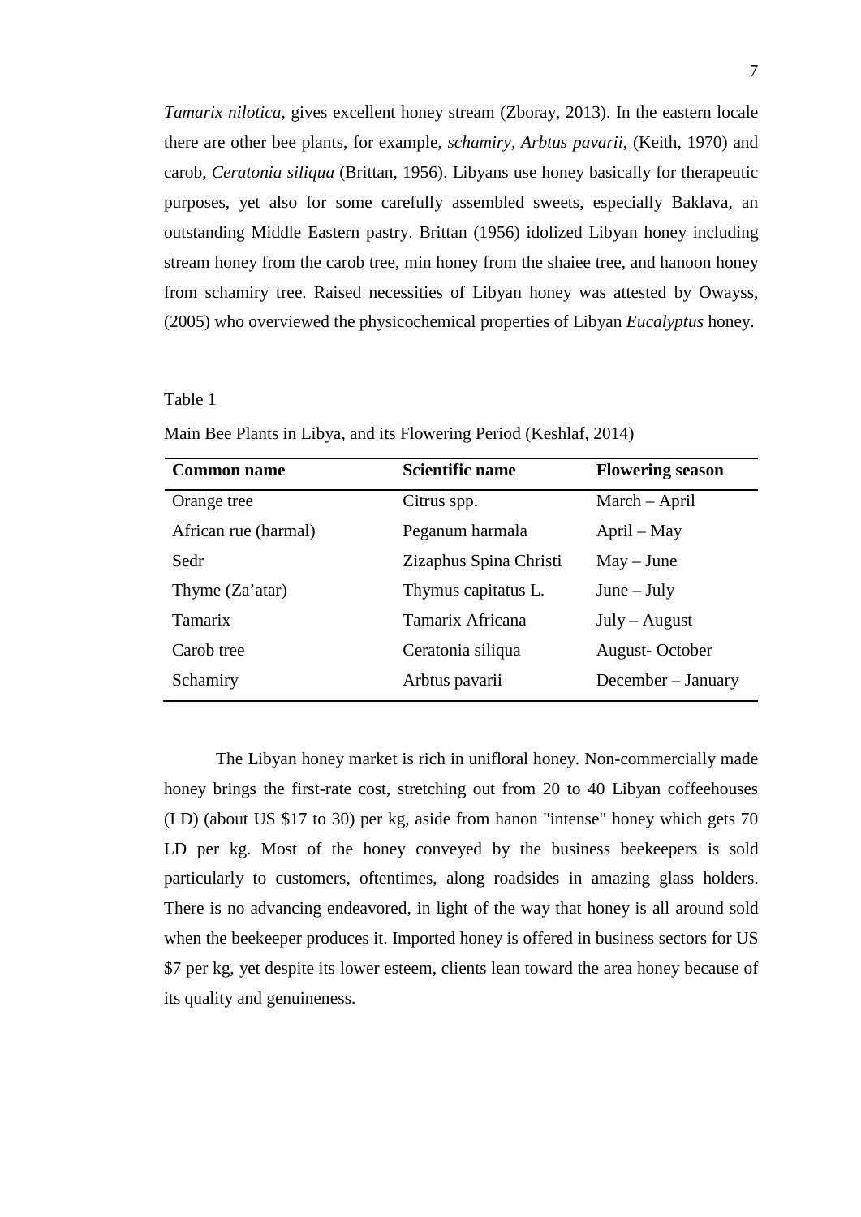*Tamarix nilotica*, gives excellent honey stream (Zboray, 2013). In the eastern locale there are other bee plants, for example, *schamiry*, *Arbtus pavarii*, (Keith, 1970) and carob, *Ceratonia siliqua* (Brittan, 1956). Libyans use honey basically for therapeutic purposes, yet also for some carefully assembled sweets, especially Baklava, an outstanding Middle Eastern pastry. Brittan (1956) idolized Libyan honey including stream honey from the carob tree, min honey from the shaiee tree, and hanoon honey from schamiry tree. Raised necessities of Libyan honey was attested by Owayss, (2005) who overviewed the physicochemical properties of Libyan *Eucalyptus* honey.

Table 1

Main Bee Plants in Libya, and its Flowering Period (Keshlaf, 2014)

| **Common name** | **Scientific name** | **Flowering season** |
|---|---|---|
| Orange tree | Citrus spp. | March – April |
| African rue (harmal) | Peganum harmala | April – May |
| Sedr | Zizaphus Spina Christi | May – June |
| Thyme (Za'atar) | Thymus capitatus L. | June – July |
| Tamarix | Tamarix Africana | July – August |
| Carob tree | Ceratonia siliqua | August- October |
| Schamiry | Arbtus pavarii | December – January |

The Libyan honey market is rich in unifloral honey. Non-commercially made honey brings the first-rate cost, stretching out from 20 to 40 Libyan coffeehouses (LD) (about US $17 to 30) per kg, aside from hanon "intense" honey which gets 70 LD per kg. Most of the honey conveyed by the business beekeepers is sold particularly to customers, oftentimes, along roadsides in amazing glass holders. There is no advancing endeavored, in light of the way that honey is all around sold when the beekeeper produces it. Imported honey is offered in business sectors for US $7 per kg, yet despite its lower esteem, clients lean toward the area honey because of its quality and genuineness.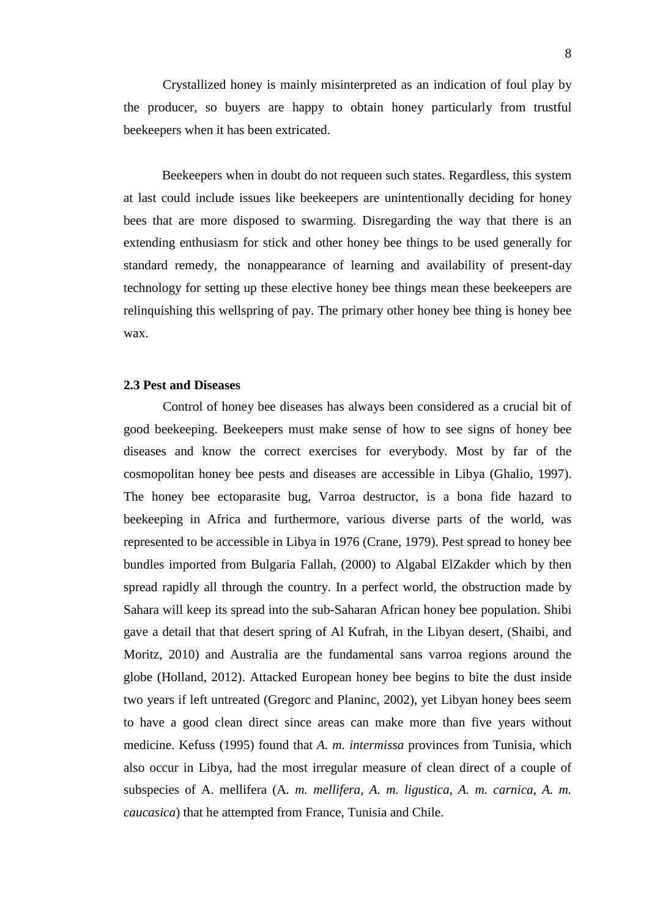Crystallized honey is mainly misinterpreted as an indication of foul play by the producer, so buyers are happy to obtain honey particularly from trustful beekeepers when it has been extricated.

Beekeepers when in doubt do not requeen such states. Regardless, this system at last could include issues like beekeepers are unintentionally deciding for honey bees that are more disposed to swarming. Disregarding the way that there is an extending enthusiasm for stick and other honey bee things to be used generally for standard remedy, the nonappearance of learning and availability of present-day technology for setting up these elective honey bee things mean these beekeepers are relinquishing this wellspring of pay. The primary other honey bee thing is honey bee wax.

### 2.3 Pest and Diseases

Control of honey bee diseases has always been considered as a crucial bit of good beekeeping. Beekeepers must make sense of how to see signs of honey bee diseases and know the correct exercises for everybody. Most by far of the cosmopolitan honey bee pests and diseases are accessible in Libya (Ghalio, 1997). The honey bee ectoparasite bug, Varroa destructor, is a bona fide hazard to beekeeping in Africa and furthermore, various diverse parts of the world, was represented to be accessible in Libya in 1976 (Crane, 1979). Pest spread to honey bee bundles imported from Bulgaria Fallah, (2000) to Algabal ElZakder which by then spread rapidly all through the country. In a perfect world, the obstruction made by Sahara will keep its spread into the sub-Saharan African honey bee population. Shibi gave a detail that that desert spring of Al Kufrah, in the Libyan desert, (Shaibi, and Moritz, 2010) and Australia are the fundamental sans varroa regions around the globe (Holland, 2012). Attacked European honey bee begins to bite the dust inside two years if left untreated (Gregorc and Planinc, 2002), yet Libyan honey bees seem to have a good clean direct since areas can make more than five years without medicine. Kefuss (1995) found that *A. m. intermissa* provinces from Tunisia, which also occur in Libya, had the most irregular measure of clean direct of a couple of subspecies of A. mellifera (A. *m. mellifera, A. m. ligustica, A. m. carnica, A. m. caucasica*) that he attempted from France, Tunisia and Chile.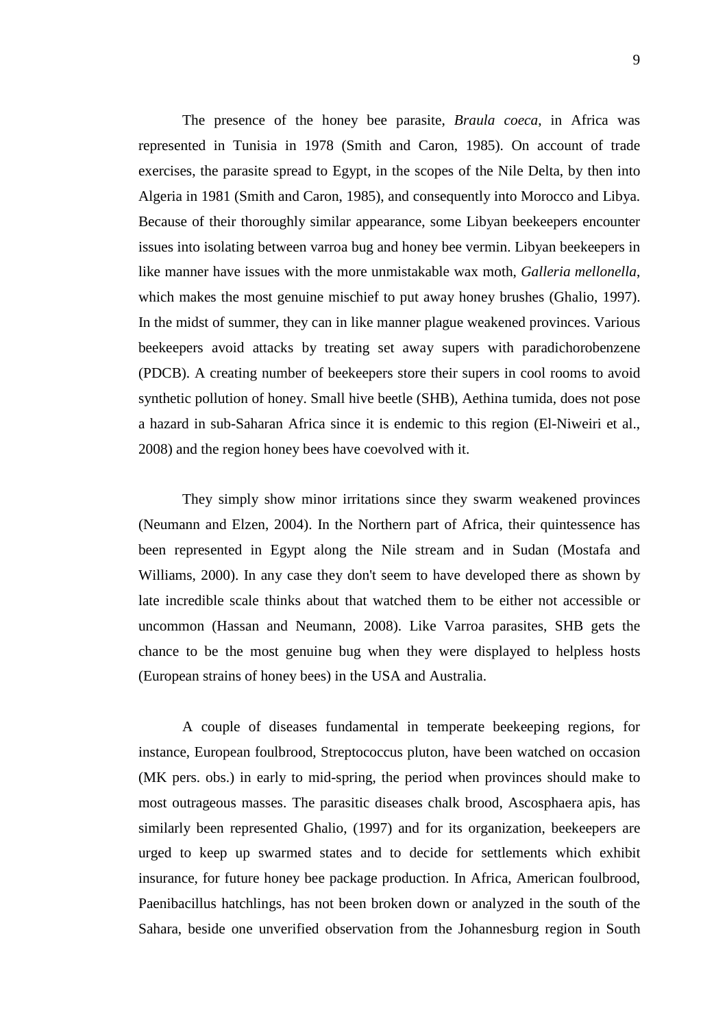The presence of the honey bee parasite, *Braula coeca*, in Africa was represented in Tunisia in 1978 (Smith and Caron, 1985). On account of trade exercises, the parasite spread to Egypt, in the scopes of the Nile Delta, by then into Algeria in 1981 (Smith and Caron, 1985), and consequently into Morocco and Libya. Because of their thoroughly similar appearance, some Libyan beekeepers encounter issues into isolating between varroa bug and honey bee vermin. Libyan beekeepers in like manner have issues with the more unmistakable wax moth, *Galleria mellonella*, which makes the most genuine mischief to put away honey brushes (Ghalio, 1997). In the midst of summer, they can in like manner plague weakened provinces. Various beekeepers avoid attacks by treating set away supers with paradichorobenzene (PDCB). A creating number of beekeepers store their supers in cool rooms to avoid synthetic pollution of honey. Small hive beetle (SHB), Aethina tumida, does not pose a hazard in sub-Saharan Africa since it is endemic to this region (El-Niweiri et al., 2008) and the region honey bees have coevolved with it.

They simply show minor irritations since they swarm weakened provinces (Neumann and Elzen, 2004). In the Northern part of Africa, their quintessence has been represented in Egypt along the Nile stream and in Sudan (Mostafa and Williams, 2000). In any case they don't seem to have developed there as shown by late incredible scale thinks about that watched them to be either not accessible or uncommon (Hassan and Neumann, 2008). Like Varroa parasites, SHB gets the chance to be the most genuine bug when they were displayed to helpless hosts (European strains of honey bees) in the USA and Australia.

A couple of diseases fundamental in temperate beekeeping regions, for instance, European foulbrood, Streptococcus pluton, have been watched on occasion (MK pers. obs.) in early to mid-spring, the period when provinces should make to most outrageous masses. The parasitic diseases chalk brood, Ascosphaera apis, has similarly been represented Ghalio, (1997) and for its organization, beekeepers are urged to keep up swarmed states and to decide for settlements which exhibit insurance, for future honey bee package production. In Africa, American foulbrood, Paenibacillus hatchlings, has not been broken down or analyzed in the south of the Sahara, beside one unverified observation from the Johannesburg region in South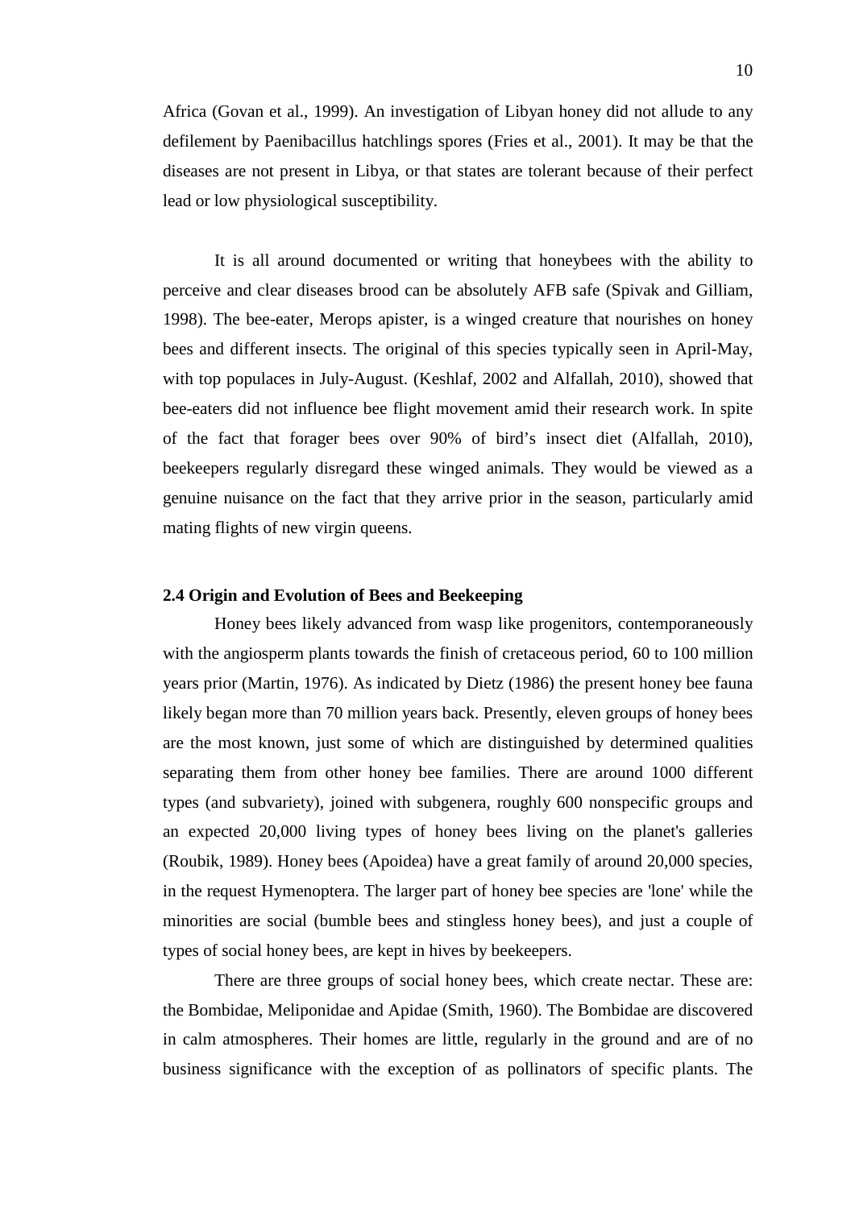Africa (Govan et al., 1999). An investigation of Libyan honey did not allude to any defilement by Paenibacillus hatchlings spores (Fries et al., 2001). It may be that the diseases are not present in Libya, or that states are tolerant because of their perfect lead or low physiological susceptibility.

It is all around documented or writing that honeybees with the ability to perceive and clear diseases brood can be absolutely AFB safe (Spivak and Gilliam, 1998). The bee-eater, Merops apister, is a winged creature that nourishes on honey bees and different insects. The original of this species typically seen in April-May, with top populaces in July-August. (Keshlaf, 2002 and Alfallah, 2010), showed that bee-eaters did not influence bee flight movement amid their research work. In spite of the fact that forager bees over 90% of bird's insect diet (Alfallah, 2010), beekeepers regularly disregard these winged animals. They would be viewed as a genuine nuisance on the fact that they arrive prior in the season, particularly amid mating flights of new virgin queens.

### 2.4 Origin and Evolution of Bees and Beekeeping

Honey bees likely advanced from wasp like progenitors, contemporaneously with the angiosperm plants towards the finish of cretaceous period, 60 to 100 million years prior (Martin, 1976). As indicated by Dietz (1986) the present honey bee fauna likely began more than 70 million years back. Presently, eleven groups of honey bees are the most known, just some of which are distinguished by determined qualities separating them from other honey bee families. There are around 1000 different types (and subvariety), joined with subgenera, roughly 600 nonspecific groups and an expected 20,000 living types of honey bees living on the planet's galleries (Roubik, 1989). Honey bees (Apoidea) have a great family of around 20,000 species, in the request Hymenoptera. The larger part of honey bee species are 'lone' while the minorities are social (bumble bees and stingless honey bees), and just a couple of types of social honey bees, are kept in hives by beekeepers.

There are three groups of social honey bees, which create nectar. These are: the Bombidae, Meliponidae and Apidae (Smith, 1960). The Bombidae are discovered in calm atmospheres. Their homes are little, regularly in the ground and are of no business significance with the exception of as pollinators of specific plants. The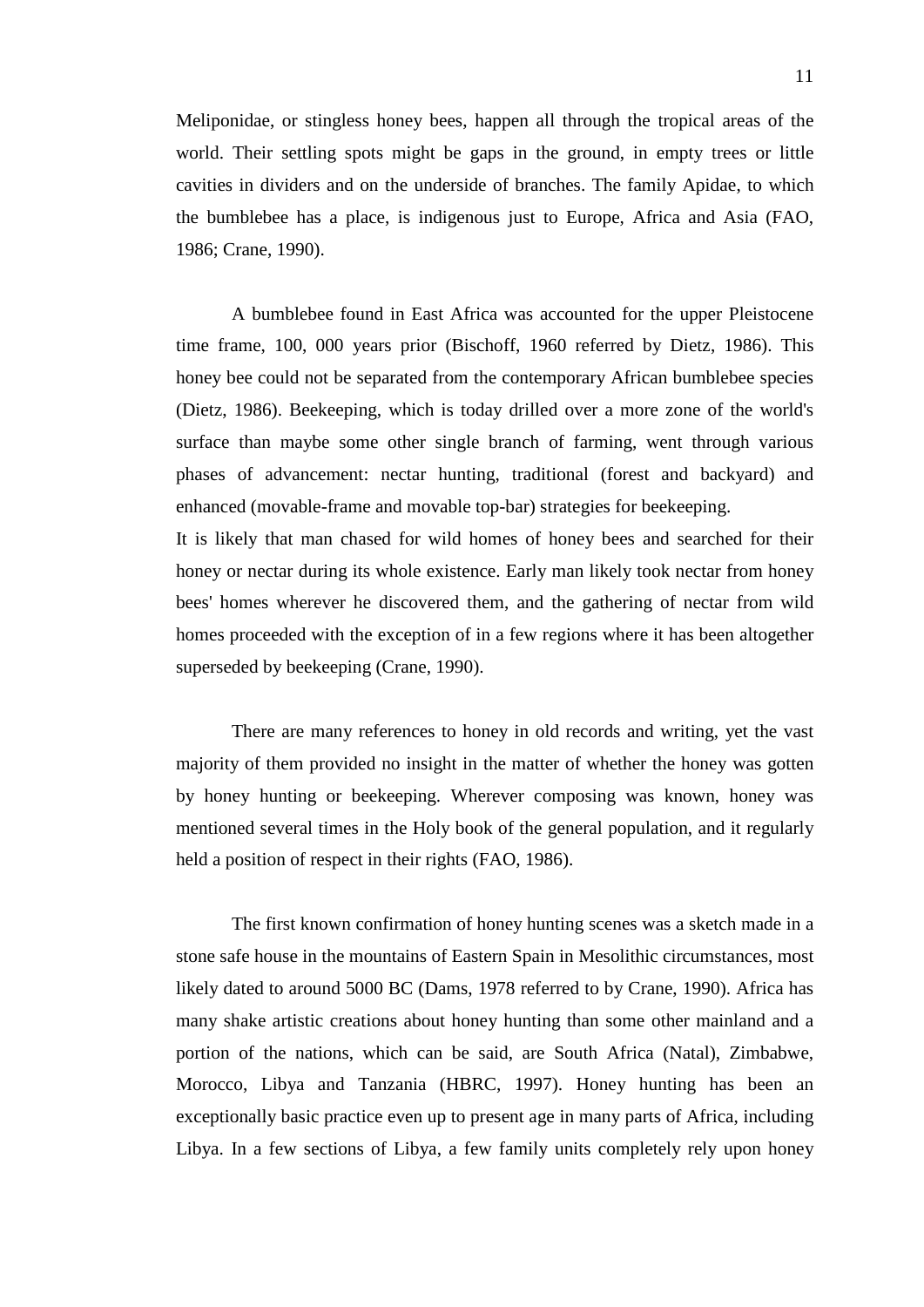Meliponidae, or stingless honey bees, happen all through the tropical areas of the world. Their settling spots might be gaps in the ground, in empty trees or little cavities in dividers and on the underside of branches. The family Apidae, to which the bumblebee has a place, is indigenous just to Europe, Africa and Asia (FAO, 1986; Crane, 1990).

A bumblebee found in East Africa was accounted for the upper Pleistocene time frame, 100, 000 years prior (Bischoff, 1960 referred by Dietz, 1986). This honey bee could not be separated from the contemporary African bumblebee species (Dietz, 1986). Beekeeping, which is today drilled over a more zone of the world's surface than maybe some other single branch of farming, went through various phases of advancement: nectar hunting, traditional (forest and backyard) and enhanced (movable-frame and movable top-bar) strategies for beekeeping.

It is likely that man chased for wild homes of honey bees and searched for their honey or nectar during its whole existence. Early man likely took nectar from honey bees' homes wherever he discovered them, and the gathering of nectar from wild homes proceeded with the exception of in a few regions where it has been altogether superseded by beekeeping (Crane, 1990).

There are many references to honey in old records and writing, yet the vast majority of them provided no insight in the matter of whether the honey was gotten by honey hunting or beekeeping. Wherever composing was known, honey was mentioned several times in the Holy book of the general population, and it regularly held a position of respect in their rights (FAO, 1986).

The first known confirmation of honey hunting scenes was a sketch made in a stone safe house in the mountains of Eastern Spain in Mesolithic circumstances, most likely dated to around 5000 BC (Dams, 1978 referred to by Crane, 1990). Africa has many shake artistic creations about honey hunting than some other mainland and a portion of the nations, which can be said, are South Africa (Natal), Zimbabwe, Morocco, Libya and Tanzania (HBRC, 1997). Honey hunting has been an exceptionally basic practice even up to present age in many parts of Africa, including Libya. In a few sections of Libya, a few family units completely rely upon honey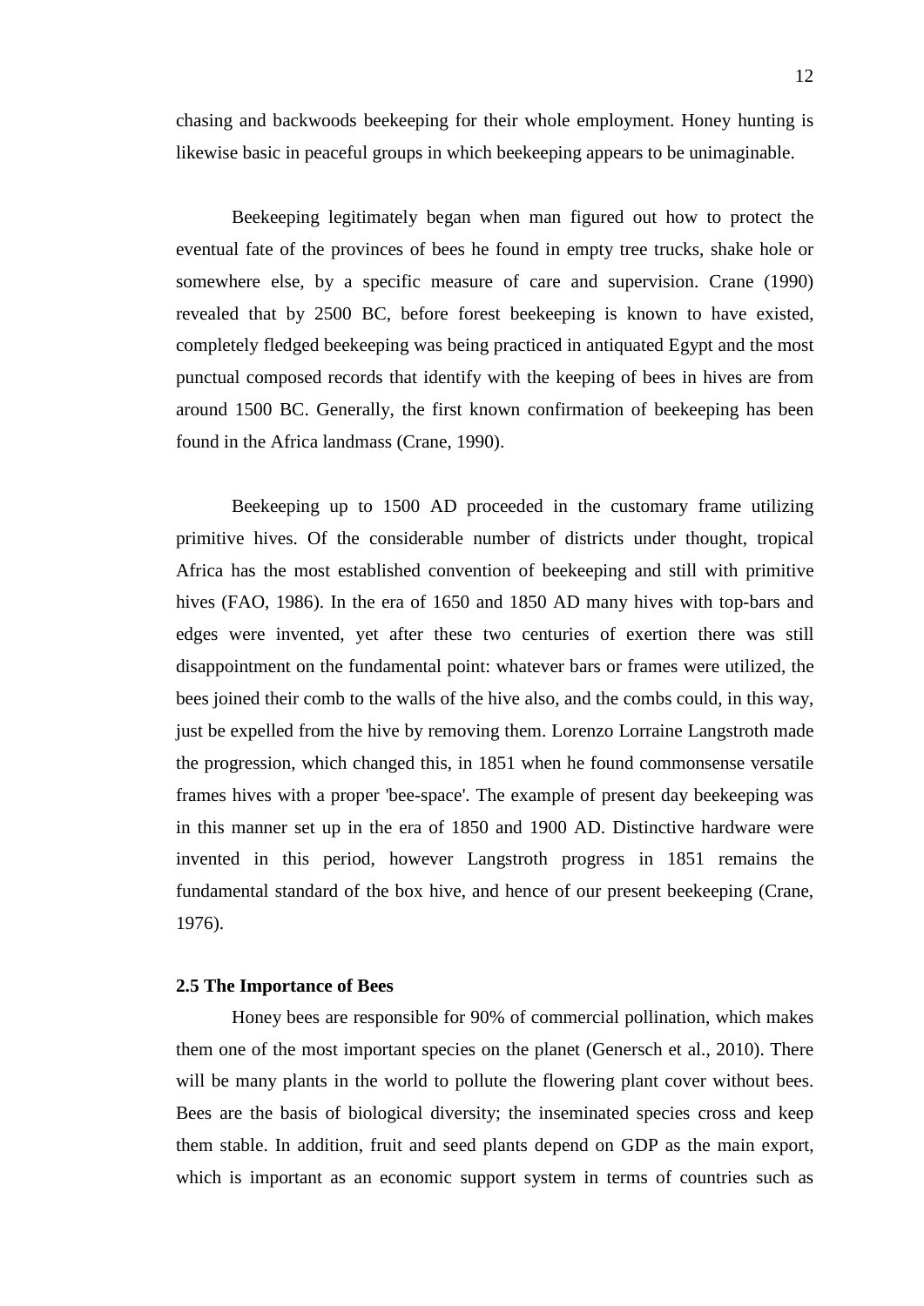chasing and backwoods beekeeping for their whole employment. Honey hunting is likewise basic in peaceful groups in which beekeeping appears to be unimaginable.

Beekeeping legitimately began when man figured out how to protect the eventual fate of the provinces of bees he found in empty tree trucks, shake hole or somewhere else, by a specific measure of care and supervision. Crane (1990) revealed that by 2500 BC, before forest beekeeping is known to have existed, completely fledged beekeeping was being practiced in antiquated Egypt and the most punctual composed records that identify with the keeping of bees in hives are from around 1500 BC. Generally, the first known confirmation of beekeeping has been found in the Africa landmass (Crane, 1990).

Beekeeping up to 1500 AD proceeded in the customary frame utilizing primitive hives. Of the considerable number of districts under thought, tropical Africa has the most established convention of beekeeping and still with primitive hives (FAO, 1986). In the era of 1650 and 1850 AD many hives with top-bars and edges were invented, yet after these two centuries of exertion there was still disappointment on the fundamental point: whatever bars or frames were utilized, the bees joined their comb to the walls of the hive also, and the combs could, in this way, just be expelled from the hive by removing them. Lorenzo Lorraine Langstroth made the progression, which changed this, in 1851 when he found commonsense versatile frames hives with a proper 'bee-space'. The example of present day beekeeping was in this manner set up in the era of 1850 and 1900 AD. Distinctive hardware were invented in this period, however Langstroth progress in 1851 remains the fundamental standard of the box hive, and hence of our present beekeeping (Crane, 1976).

### 2.5 The Importance of Bees

Honey bees are responsible for 90% of commercial pollination, which makes them one of the most important species on the planet (Genersch et al., 2010). There will be many plants in the world to pollute the flowering plant cover without bees. Bees are the basis of biological diversity; the inseminated species cross and keep them stable. In addition, fruit and seed plants depend on GDP as the main export, which is important as an economic support system in terms of countries such as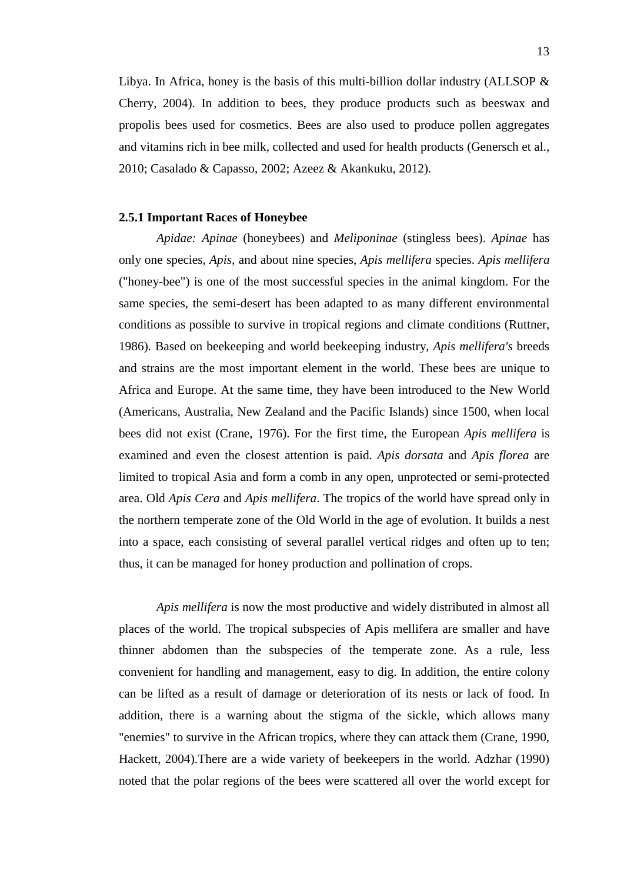Libya. In Africa, honey is the basis of this multi-billion dollar industry (ALLSOP & Cherry, 2004). In addition to bees, they produce products such as beeswax and propolis bees used for cosmetics. Bees are also used to produce pollen aggregates and vitamins rich in bee milk, collected and used for health products (Genersch et al., 2010; Casalado & Capasso, 2002; Azeez & Akankuku, 2012).

### 2.5.1 Important Races of Honeybee

*Apidae: Apinae* (honeybees) and *Meliponinae* (stingless bees). *Apinae* has only one species, *Apis,* and about nine species, *Apis mellifera* species. *Apis mellifera* ("honey-bee") is one of the most successful species in the animal kingdom. For the same species, the semi-desert has been adapted to as many different environmental conditions as possible to survive in tropical regions and climate conditions (Ruttner, 1986). Based on beekeeping and world beekeeping industry, *Apis mellifera's* breeds and strains are the most important element in the world. These bees are unique to Africa and Europe. At the same time, they have been introduced to the New World (Americans, Australia, New Zealand and the Pacific Islands) since 1500, when local bees did not exist (Crane, 1976). For the first time, the European *Apis mellifera* is examined and even the closest attention is paid. *Apis dorsata* and *Apis florea* are limited to tropical Asia and form a comb in any open, unprotected or semi-protected area. Old *Apis Cera* and *Apis mellifera*. The tropics of the world have spread only in the northern temperate zone of the Old World in the age of evolution. It builds a nest into a space, each consisting of several parallel vertical ridges and often up to ten; thus, it can be managed for honey production and pollination of crops.

*Apis mellifera* is now the most productive and widely distributed in almost all places of the world. The tropical subspecies of Apis mellifera are smaller and have thinner abdomen than the subspecies of the temperate zone. As a rule, less convenient for handling and management, easy to dig. In addition, the entire colony can be lifted as a result of damage or deterioration of its nests or lack of food. In addition, there is a warning about the stigma of the sickle, which allows many "enemies" to survive in the African tropics, where they can attack them (Crane, 1990, Hackett, 2004).There are a wide variety of beekeepers in the world. Adzhar (1990) noted that the polar regions of the bees were scattered all over the world except for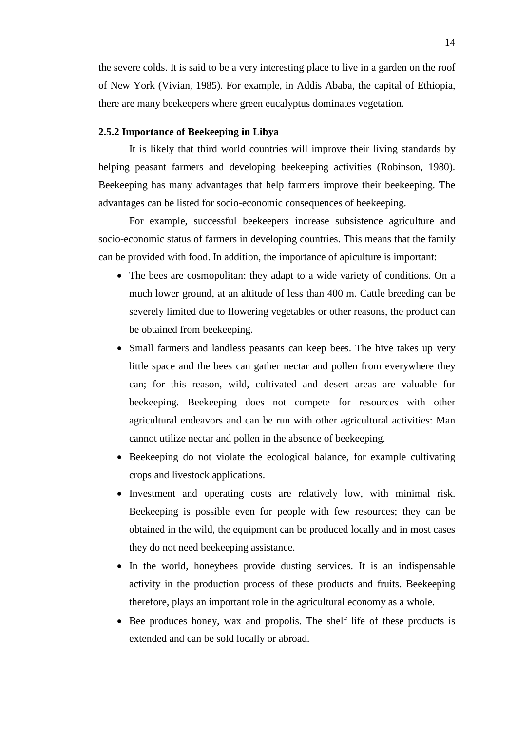the severe colds. It is said to be a very interesting place to live in a garden on the roof of New York (Vivian, 1985). For example, in Addis Ababa, the capital of Ethiopia, there are many beekeepers where green eucalyptus dominates vegetation.

### 2.5.2 Importance of Beekeeping in Libya

It is likely that third world countries will improve their living standards by helping peasant farmers and developing beekeeping activities (Robinson, 1980). Beekeeping has many advantages that help farmers improve their beekeeping. The advantages can be listed for socio-economic consequences of beekeeping.

For example, successful beekeepers increase subsistence agriculture and socio-economic status of farmers in developing countries. This means that the family can be provided with food. In addition, the importance of apiculture is important:

- The bees are cosmopolitan: they adapt to a wide variety of conditions. On a much lower ground, at an altitude of less than 400 m. Cattle breeding can be severely limited due to flowering vegetables or other reasons, the product can be obtained from beekeeping.
- Small farmers and landless peasants can keep bees. The hive takes up very little space and the bees can gather nectar and pollen from everywhere they can; for this reason, wild, cultivated and desert areas are valuable for beekeeping. Beekeeping does not compete for resources with other agricultural endeavors and can be run with other agricultural activities: Man cannot utilize nectar and pollen in the absence of beekeeping.
- Beekeeping do not violate the ecological balance, for example cultivating crops and livestock applications.
- Investment and operating costs are relatively low, with minimal risk. Beekeeping is possible even for people with few resources; they can be obtained in the wild, the equipment can be produced locally and in most cases they do not need beekeeping assistance.
- In the world, honeybees provide dusting services. It is an indispensable activity in the production process of these products and fruits. Beekeeping therefore, plays an important role in the agricultural economy as a whole.
- Bee produces honey, wax and propolis. The shelf life of these products is extended and can be sold locally or abroad.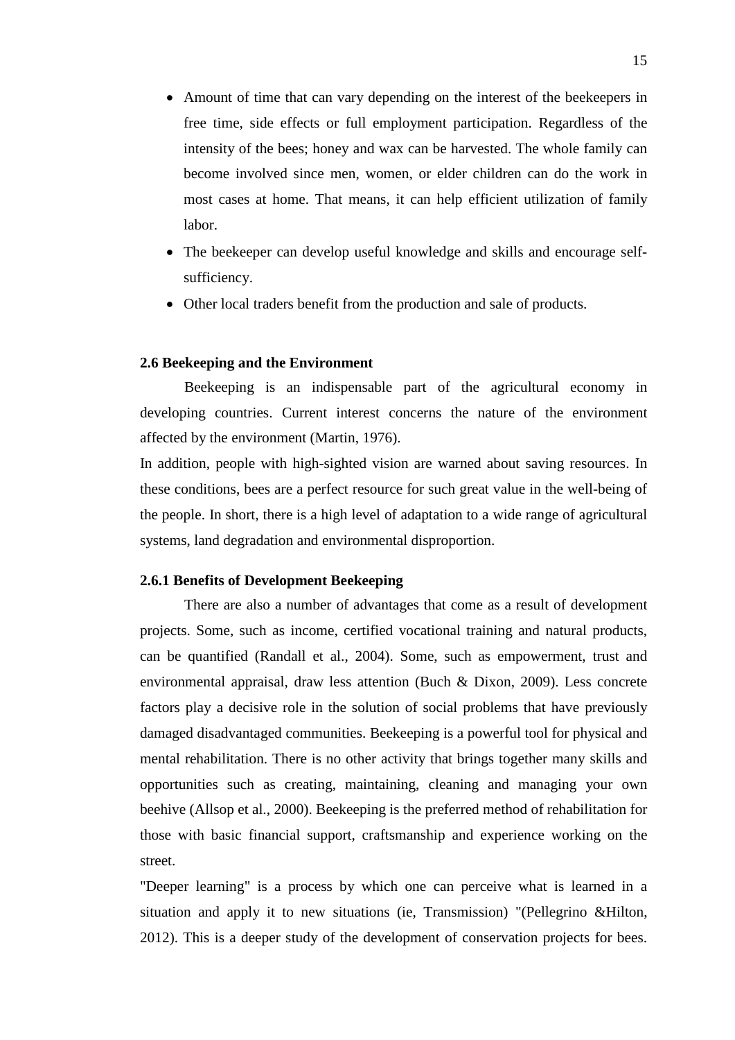- Amount of time that can vary depending on the interest of the beekeepers in free time, side effects or full employment participation. Regardless of the intensity of the bees; honey and wax can be harvested. The whole family can become involved since men, women, or elder children can do the work in most cases at home. That means, it can help efficient utilization of family labor.
- The beekeeper can develop useful knowledge and skills and encourage self-sufficiency.
- Other local traders benefit from the production and sale of products.

### 2.6 Beekeeping and the Environment

Beekeeping is an indispensable part of the agricultural economy in developing countries. Current interest concerns the nature of the environment affected by the environment (Martin, 1976).

In addition, people with high-sighted vision are warned about saving resources. In these conditions, bees are a perfect resource for such great value in the well-being of the people. In short, there is a high level of adaptation to a wide range of agricultural systems, land degradation and environmental disproportion.

#### 2.6.1 Benefits of Development Beekeeping

There are also a number of advantages that come as a result of development projects. Some, such as income, certified vocational training and natural products, can be quantified (Randall et al., 2004). Some, such as empowerment, trust and environmental appraisal, draw less attention (Buch & Dixon, 2009). Less concrete factors play a decisive role in the solution of social problems that have previously damaged disadvantaged communities. Beekeeping is a powerful tool for physical and mental rehabilitation. There is no other activity that brings together many skills and opportunities such as creating, maintaining, cleaning and managing your own beehive (Allsop et al., 2000). Beekeeping is the preferred method of rehabilitation for those with basic financial support, craftsmanship and experience working on the street.

"Deeper learning" is a process by which one can perceive what is learned in a situation and apply it to new situations (ie, Transmission) "(Pellegrino &Hilton, 2012). This is a deeper study of the development of conservation projects for bees.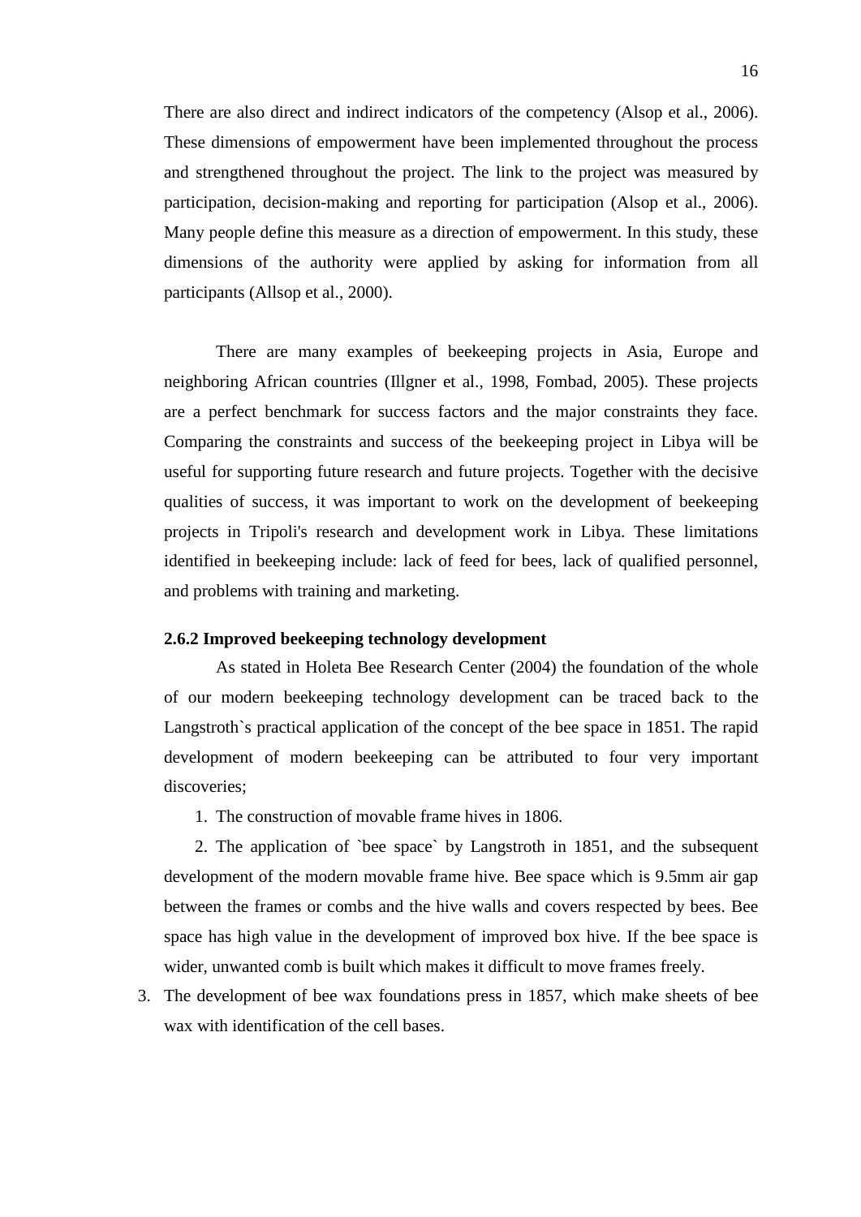There are also direct and indirect indicators of the competency (Alsop et al., 2006). These dimensions of empowerment have been implemented throughout the process and strengthened throughout the project. The link to the project was measured by participation, decision-making and reporting for participation (Alsop et al., 2006). Many people define this measure as a direction of empowerment. In this study, these dimensions of the authority were applied by asking for information from all participants (Allsop et al., 2000).

There are many examples of beekeeping projects in Asia, Europe and neighboring African countries (Illgner et al., 1998, Fombad, 2005). These projects are a perfect benchmark for success factors and the major constraints they face. Comparing the constraints and success of the beekeeping project in Libya will be useful for supporting future research and future projects. Together with the decisive qualities of success, it was important to work on the development of beekeeping projects in Tripoli's research and development work in Libya. These limitations identified in beekeeping include: lack of feed for bees, lack of qualified personnel, and problems with training and marketing.

### 2.6.2 Improved beekeeping technology development

As stated in Holeta Bee Research Center (2004) the foundation of the whole of our modern beekeeping technology development can be traced back to the Langstroth`s practical application of the concept of the bee space in 1851. The rapid development of modern beekeeping can be attributed to four very important discoveries;

1. The construction of movable frame hives in 1806.
2. The application of `bee space` by Langstroth in 1851, and the subsequent development of the modern movable frame hive. Bee space which is 9.5mm air gap between the frames or combs and the hive walls and covers respected by bees. Bee space has high value in the development of improved box hive. If the bee space is wider, unwanted comb is built which makes it difficult to move frames freely.
3. The development of bee wax foundations press in 1857, which make sheets of bee wax with identification of the cell bases.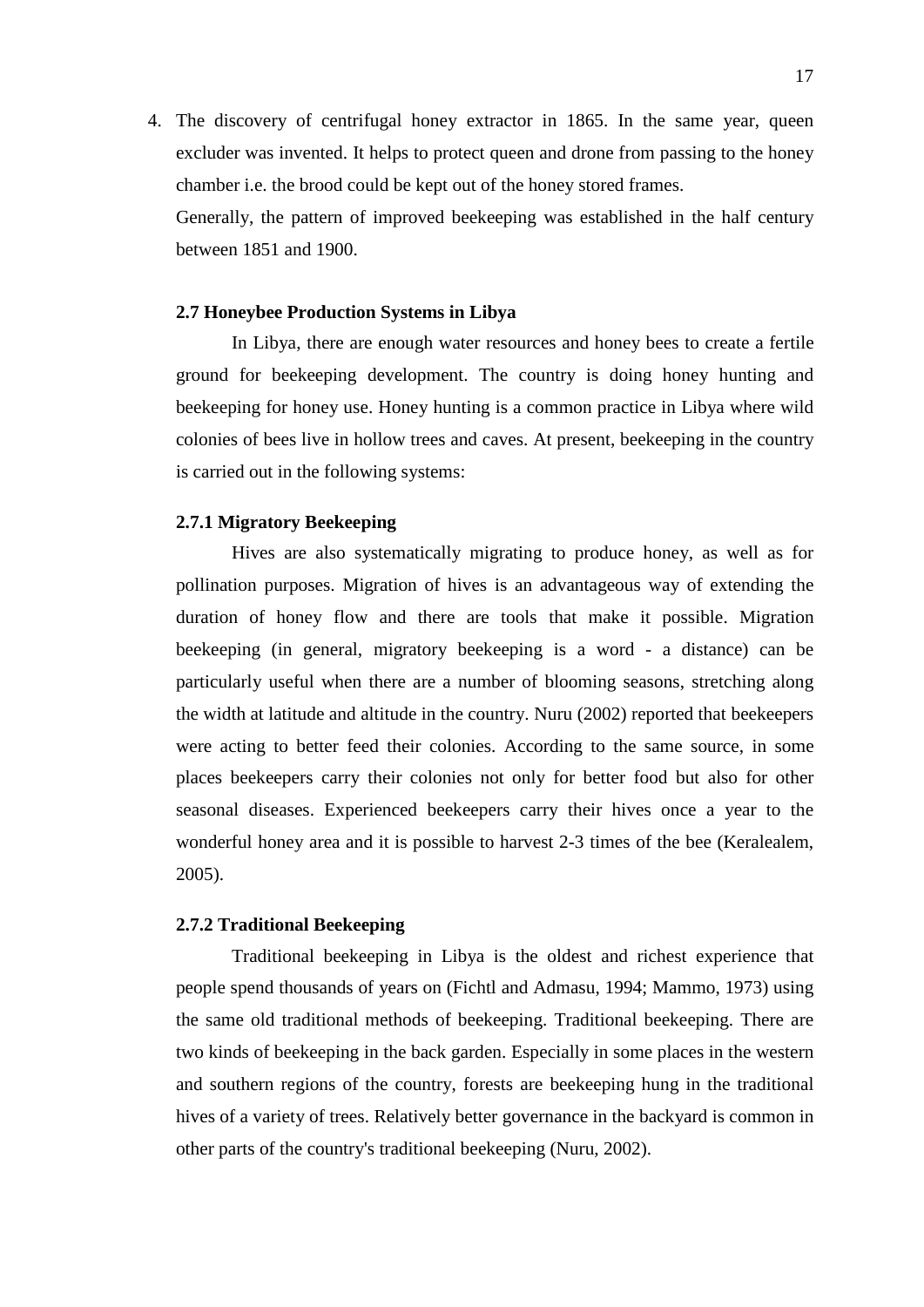4. The discovery of centrifugal honey extractor in 1865. In the same year, queen excluder was invented. It helps to protect queen and drone from passing to the honey chamber i.e. the brood could be kept out of the honey stored frames.

   Generally, the pattern of improved beekeeping was established in the half century between 1851 and 1900.

### 2.7 Honeybee Production Systems in Libya

In Libya, there are enough water resources and honey bees to create a fertile ground for beekeeping development. The country is doing honey hunting and beekeeping for honey use. Honey hunting is a common practice in Libya where wild colonies of bees live in hollow trees and caves. At present, beekeeping in the country is carried out in the following systems:

#### 2.7.1 Migratory Beekeeping

Hives are also systematically migrating to produce honey, as well as for pollination purposes. Migration of hives is an advantageous way of extending the duration of honey flow and there are tools that make it possible. Migration beekeeping (in general, migratory beekeeping is a word - a distance) can be particularly useful when there are a number of blooming seasons, stretching along the width at latitude and altitude in the country. Nuru (2002) reported that beekeepers were acting to better feed their colonies. According to the same source, in some places beekeepers carry their colonies not only for better food but also for other seasonal diseases. Experienced beekeepers carry their hives once a year to the wonderful honey area and it is possible to harvest 2-3 times of the bee (Keralealem, 2005).

#### 2.7.2 Traditional Beekeeping

Traditional beekeeping in Libya is the oldest and richest experience that people spend thousands of years on (Fichtl and Admasu, 1994; Mammo, 1973) using the same old traditional methods of beekeeping. Traditional beekeeping. There are two kinds of beekeeping in the back garden. Especially in some places in the western and southern regions of the country, forests are beekeeping hung in the traditional hives of a variety of trees. Relatively better governance in the backyard is common in other parts of the country's traditional beekeeping (Nuru, 2002).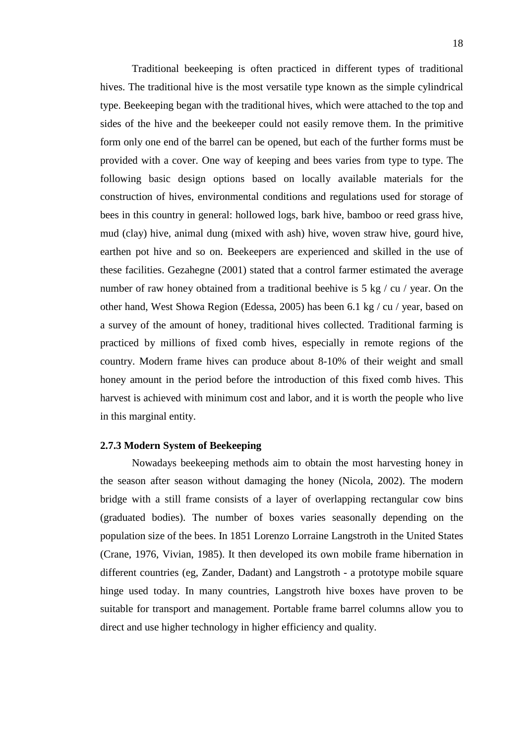Traditional beekeeping is often practiced in different types of traditional hives. The traditional hive is the most versatile type known as the simple cylindrical type. Beekeeping began with the traditional hives, which were attached to the top and sides of the hive and the beekeeper could not easily remove them. In the primitive form only one end of the barrel can be opened, but each of the further forms must be provided with a cover. One way of keeping and bees varies from type to type. The following basic design options based on locally available materials for the construction of hives, environmental conditions and regulations used for storage of bees in this country in general: hollowed logs, bark hive, bamboo or reed grass hive, mud (clay) hive, animal dung (mixed with ash) hive, woven straw hive, gourd hive, earthen pot hive and so on. Beekeepers are experienced and skilled in the use of these facilities. Gezahegne (2001) stated that a control farmer estimated the average number of raw honey obtained from a traditional beehive is 5 kg / cu / year. On the other hand, West Showa Region (Edessa, 2005) has been 6.1 kg / cu / year, based on a survey of the amount of honey, traditional hives collected. Traditional farming is practiced by millions of fixed comb hives, especially in remote regions of the country. Modern frame hives can produce about 8-10% of their weight and small honey amount in the period before the introduction of this fixed comb hives. This harvest is achieved with minimum cost and labor, and it is worth the people who live in this marginal entity.

### 2.7.3 Modern System of Beekeeping

Nowadays beekeeping methods aim to obtain the most harvesting honey in the season after season without damaging the honey (Nicola, 2002). The modern bridge with a still frame consists of a layer of overlapping rectangular cow bins (graduated bodies). The number of boxes varies seasonally depending on the population size of the bees. In 1851 Lorenzo Lorraine Langstroth in the United States (Crane, 1976, Vivian, 1985). It then developed its own mobile frame hibernation in different countries (eg, Zander, Dadant) and Langstroth - a prototype mobile square hinge used today. In many countries, Langstroth hive boxes have proven to be suitable for transport and management. Portable frame barrel columns allow you to direct and use higher technology in higher efficiency and quality.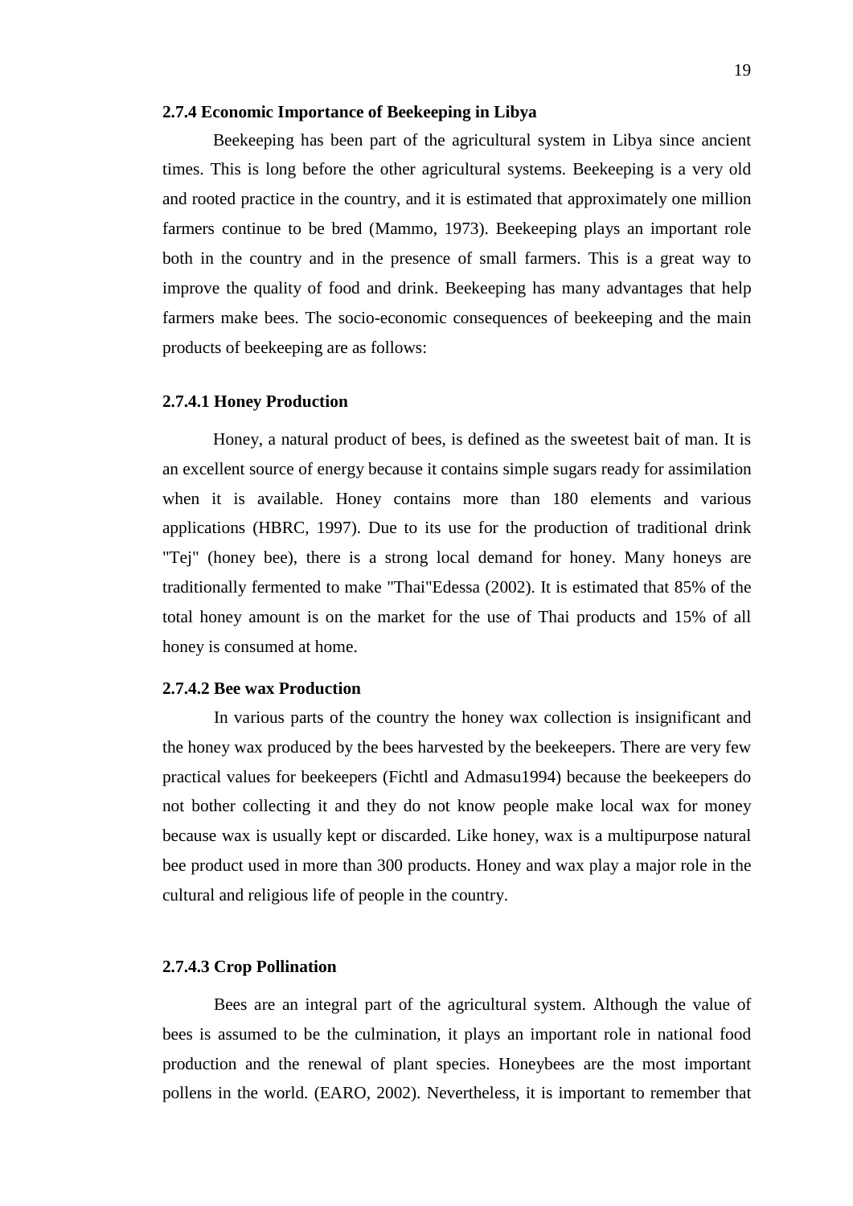### 2.7.4 Economic Importance of Beekeeping in Libya

Beekeeping has been part of the agricultural system in Libya since ancient times. This is long before the other agricultural systems. Beekeeping is a very old and rooted practice in the country, and it is estimated that approximately one million farmers continue to be bred (Mammo, 1973). Beekeeping plays an important role both in the country and in the presence of small farmers. This is a great way to improve the quality of food and drink. Beekeeping has many advantages that help farmers make bees. The socio-economic consequences of beekeeping and the main products of beekeeping are as follows:

#### 2.7.4.1 Honey Production

Honey, a natural product of bees, is defined as the sweetest bait of man. It is an excellent source of energy because it contains simple sugars ready for assimilation when it is available. Honey contains more than 180 elements and various applications (HBRC, 1997). Due to its use for the production of traditional drink "Tej" (honey bee), there is a strong local demand for honey. Many honeys are traditionally fermented to make "Thai"Edessa (2002). It is estimated that 85% of the total honey amount is on the market for the use of Thai products and 15% of all honey is consumed at home.

#### 2.7.4.2 Bee wax Production

In various parts of the country the honey wax collection is insignificant and the honey wax produced by the bees harvested by the beekeepers. There are very few practical values for beekeepers (Fichtl and Admasu1994) because the beekeepers do not bother collecting it and they do not know people make local wax for money because wax is usually kept or discarded. Like honey, wax is a multipurpose natural bee product used in more than 300 products. Honey and wax play a major role in the cultural and religious life of people in the country.

#### 2.7.4.3 Crop Pollination

Bees are an integral part of the agricultural system. Although the value of bees is assumed to be the culmination, it plays an important role in national food production and the renewal of plant species. Honeybees are the most important pollens in the world. (EARO, 2002). Nevertheless, it is important to remember that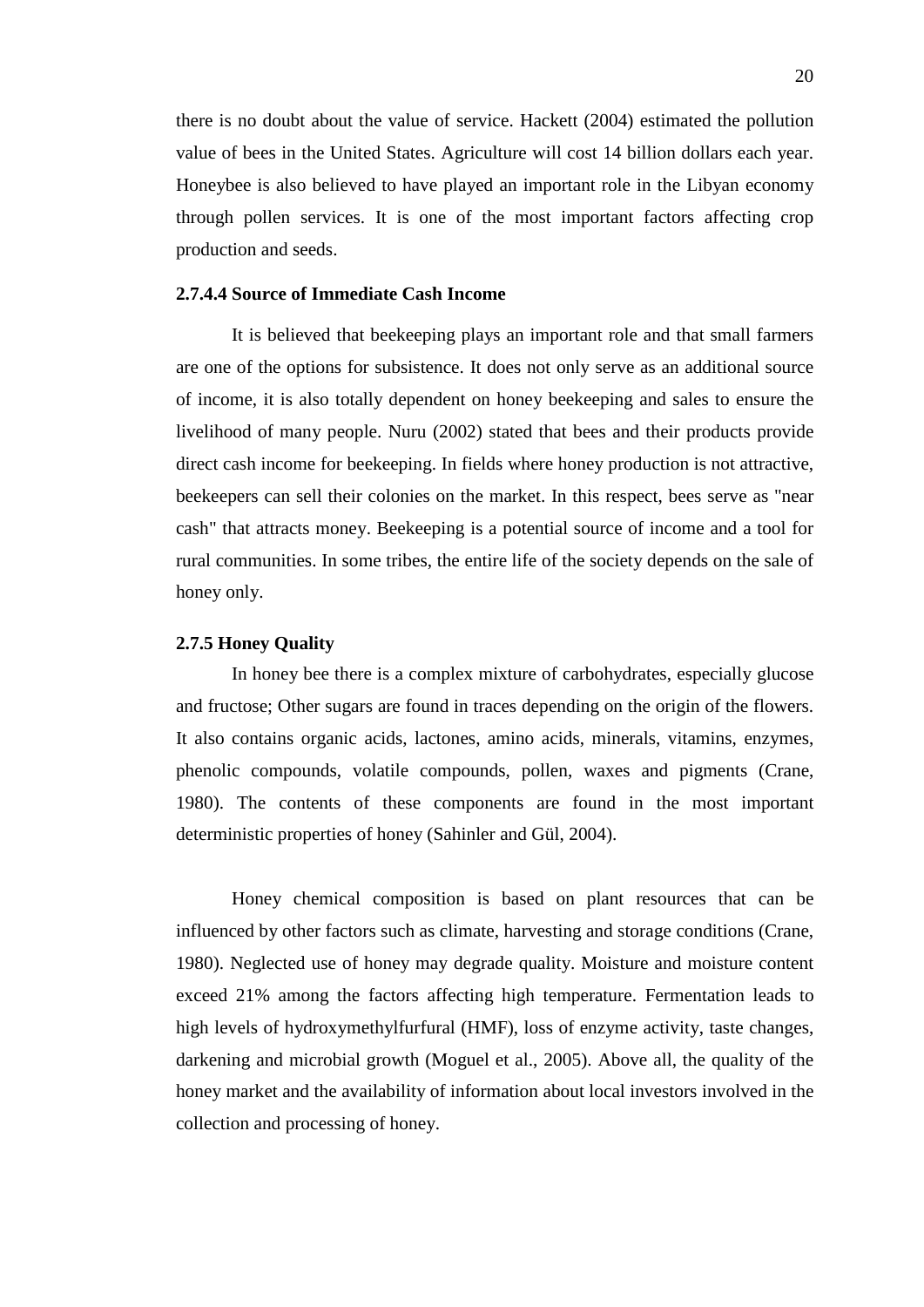there is no doubt about the value of service. Hackett (2004) estimated the pollution value of bees in the United States. Agriculture will cost 14 billion dollars each year. Honeybee is also believed to have played an important role in the Libyan economy through pollen services. It is one of the most important factors affecting crop production and seeds.

#### 2.7.4.4 Source of Immediate Cash Income

It is believed that beekeeping plays an important role and that small farmers are one of the options for subsistence. It does not only serve as an additional source of income, it is also totally dependent on honey beekeeping and sales to ensure the livelihood of many people. Nuru (2002) stated that bees and their products provide direct cash income for beekeeping. In fields where honey production is not attractive, beekeepers can sell their colonies on the market. In this respect, bees serve as "near cash" that attracts money. Beekeeping is a potential source of income and a tool for rural communities. In some tribes, the entire life of the society depends on the sale of honey only.

### 2.7.5 Honey Quality

In honey bee there is a complex mixture of carbohydrates, especially glucose and fructose; Other sugars are found in traces depending on the origin of the flowers. It also contains organic acids, lactones, amino acids, minerals, vitamins, enzymes, phenolic compounds, volatile compounds, pollen, waxes and pigments (Crane, 1980). The contents of these components are found in the most important deterministic properties of honey (Sahinler and Gül, 2004).

Honey chemical composition is based on plant resources that can be influenced by other factors such as climate, harvesting and storage conditions (Crane, 1980). Neglected use of honey may degrade quality. Moisture and moisture content exceed 21% among the factors affecting high temperature. Fermentation leads to high levels of hydroxymethylfurfural (HMF), loss of enzyme activity, taste changes, darkening and microbial growth (Moguel et al., 2005). Above all, the quality of the honey market and the availability of information about local investors involved in the collection and processing of honey.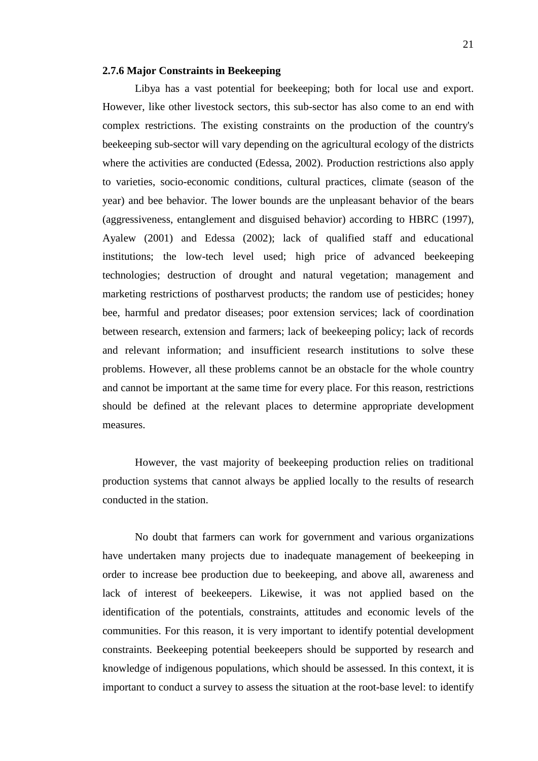### 2.7.6 Major Constraints in Beekeeping

Libya has a vast potential for beekeeping; both for local use and export. However, like other livestock sectors, this sub-sector has also come to an end with complex restrictions. The existing constraints on the production of the country's beekeeping sub-sector will vary depending on the agricultural ecology of the districts where the activities are conducted (Edessa, 2002). Production restrictions also apply to varieties, socio-economic conditions, cultural practices, climate (season of the year) and bee behavior. The lower bounds are the unpleasant behavior of the bears (aggressiveness, entanglement and disguised behavior) according to HBRC (1997), Ayalew (2001) and Edessa (2002); lack of qualified staff and educational institutions; the low-tech level used; high price of advanced beekeeping technologies; destruction of drought and natural vegetation; management and marketing restrictions of postharvest products; the random use of pesticides; honey bee, harmful and predator diseases; poor extension services; lack of coordination between research, extension and farmers; lack of beekeeping policy; lack of records and relevant information; and insufficient research institutions to solve these problems. However, all these problems cannot be an obstacle for the whole country and cannot be important at the same time for every place. For this reason, restrictions should be defined at the relevant places to determine appropriate development measures.

However, the vast majority of beekeeping production relies on traditional production systems that cannot always be applied locally to the results of research conducted in the station.

No doubt that farmers can work for government and various organizations have undertaken many projects due to inadequate management of beekeeping in order to increase bee production due to beekeeping, and above all, awareness and lack of interest of beekeepers. Likewise, it was not applied based on the identification of the potentials, constraints, attitudes and economic levels of the communities. For this reason, it is very important to identify potential development constraints. Beekeeping potential beekeepers should be supported by research and knowledge of indigenous populations, which should be assessed. In this context, it is important to conduct a survey to assess the situation at the root-base level: to identify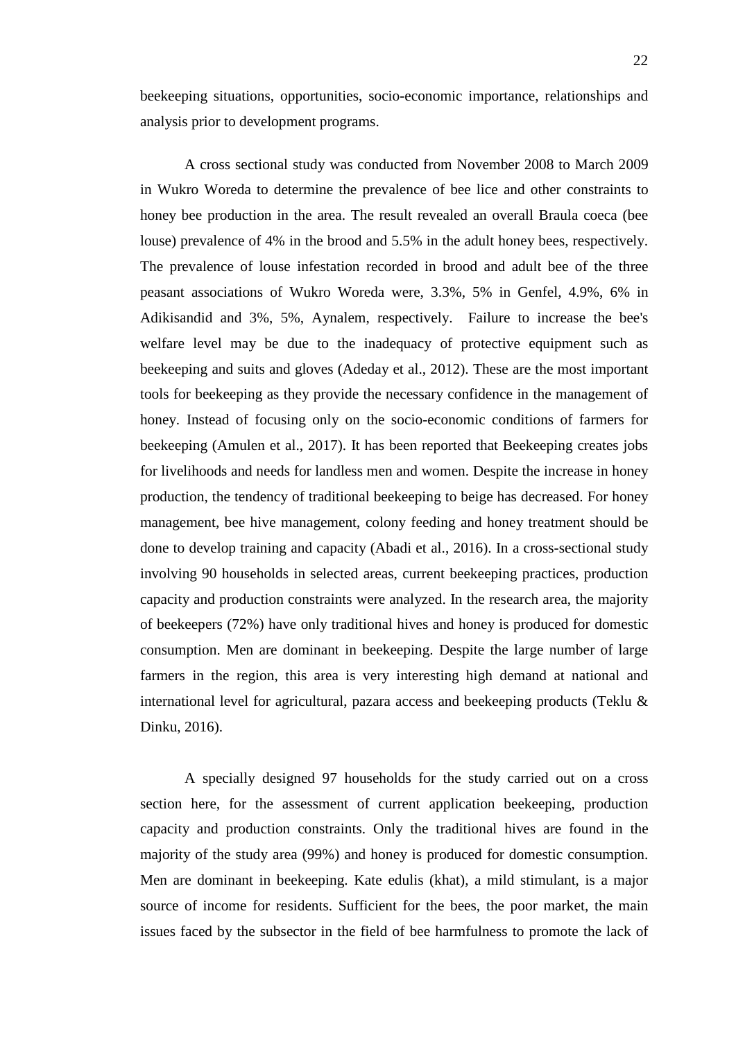beekeeping situations, opportunities, socio-economic importance, relationships and analysis prior to development programs.

A cross sectional study was conducted from November 2008 to March 2009 in Wukro Woreda to determine the prevalence of bee lice and other constraints to honey bee production in the area. The result revealed an overall Braula coeca (bee louse) prevalence of 4% in the brood and 5.5% in the adult honey bees, respectively. The prevalence of louse infestation recorded in brood and adult bee of the three peasant associations of Wukro Woreda were, 3.3%, 5% in Genfel, 4.9%, 6% in Adikisandid and 3%, 5%, Aynalem, respectively. Failure to increase the bee's welfare level may be due to the inadequacy of protective equipment such as beekeeping and suits and gloves (Adeday et al., 2012). These are the most important tools for beekeeping as they provide the necessary confidence in the management of honey. Instead of focusing only on the socio-economic conditions of farmers for beekeeping (Amulen et al., 2017). It has been reported that Beekeeping creates jobs for livelihoods and needs for landless men and women. Despite the increase in honey production, the tendency of traditional beekeeping to beige has decreased. For honey management, bee hive management, colony feeding and honey treatment should be done to develop training and capacity (Abadi et al., 2016). In a cross-sectional study involving 90 households in selected areas, current beekeeping practices, production capacity and production constraints were analyzed. In the research area, the majority of beekeepers (72%) have only traditional hives and honey is produced for domestic consumption. Men are dominant in beekeeping. Despite the large number of large farmers in the region, this area is very interesting high demand at national and international level for agricultural, pazara access and beekeeping products (Teklu & Dinku, 2016).

A specially designed 97 households for the study carried out on a cross section here, for the assessment of current application beekeeping, production capacity and production constraints. Only the traditional hives are found in the majority of the study area (99%) and honey is produced for domestic consumption. Men are dominant in beekeeping. Kate edulis (khat), a mild stimulant, is a major source of income for residents. Sufficient for the bees, the poor market, the main issues faced by the subsector in the field of bee harmfulness to promote the lack of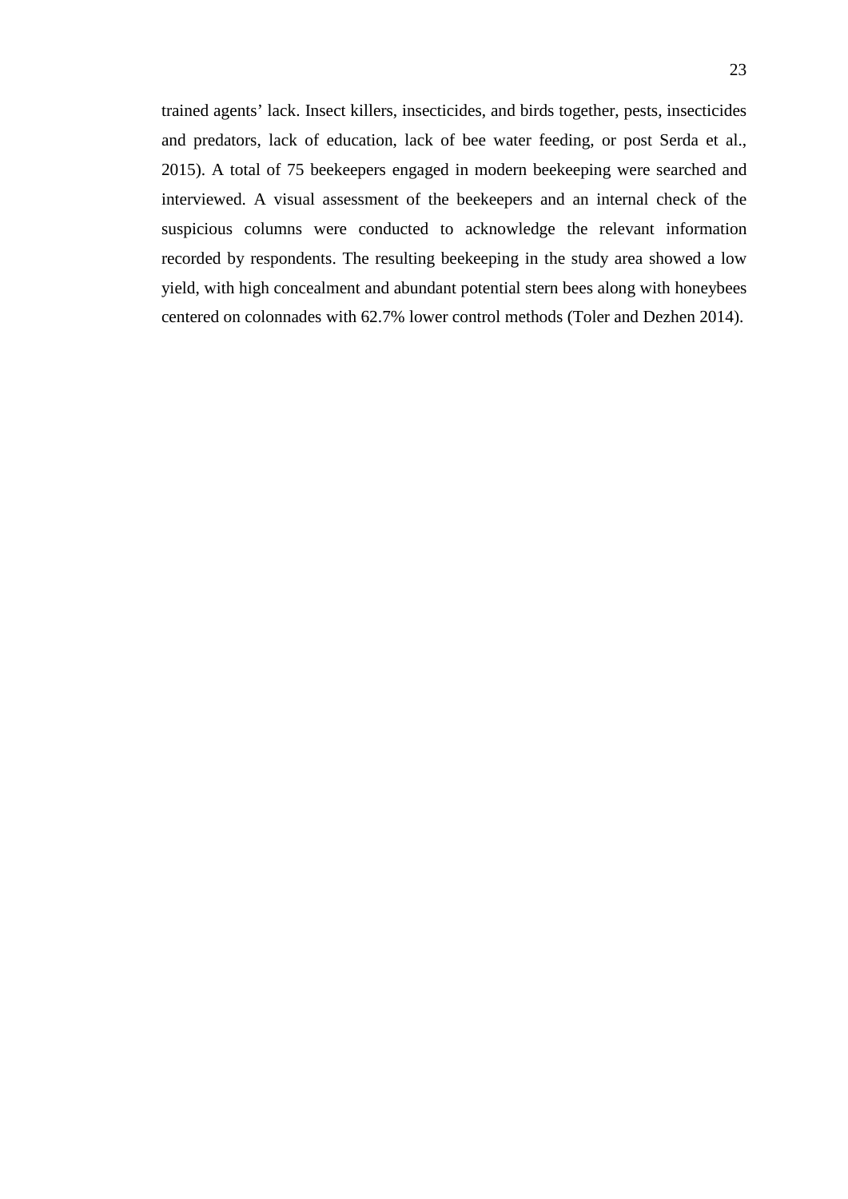trained agents' lack. Insect killers, insecticides, and birds together, pests, insecticides and predators, lack of education, lack of bee water feeding, or post Serda et al., 2015). A total of 75 beekeepers engaged in modern beekeeping were searched and interviewed. A visual assessment of the beekeepers and an internal check of the suspicious columns were conducted to acknowledge the relevant information recorded by respondents. The resulting beekeeping in the study area showed a low yield, with high concealment and abundant potential stern bees along with honeybees centered on colonnades with 62.7% lower control methods (Toler and Dezhen 2014).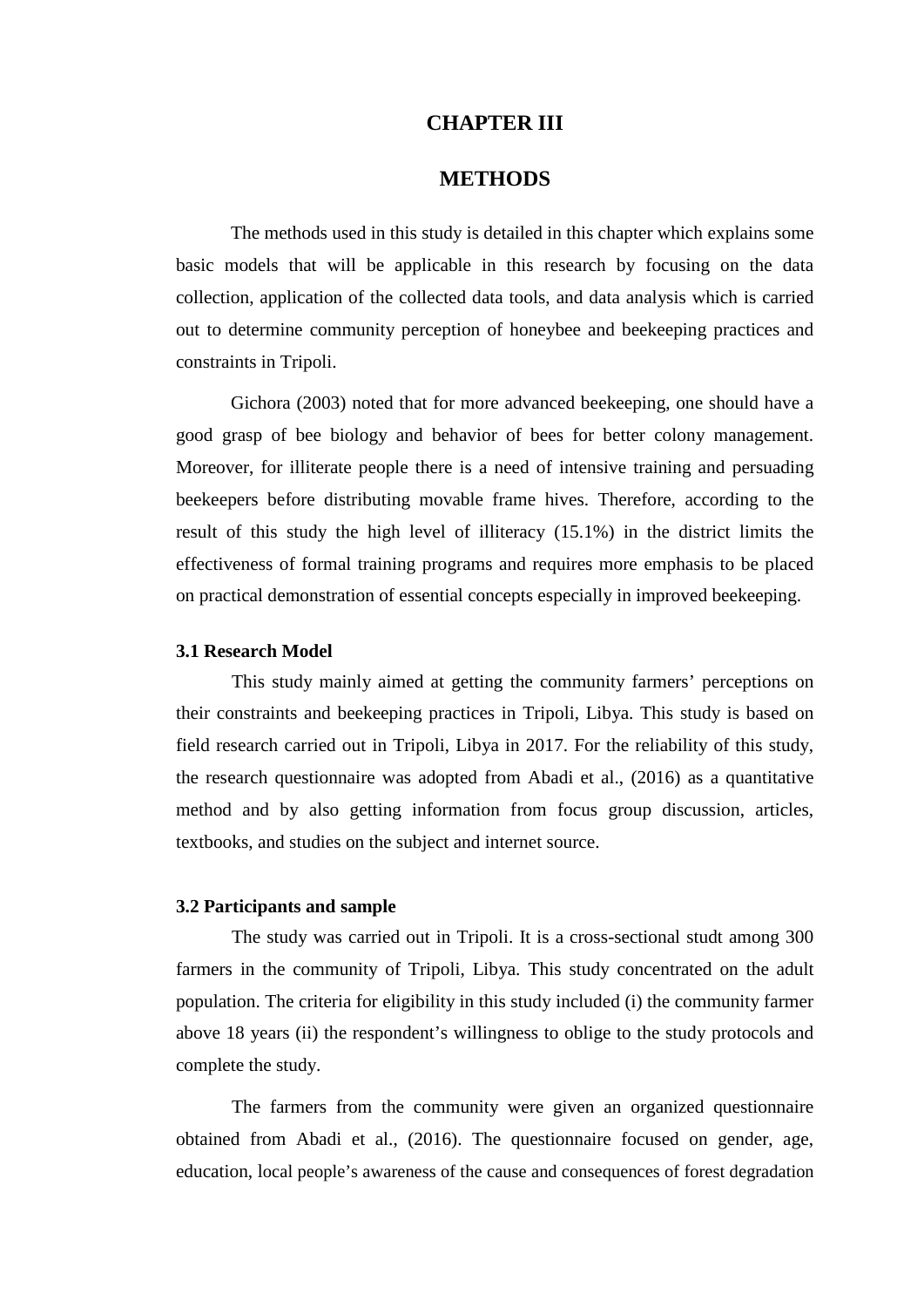# CHAPTER III

# METHODS

The methods used in this study is detailed in this chapter which explains some basic models that will be applicable in this research by focusing on the data collection, application of the collected data tools, and data analysis which is carried out to determine community perception of honeybee and beekeeping practices and constraints in Tripoli.

Gichora (2003) noted that for more advanced beekeeping, one should have a good grasp of bee biology and behavior of bees for better colony management. Moreover, for illiterate people there is a need of intensive training and persuading beekeepers before distributing movable frame hives. Therefore, according to the result of this study the high level of illiteracy (15.1%) in the district limits the effectiveness of formal training programs and requires more emphasis to be placed on practical demonstration of essential concepts especially in improved beekeeping.

### 3.1 Research Model

This study mainly aimed at getting the community farmers' perceptions on their constraints and beekeeping practices in Tripoli, Libya. This study is based on field research carried out in Tripoli, Libya in 2017. For the reliability of this study, the research questionnaire was adopted from Abadi et al., (2016) as a quantitative method and by also getting information from focus group discussion, articles, textbooks, and studies on the subject and internet source.

### 3.2 Participants and sample

The study was carried out in Tripoli. It is a cross-sectional studt among 300 farmers in the community of Tripoli, Libya. This study concentrated on the adult population. The criteria for eligibility in this study included (i) the community farmer above 18 years (ii) the respondent's willingness to oblige to the study protocols and complete the study.

The farmers from the community were given an organized questionnaire obtained from Abadi et al., (2016). The questionnaire focused on gender, age, education, local people's awareness of the cause and consequences of forest degradation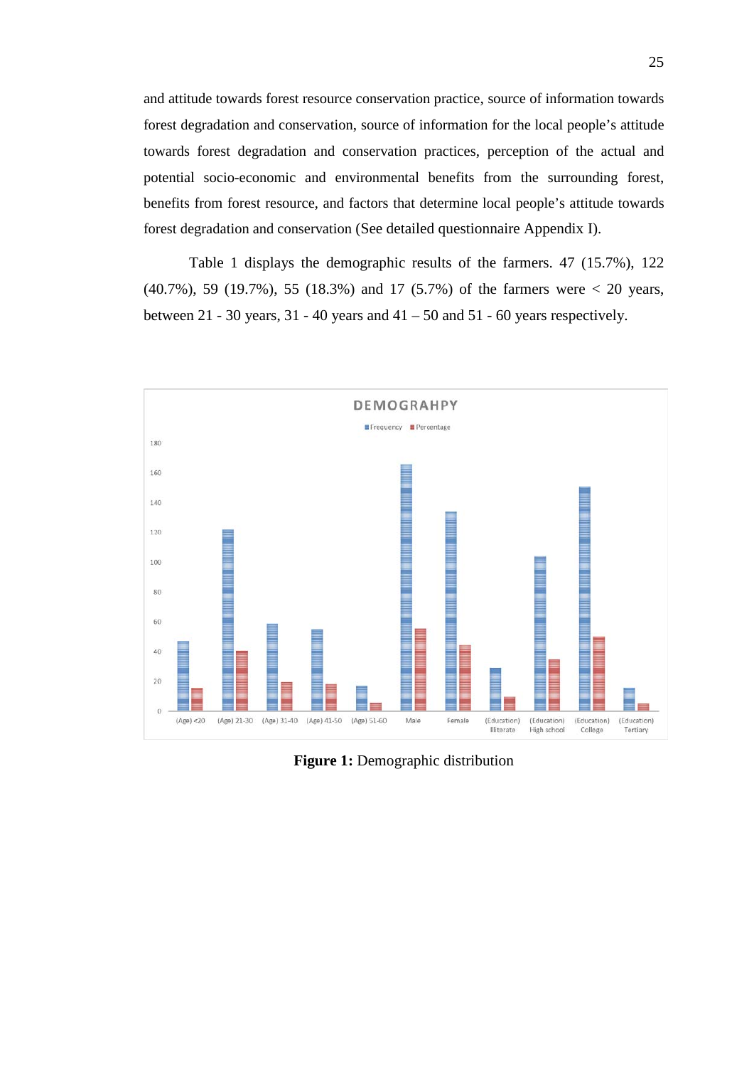and attitude towards forest resource conservation practice, source of information towards forest degradation and conservation, source of information for the local people's attitude towards forest degradation and conservation practices, perception of the actual and potential socio-economic and environmental benefits from the surrounding forest, benefits from forest resource, and factors that determine local people's attitude towards forest degradation and conservation (See detailed questionnaire Appendix I).

Table 1 displays the demographic results of the farmers. 47 (15.7%), 122 (40.7%), 59 (19.7%), 55 (18.3%) and 17 (5.7%) of the farmers were < 20 years, between 21 - 30 years, 31 - 40 years and 41 – 50 and 51 - 60 years respectively.

**Figure 1:** Demographic distribution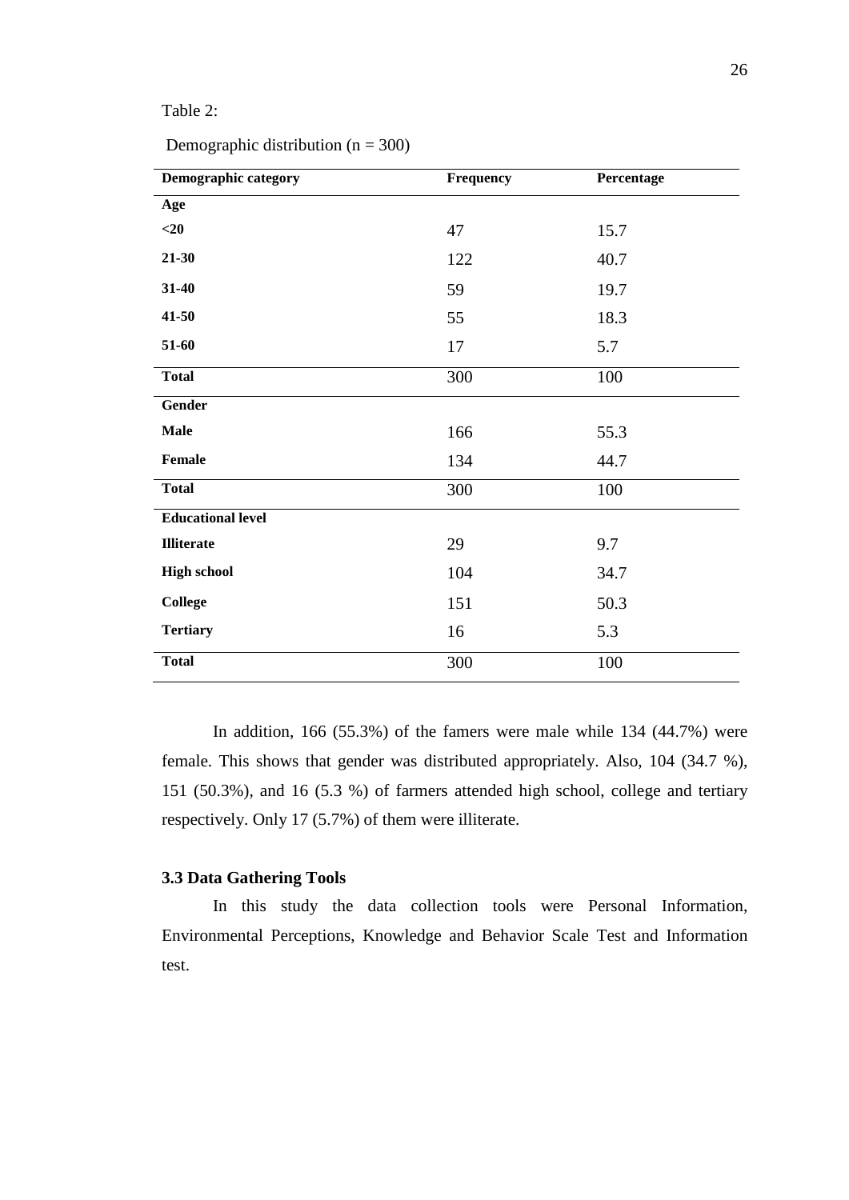Table 2:

Demographic distribution (n = 300)

| Demographic category | Frequency | Percentage |
|---|---|---|
| **Age** | | |
| **<20** | 47 | 15.7 |
| **21-30** | 122 | 40.7 |
| **31-40** | 59 | 19.7 |
| **41-50** | 55 | 18.3 |
| **51-60** | 17 | 5.7 |
| **Total** | 300 | 100 |
| **Gender** | | |
| **Male** | 166 | 55.3 |
| **Female** | 134 | 44.7 |
| **Total** | 300 | 100 |
| **Educational level** | | |
| **Illiterate** | 29 | 9.7 |
| **High school** | 104 | 34.7 |
| **College** | 151 | 50.3 |
| **Tertiary** | 16 | 5.3 |
| **Total** | 300 | 100 |

In addition, 166 (55.3%) of the famers were male while 134 (44.7%) were female. This shows that gender was distributed appropriately. Also, 104 (34.7 %), 151 (50.3%), and 16 (5.3 %) of farmers attended high school, college and tertiary respectively. Only 17 (5.7%) of them were illiterate.

### 3.3 Data Gathering Tools

In this study the data collection tools were Personal Information, Environmental Perceptions, Knowledge and Behavior Scale Test and Information test.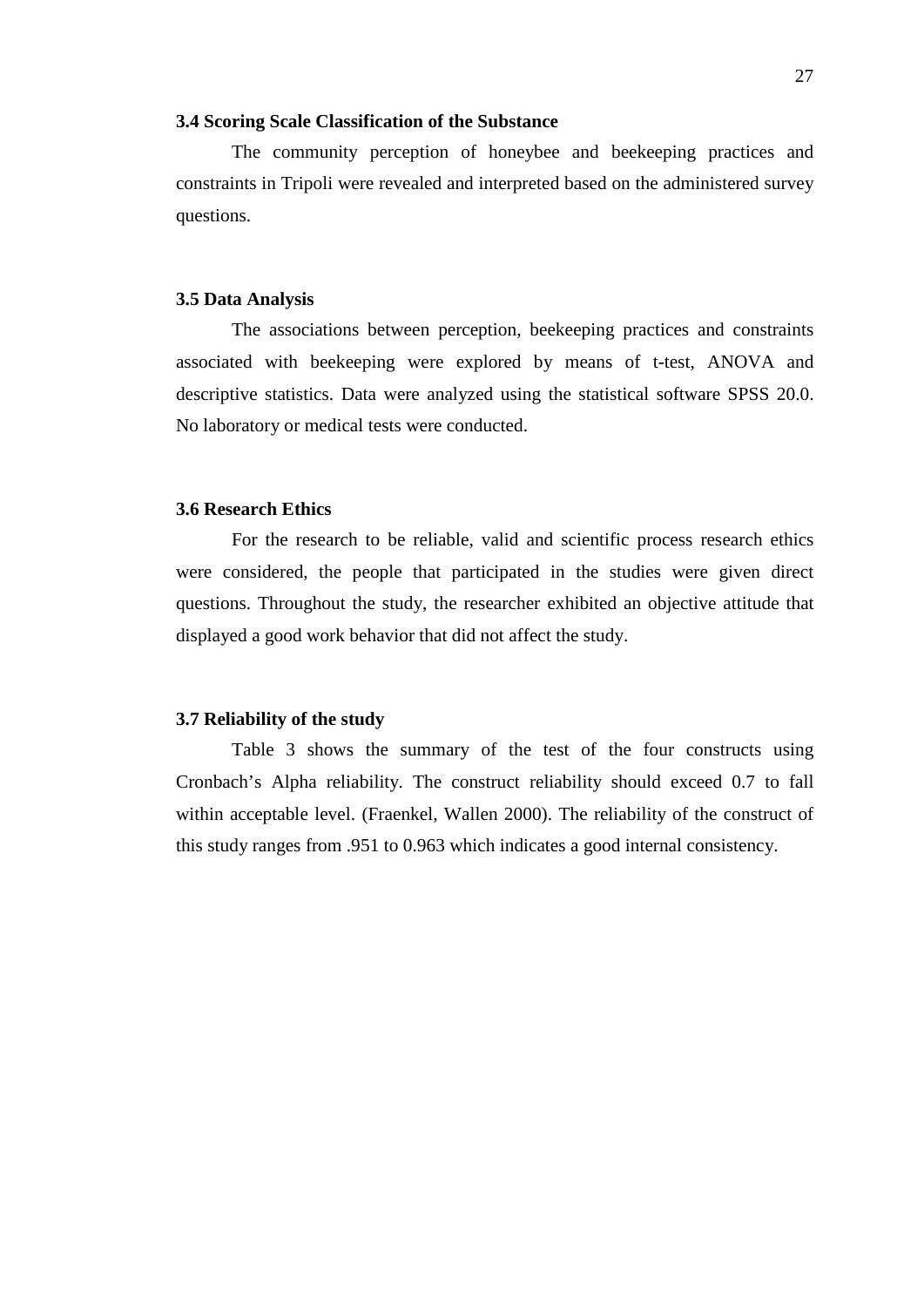### 3.4 Scoring Scale Classification of the Substance

The community perception of honeybee and beekeeping practices and constraints in Tripoli were revealed and interpreted based on the administered survey questions.

### 3.5 Data Analysis

The associations between perception, beekeeping practices and constraints associated with beekeeping were explored by means of t-test, ANOVA and descriptive statistics. Data were analyzed using the statistical software SPSS 20.0. No laboratory or medical tests were conducted.

### 3.6 Research Ethics

For the research to be reliable, valid and scientific process research ethics were considered, the people that participated in the studies were given direct questions. Throughout the study, the researcher exhibited an objective attitude that displayed a good work behavior that did not affect the study.

### 3.7 Reliability of the study

Table 3 shows the summary of the test of the four constructs using Cronbach's Alpha reliability. The construct reliability should exceed 0.7 to fall within acceptable level. (Fraenkel, Wallen 2000). The reliability of the construct of this study ranges from .951 to 0.963 which indicates a good internal consistency.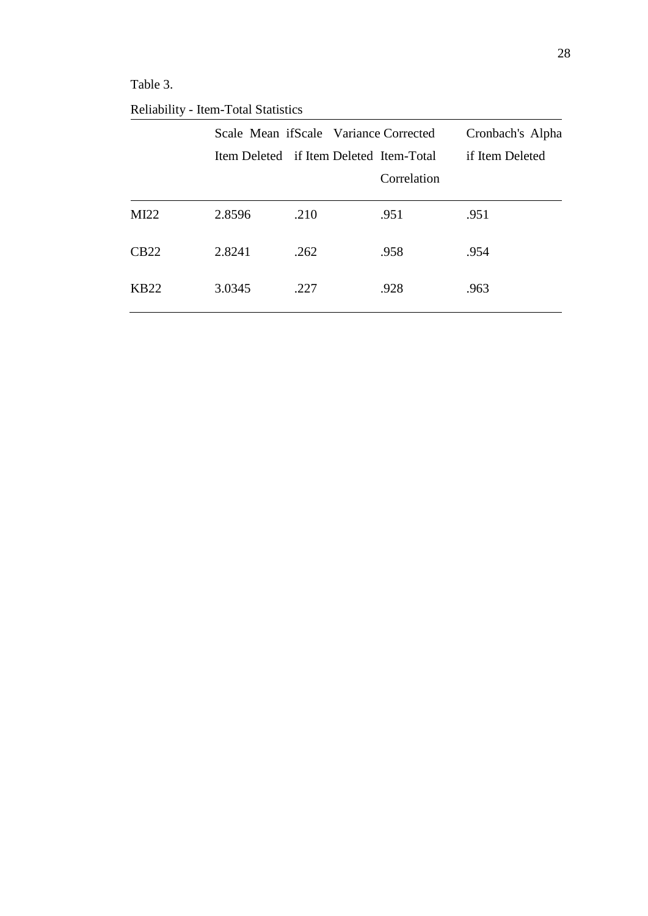Table 3.

Reliability - Item-Total Statistics

| | Scale Mean if Item Deleted | Scale Variance if Item Deleted | Corrected Item-Total Correlation | Cronbach's Alpha if Item Deleted |
|---|---|---|---|---|
| MI22 | 2.8596 | .210 | .951 | .951 |
| CB22 | 2.8241 | .262 | .958 | .954 |
| KB22 | 3.0345 | .227 | .928 | .963 |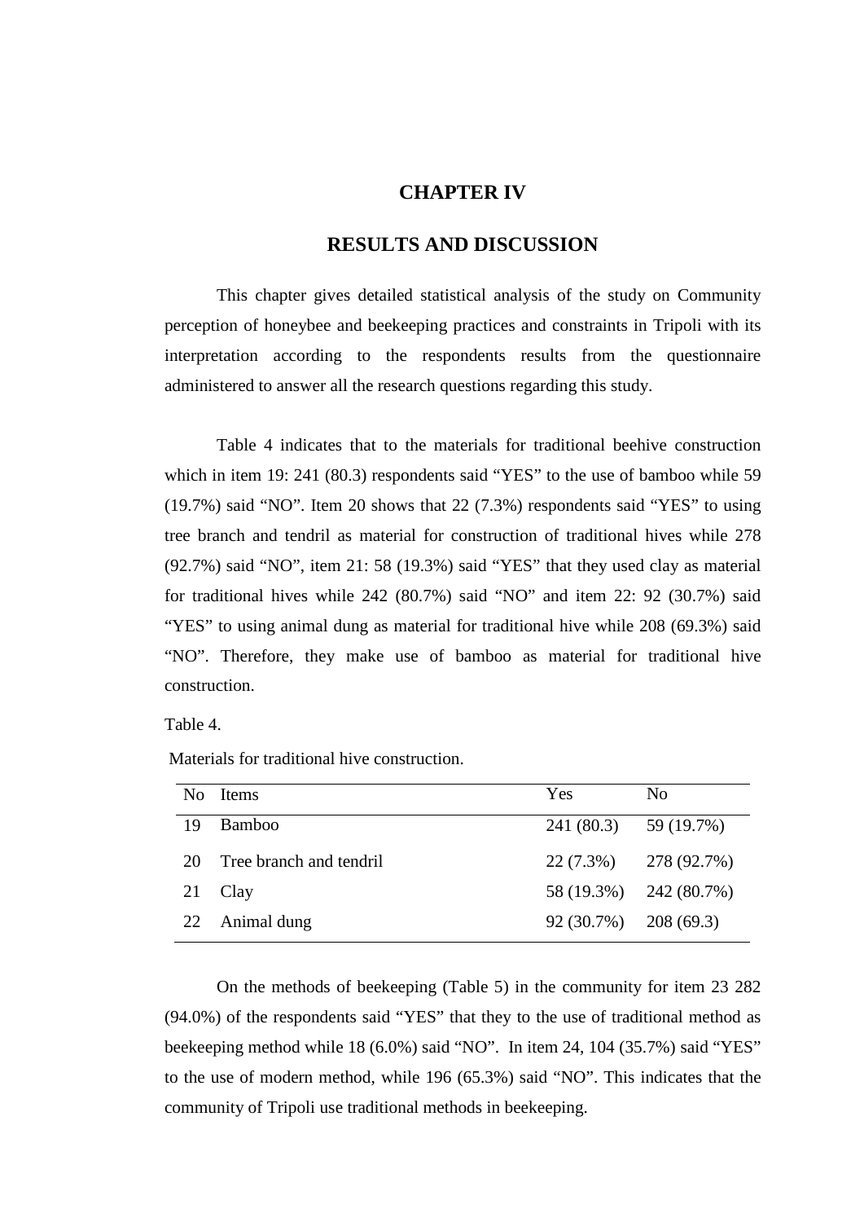# CHAPTER IV

# RESULTS AND DISCUSSION

This chapter gives detailed statistical analysis of the study on Community perception of honeybee and beekeeping practices and constraints in Tripoli with its interpretation according to the respondents results from the questionnaire administered to answer all the research questions regarding this study.

Table 4 indicates that to the materials for traditional beehive construction which in item 19: 241 (80.3) respondents said "YES" to the use of bamboo while 59 (19.7%) said "NO". Item 20 shows that 22 (7.3%) respondents said "YES" to using tree branch and tendril as material for construction of traditional hives while 278 (92.7%) said "NO", item 21: 58 (19.3%) said "YES" that they used clay as material for traditional hives while 242 (80.7%) said "NO" and item 22: 92 (30.7%) said "YES" to using animal dung as material for traditional hive while 208 (69.3%) said "NO". Therefore, they make use of bamboo as material for traditional hive construction.

Table 4.

Materials for traditional hive construction.

| No | Items | Yes | No |
|---|---|---|---|
| 19 | Bamboo | 241 (80.3) | 59 (19.7%) |
| 20 | Tree branch and tendril | 22 (7.3%) | 278 (92.7%) |
| 21 | Clay | 58 (19.3%) | 242 (80.7%) |
| 22 | Animal dung | 92 (30.7%) | 208 (69.3) |

On the methods of beekeeping (Table 5) in the community for item 23 282 (94.0%) of the respondents said "YES" that they to the use of traditional method as beekeeping method while 18 (6.0%) said "NO". In item 24, 104 (35.7%) said "YES" to the use of modern method, while 196 (65.3%) said "NO". This indicates that the community of Tripoli use traditional methods in beekeeping.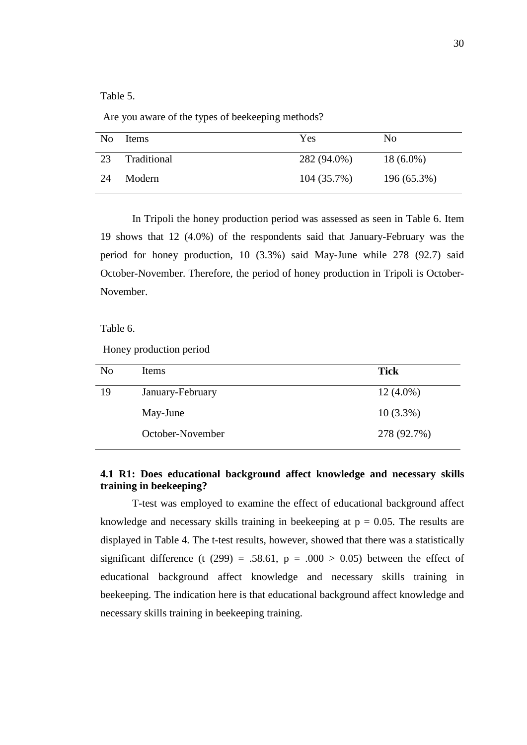Table 5.

Are you aware of the types of beekeeping methods?

| No | Items | Yes | No |
|---|---|---|---|
| 23 | Traditional | 282 (94.0%) | 18 (6.0%) |
| 24 | Modern | 104 (35.7%) | 196 (65.3%) |

In Tripoli the honey production period was assessed as seen in Table 6. Item 19 shows that 12 (4.0%) of the respondents said that January-February was the period for honey production, 10 (3.3%) said May-June while 278 (92.7) said October-November. Therefore, the period of honey production in Tripoli is October-November.

Table 6.

Honey production period

| No | Items | **Tick** |
|---|---|---|
| 19 | January-February | 12 (4.0%) |
| | May-June | 10 (3.3%) |
| | October-November | 278 (92.7%) |

### 4.1 R1: Does educational background affect knowledge and necessary skills training in beekeeping?

T-test was employed to examine the effect of educational background affect knowledge and necessary skills training in beekeeping at $p = 0.05$. The results are displayed in Table 4. The t-test results, however, showed that there was a statistically significant difference ($t\ (299) = .58.61$, $p = .000 > 0.05$) between the effect of educational background affect knowledge and necessary skills training in beekeeping. The indication here is that educational background affect knowledge and necessary skills training in beekeeping training.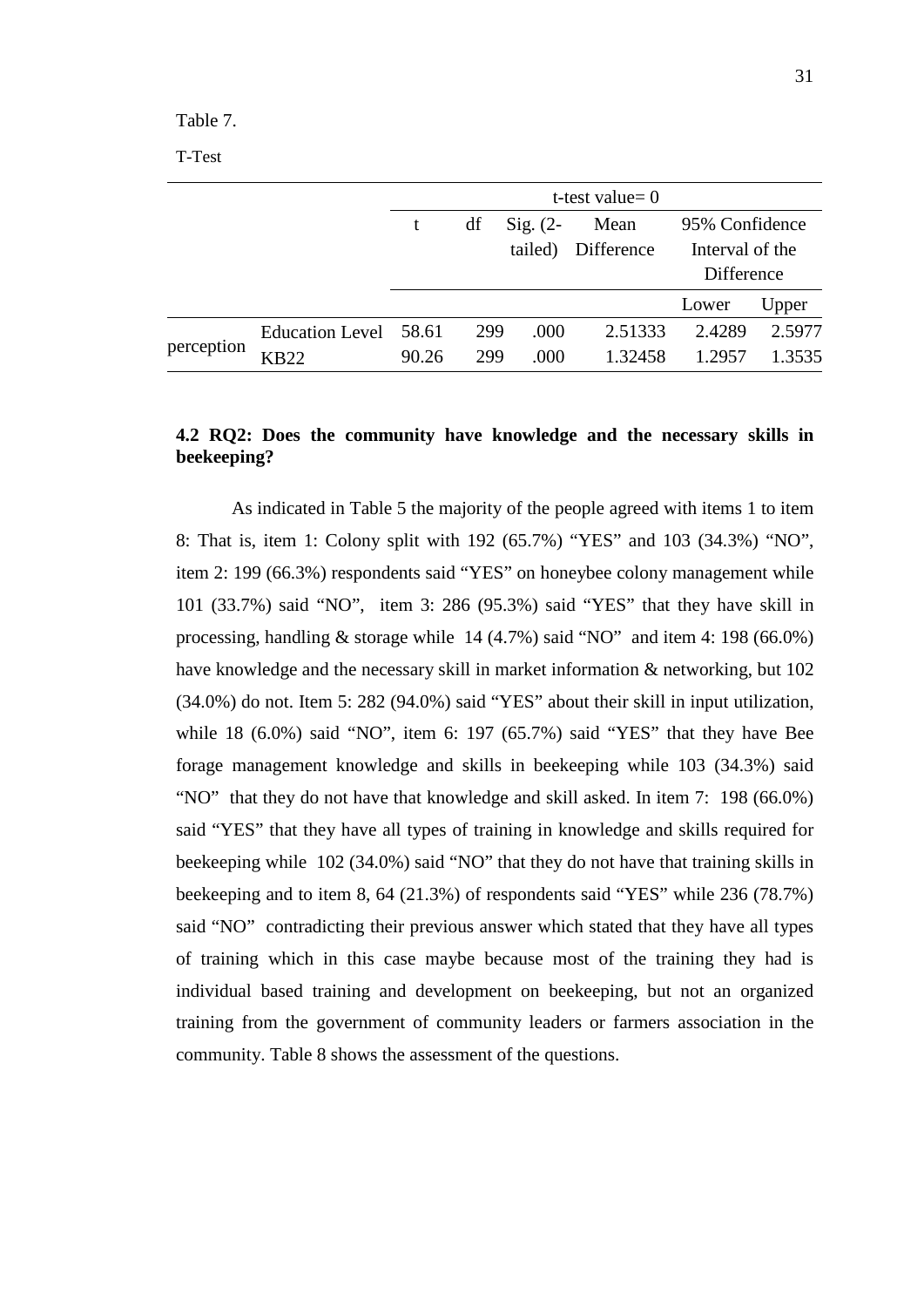Table 7.

T-Test

| | | t-test value= 0 | | | | | |
|---|---|---|---|---|---|---|---|
| | | t | df | Sig. (2-tailed) | Mean Difference | 95% Confidence Interval of the Difference | |
| | | | | | | Lower | Upper |
| perception | Education Level | 58.61 | 299 | .000 | 2.51333 | 2.4289 | 2.5977 |
| | KB22 | 90.26 | 299 | .000 | 1.32458 | 1.2957 | 1.3535 |

### 4.2 RQ2: Does the community have knowledge and the necessary skills in beekeeping?

As indicated in Table 5 the majority of the people agreed with items 1 to item 8: That is, item 1: Colony split with 192 (65.7%) "YES" and 103 (34.3%) "NO", item 2: 199 (66.3%) respondents said "YES" on honeybee colony management while 101 (33.7%) said "NO", item 3: 286 (95.3%) said "YES" that they have skill in processing, handling & storage while 14 (4.7%) said "NO" and item 4: 198 (66.0%) have knowledge and the necessary skill in market information & networking, but 102 (34.0%) do not. Item 5: 282 (94.0%) said "YES" about their skill in input utilization, while 18 (6.0%) said "NO", item 6: 197 (65.7%) said "YES" that they have Bee forage management knowledge and skills in beekeeping while 103 (34.3%) said "NO" that they do not have that knowledge and skill asked. In item 7: 198 (66.0%) said "YES" that they have all types of training in knowledge and skills required for beekeeping while 102 (34.0%) said "NO" that they do not have that training skills in beekeeping and to item 8, 64 (21.3%) of respondents said "YES" while 236 (78.7%) said "NO" contradicting their previous answer which stated that they have all types of training which in this case maybe because most of the training they had is individual based training and development on beekeeping, but not an organized training from the government of community leaders or farmers association in the community. Table 8 shows the assessment of the questions.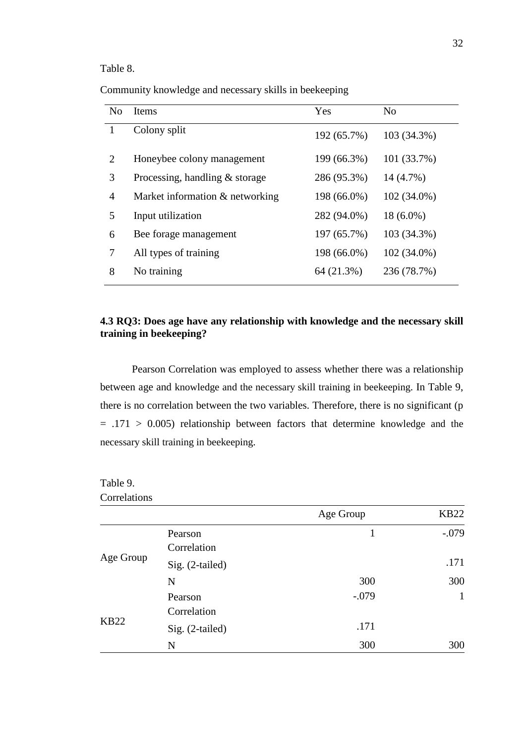Table 8.

Community knowledge and necessary skills in beekeeping

| No | Items | Yes | No |
|---|---|---|---|
| 1 | Colony split | 192 (65.7%) | 103 (34.3%) |
| 2 | Honeybee colony management | 199 (66.3%) | 101 (33.7%) |
| 3 | Processing, handling & storage | 286 (95.3%) | 14 (4.7%) |
| 4 | Market information & networking | 198 (66.0%) | 102 (34.0%) |
| 5 | Input utilization | 282 (94.0%) | 18 (6.0%) |
| 6 | Bee forage management | 197 (65.7%) | 103 (34.3%) |
| 7 | All types of training | 198 (66.0%) | 102 (34.0%) |
| 8 | No training | 64 (21.3%) | 236 (78.7%) |

### 4.3 RQ3: Does age have any relationship with knowledge and the necessary skill training in beekeeping?

Pearson Correlation was employed to assess whether there was a relationship between age and knowledge and the necessary skill training in beekeeping. In Table 9, there is no correlation between the two variables. Therefore, there is no significant ($p = .171 > 0.005$) relationship between factors that determine knowledge and the necessary skill training in beekeeping.

Table 9.
Correlations

| | | Age Group | KB22 |
|---|---|---|---|
| Age Group | Pearson Correlation | 1 | -.079 |
| | Sig. (2-tailed) | | .171 |
| | N | 300 | 300 |
| KB22 | Pearson Correlation | -.079 | 1 |
| | Sig. (2-tailed) | .171 | |
| | N | 300 | 300 |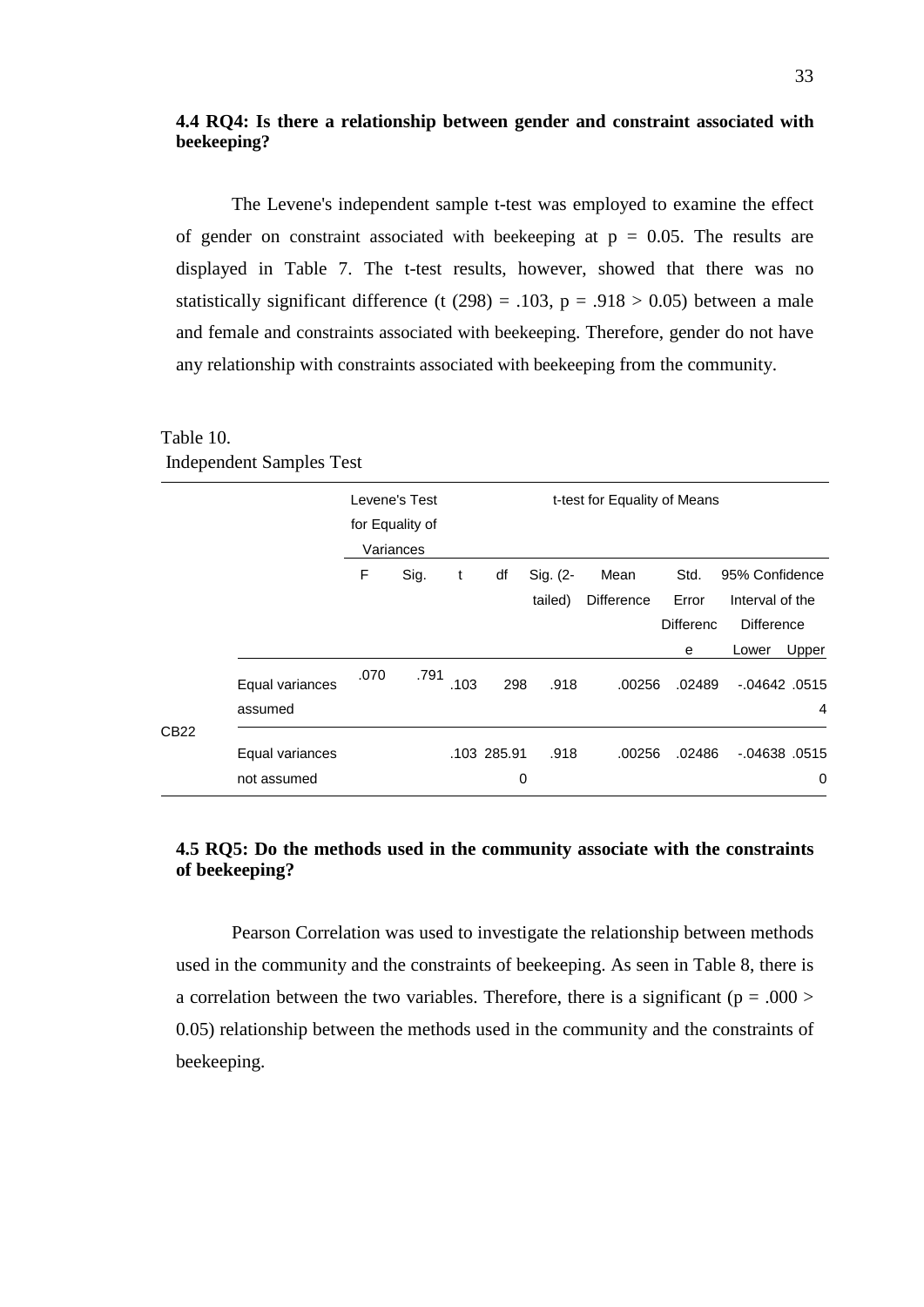### 4.4 RQ4: Is there a relationship between gender and constraint associated with beekeeping?

The Levene's independent sample t-test was employed to examine the effect of gender on constraint associated with beekeeping at $p = 0.05$. The results are displayed in Table 7. The t-test results, however, showed that there was no statistically significant difference ($t(298) = .103$, $p = .918 > 0.05$) between a male and female and constraints associated with beekeeping. Therefore, gender do not have any relationship with constraints associated with beekeeping from the community.

Table 10.
Independent Samples Test

| | | Levene's Test for Equality of Variances | | t-test for Equality of Means | | | | | | |
|---|---|---|---|---|---|---|---|---|---|---|
| | | F | Sig. | t | df | Sig. (2-tailed) | Mean Difference | Std. Error Difference | 95% Confidence Interval of the Difference Lower | Upper |
| CB22 | Equal variances assumed | .070 | .791 | .103 | 298 | .918 | .00256 | .02489 | -.04642 | .05154 |
| | Equal variances not assumed | | | .103 | 285.910 | .918 | .00256 | .02486 | -.04638 | .05150 |

### 4.5 RQ5: Do the methods used in the community associate with the constraints of beekeeping?

Pearson Correlation was used to investigate the relationship between methods used in the community and the constraints of beekeeping. As seen in Table 8, there is a correlation between the two variables. Therefore, there is a significant ($p = .000 > 0.05$) relationship between the methods used in the community and the constraints of beekeeping.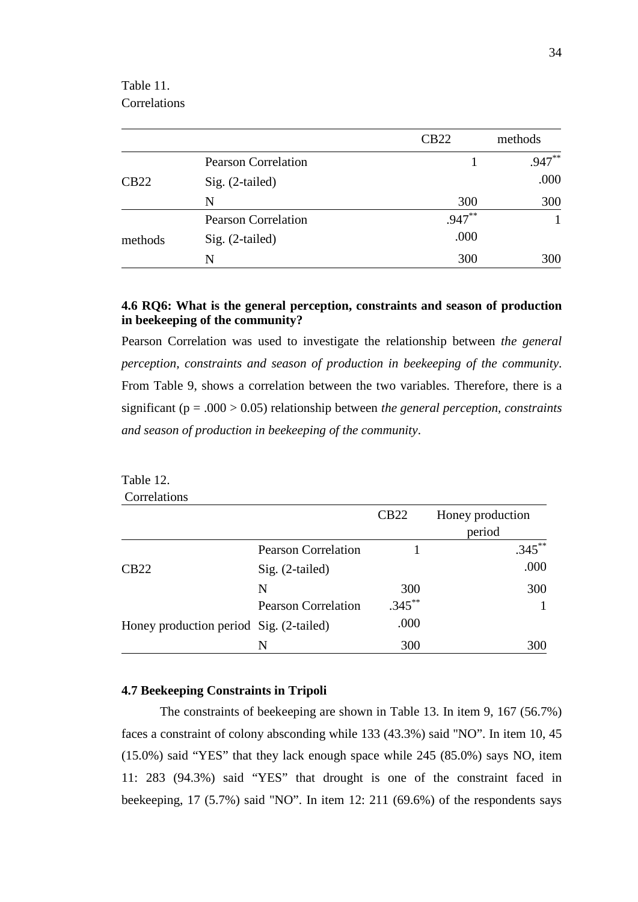Table 11.
Correlations

| | | CB22 | methods |
|---|---|---|---|
| CB22 | Pearson Correlation | 1 | .947** |
| | Sig. (2-tailed) | | .000 |
| | N | 300 | 300 |
| methods | Pearson Correlation | .947** | 1 |
| | Sig. (2-tailed) | .000 | |
| | N | 300 | 300 |

### 4.6 RQ6: What is the general perception, constraints and season of production in beekeeping of the community?

Pearson Correlation was used to investigate the relationship between *the general perception, constraints and season of production in beekeeping of the community*. From Table 9, shows a correlation between the two variables. Therefore, there is a significant ($p = .000 > 0.05$) relationship between *the general perception, constraints and season of production in beekeeping of the community*.

Table 12.
Correlations

| | | CB22 | Honey production period |
|---|---|---|---|
| CB22 | Pearson Correlation | 1 | .345** |
| | Sig. (2-tailed) | | .000 |
| | N | 300 | 300 |
| Honey production period | Pearson Correlation | .345** | 1 |
| | Sig. (2-tailed) | .000 | |
| | N | 300 | 300 |

### 4.7 Beekeeping Constraints in Tripoli

The constraints of beekeeping are shown in Table 13. In item 9, 167 (56.7%) faces a constraint of colony absconding while 133 (43.3%) said "NO". In item 10, 45 (15.0%) said "YES" that they lack enough space while 245 (85.0%) says NO, item 11: 283 (94.3%) said "YES" that drought is one of the constraint faced in beekeeping, 17 (5.7%) said "NO". In item 12: 211 (69.6%) of the respondents says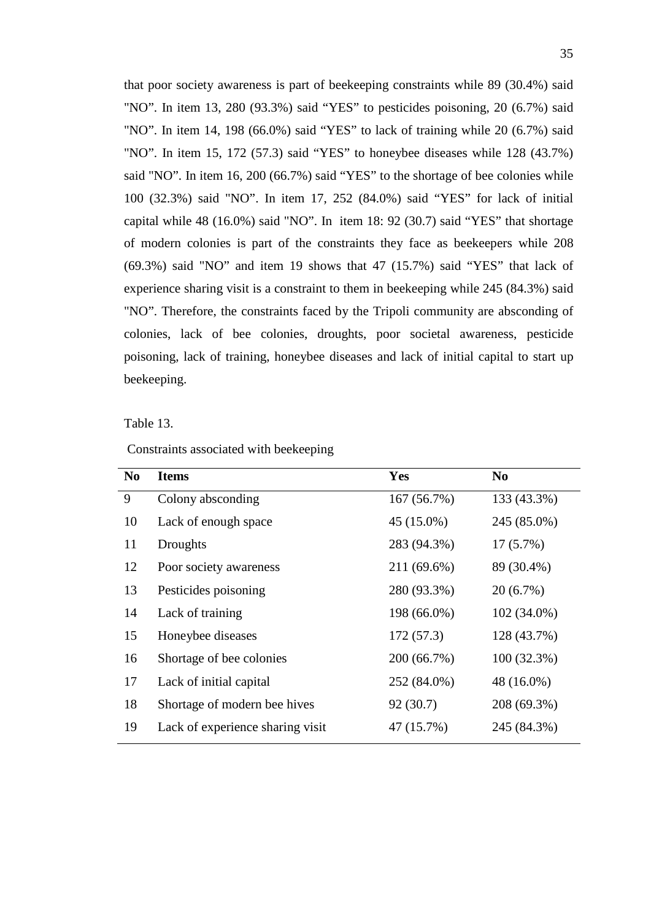that poor society awareness is part of beekeeping constraints while 89 (30.4%) said "NO". In item 13, 280 (93.3%) said "YES" to pesticides poisoning, 20 (6.7%) said "NO". In item 14, 198 (66.0%) said "YES" to lack of training while 20 (6.7%) said "NO". In item 15, 172 (57.3) said "YES" to honeybee diseases while 128 (43.7%) said "NO". In item 16, 200 (66.7%) said "YES" to the shortage of bee colonies while 100 (32.3%) said "NO". In item 17, 252 (84.0%) said "YES" for lack of initial capital while 48 (16.0%) said "NO". In item 18: 92 (30.7) said "YES" that shortage of modern colonies is part of the constraints they face as beekeepers while 208 (69.3%) said "NO" and item 19 shows that 47 (15.7%) said "YES" that lack of experience sharing visit is a constraint to them in beekeeping while 245 (84.3%) said "NO". Therefore, the constraints faced by the Tripoli community are absconding of colonies, lack of bee colonies, droughts, poor societal awareness, pesticide poisoning, lack of training, honeybee diseases and lack of initial capital to start up beekeeping.

Table 13.

Constraints associated with beekeeping

| No | Items | Yes | No |
|---|---|---|---|
| 9 | Colony absconding | 167 (56.7%) | 133 (43.3%) |
| 10 | Lack of enough space | 45 (15.0%) | 245 (85.0%) |
| 11 | Droughts | 283 (94.3%) | 17 (5.7%) |
| 12 | Poor society awareness | 211 (69.6%) | 89 (30.4%) |
| 13 | Pesticides poisoning | 280 (93.3%) | 20 (6.7%) |
| 14 | Lack of training | 198 (66.0%) | 102 (34.0%) |
| 15 | Honeybee diseases | 172 (57.3) | 128 (43.7%) |
| 16 | Shortage of bee colonies | 200 (66.7%) | 100 (32.3%) |
| 17 | Lack of initial capital | 252 (84.0%) | 48 (16.0%) |
| 18 | Shortage of modern bee hives | 92 (30.7) | 208 (69.3%) |
| 19 | Lack of experience sharing visit | 47 (15.7%) | 245 (84.3%) |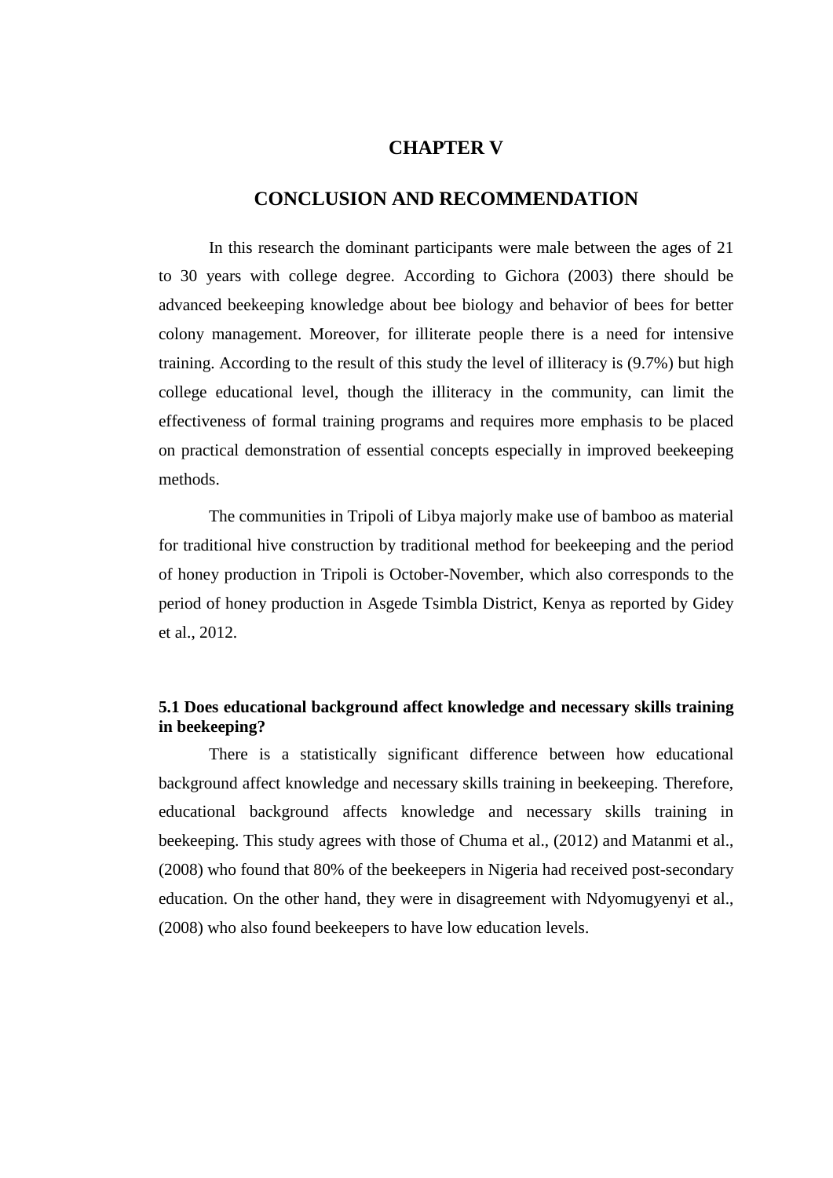# CHAPTER V

# CONCLUSION AND RECOMMENDATION

In this research the dominant participants were male between the ages of 21 to 30 years with college degree. According to Gichora (2003) there should be advanced beekeeping knowledge about bee biology and behavior of bees for better colony management. Moreover, for illiterate people there is a need for intensive training. According to the result of this study the level of illiteracy is (9.7%) but high college educational level, though the illiteracy in the community, can limit the effectiveness of formal training programs and requires more emphasis to be placed on practical demonstration of essential concepts especially in improved beekeeping methods.

The communities in Tripoli of Libya majorly make use of bamboo as material for traditional hive construction by traditional method for beekeeping and the period of honey production in Tripoli is October-November, which also corresponds to the period of honey production in Asgede Tsimbla District, Kenya as reported by Gidey et al., 2012.

### 5.1 Does educational background affect knowledge and necessary skills training in beekeeping?

There is a statistically significant difference between how educational background affect knowledge and necessary skills training in beekeeping. Therefore, educational background affects knowledge and necessary skills training in beekeeping. This study agrees with those of Chuma et al., (2012) and Matanmi et al., (2008) who found that 80% of the beekeepers in Nigeria had received post-secondary education. On the other hand, they were in disagreement with Ndyomugyenyi et al., (2008) who also found beekeepers to have low education levels.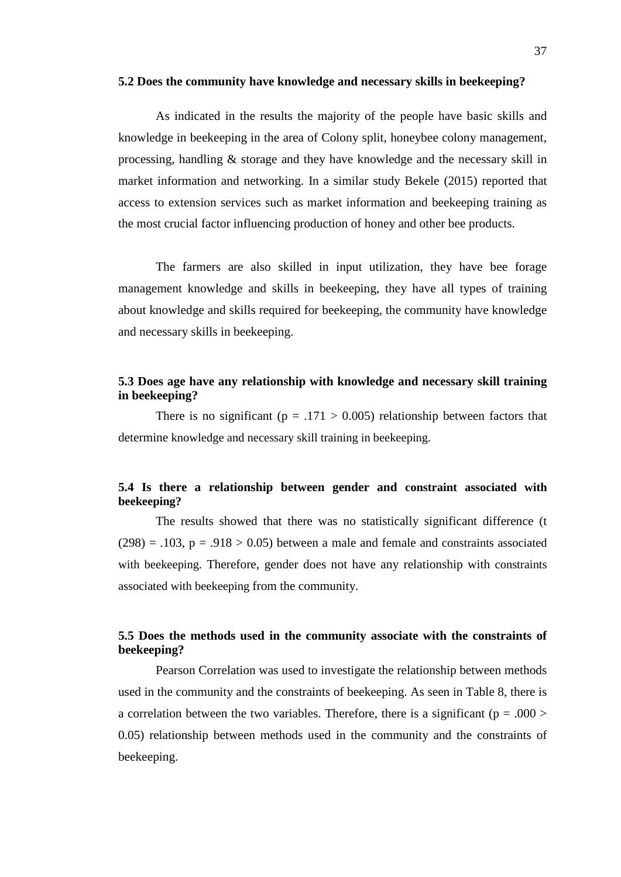### 5.2 Does the community have knowledge and necessary skills in beekeeping?

As indicated in the results the majority of the people have basic skills and knowledge in beekeeping in the area of Colony split, honeybee colony management, processing, handling & storage and they have knowledge and the necessary skill in market information and networking. In a similar study Bekele (2015) reported that access to extension services such as market information and beekeeping training as the most crucial factor influencing production of honey and other bee products.

The farmers are also skilled in input utilization, they have bee forage management knowledge and skills in beekeeping, they have all types of training about knowledge and skills required for beekeeping, the community have knowledge and necessary skills in beekeeping.

### 5.3 Does age have any relationship with knowledge and necessary skill training in beekeeping?

There is no significant ($p = .171 > 0.005$) relationship between factors that determine knowledge and necessary skill training in beekeeping.

### 5.4 Is there a relationship between gender and constraint associated with beekeeping?

The results showed that there was no statistically significant difference ($t(298) = .103$, $p = .918 > 0.05$) between a male and female and constraints associated with beekeeping. Therefore, gender does not have any relationship with constraints associated with beekeeping from the community.

### 5.5 Does the methods used in the community associate with the constraints of beekeeping?

Pearson Correlation was used to investigate the relationship between methods used in the community and the constraints of beekeeping. As seen in Table 8, there is a correlation between the two variables. Therefore, there is a significant ($p = .000 > 0.05$) relationship between methods used in the community and the constraints of beekeeping.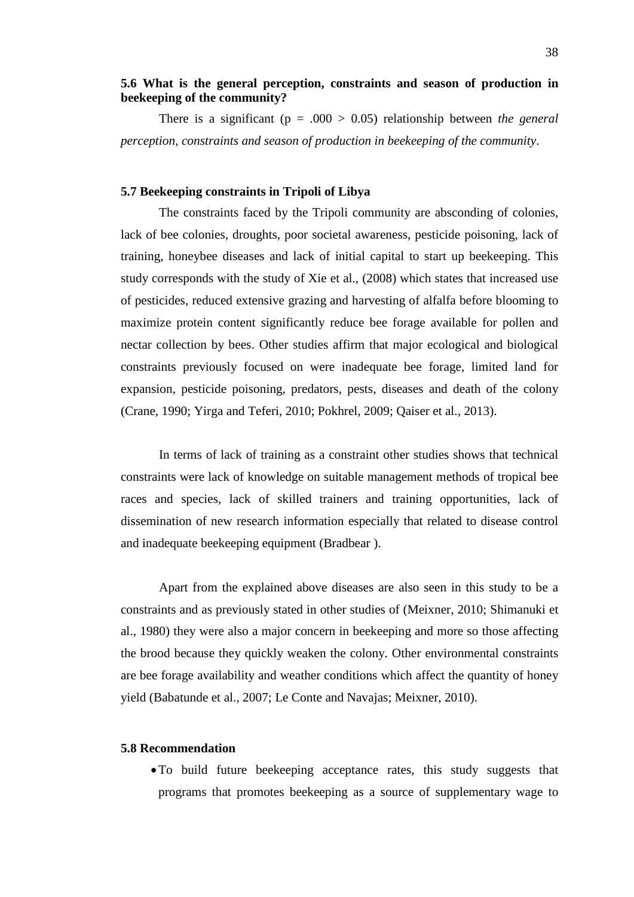### 5.6 What is the general perception, constraints and season of production in beekeeping of the community?

There is a significant ($p = .000 > 0.05$) relationship between *the general perception, constraints and season of production in beekeeping of the community*.

### 5.7 Beekeeping constraints in Tripoli of Libya

The constraints faced by the Tripoli community are absconding of colonies, lack of bee colonies, droughts, poor societal awareness, pesticide poisoning, lack of training, honeybee diseases and lack of initial capital to start up beekeeping. This study corresponds with the study of Xie et al., (2008) which states that increased use of pesticides, reduced extensive grazing and harvesting of alfalfa before blooming to maximize protein content significantly reduce bee forage available for pollen and nectar collection by bees. Other studies affirm that major ecological and biological constraints previously focused on were inadequate bee forage, limited land for expansion, pesticide poisoning, predators, pests, diseases and death of the colony (Crane, 1990; Yirga and Teferi, 2010; Pokhrel, 2009; Qaiser et al., 2013).

In terms of lack of training as a constraint other studies shows that technical constraints were lack of knowledge on suitable management methods of tropical bee races and species, lack of skilled trainers and training opportunities, lack of dissemination of new research information especially that related to disease control and inadequate beekeeping equipment (Bradbear ).

Apart from the explained above diseases are also seen in this study to be a constraints and as previously stated in other studies of (Meixner, 2010; Shimanuki et al., 1980) they were also a major concern in beekeeping and more so those affecting the brood because they quickly weaken the colony. Other environmental constraints are bee forage availability and weather conditions which affect the quantity of honey yield (Babatunde et al., 2007; Le Conte and Navajas; Meixner, 2010).

### 5.8 Recommendation

- To build future beekeeping acceptance rates, this study suggests that programs that promotes beekeeping as a source of supplementary wage to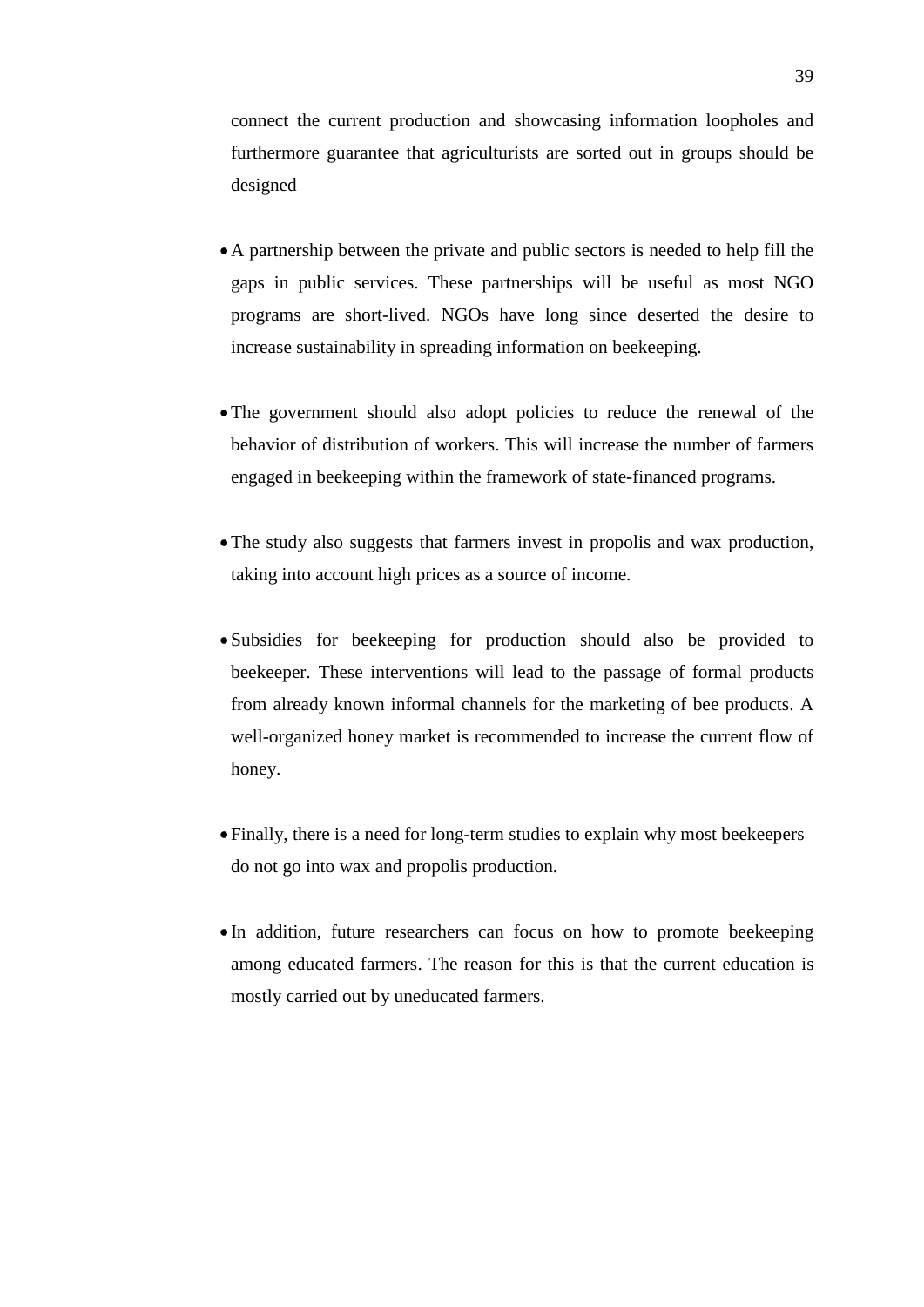connect the current production and showcasing information loopholes and furthermore guarantee that agriculturists are sorted out in groups should be designed

- A partnership between the private and public sectors is needed to help fill the gaps in public services. These partnerships will be useful as most NGO programs are short-lived. NGOs have long since deserted the desire to increase sustainability in spreading information on beekeeping.

- The government should also adopt policies to reduce the renewal of the behavior of distribution of workers. This will increase the number of farmers engaged in beekeeping within the framework of state-financed programs.

- The study also suggests that farmers invest in propolis and wax production, taking into account high prices as a source of income.

- Subsidies for beekeeping for production should also be provided to beekeeper. These interventions will lead to the passage of formal products from already known informal channels for the marketing of bee products. A well-organized honey market is recommended to increase the current flow of honey.

- Finally, there is a need for long-term studies to explain why most beekeepers do not go into wax and propolis production.

- In addition, future researchers can focus on how to promote beekeeping among educated farmers. The reason for this is that the current education is mostly carried out by uneducated farmers.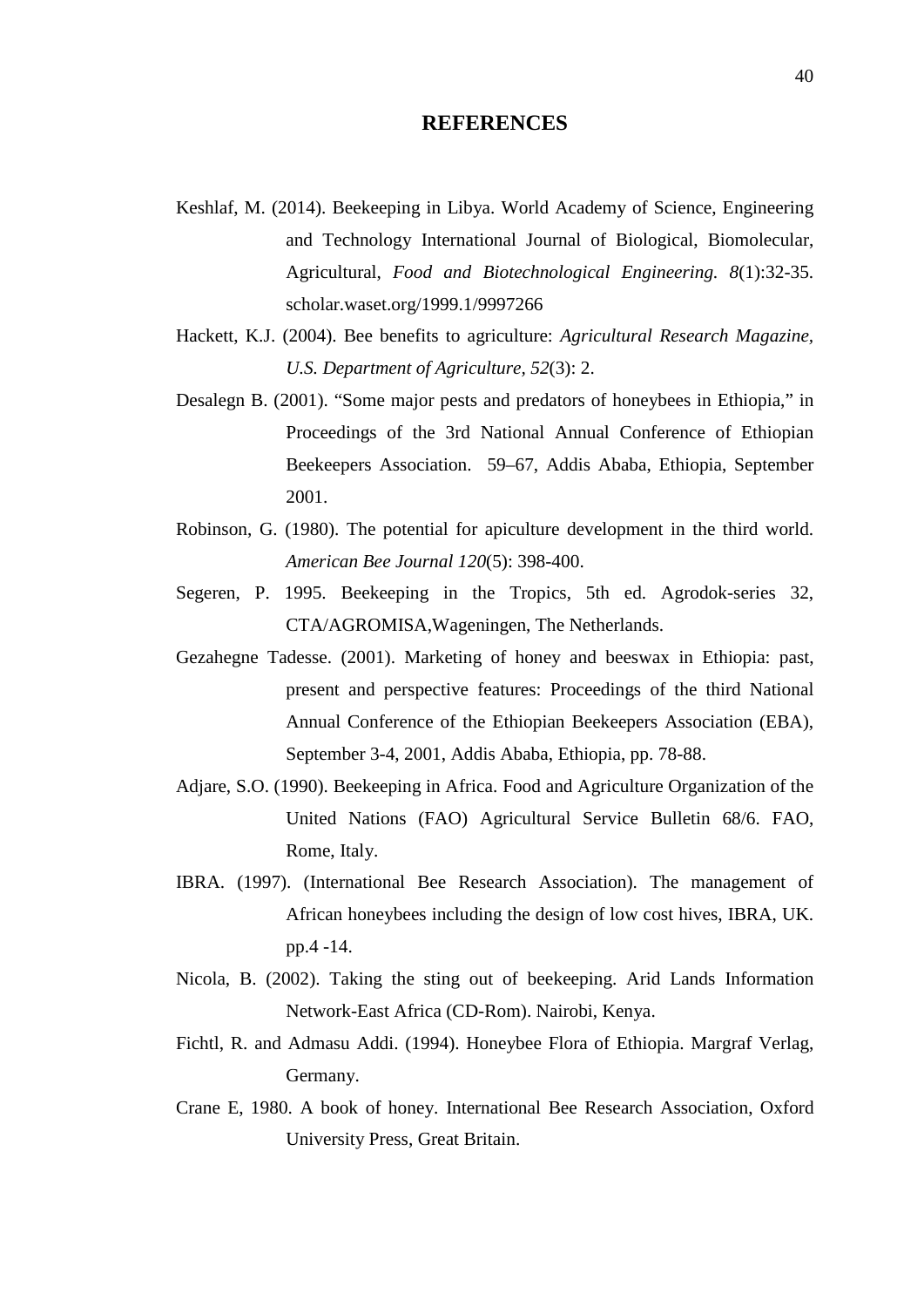# REFERENCES

Keshlaf, M. (2014). Beekeeping in Libya. World Academy of Science, Engineering and Technology International Journal of Biological, Biomolecular, Agricultural, *Food and Biotechnological Engineering. 8*(1):32-35. scholar.waset.org/1999.1/9997266

Hackett, K.J. (2004). Bee benefits to agriculture: *Agricultural Research Magazine, U.S. Department of Agriculture, 52*(3): 2.

Desalegn B. (2001). "Some major pests and predators of honeybees in Ethiopia," in Proceedings of the 3rd National Annual Conference of Ethiopian Beekeepers Association. 59–67, Addis Ababa, Ethiopia, September 2001.

Robinson, G. (1980). The potential for apiculture development in the third world. *American Bee Journal 120*(5): 398-400.

Segeren, P. 1995. Beekeeping in the Tropics, 5th ed. Agrodok-series 32, CTA/AGROMISA,Wageningen, The Netherlands.

Gezahegne Tadesse. (2001). Marketing of honey and beeswax in Ethiopia: past, present and perspective features: Proceedings of the third National Annual Conference of the Ethiopian Beekeepers Association (EBA), September 3-4, 2001, Addis Ababa, Ethiopia, pp. 78-88.

Adjare, S.O. (1990). Beekeeping in Africa. Food and Agriculture Organization of the United Nations (FAO) Agricultural Service Bulletin 68/6. FAO, Rome, Italy.

IBRA. (1997). (International Bee Research Association). The management of African honeybees including the design of low cost hives, IBRA, UK. pp.4 -14.

Nicola, B. (2002). Taking the sting out of beekeeping. Arid Lands Information Network-East Africa (CD-Rom). Nairobi, Kenya.

Fichtl, R. and Admasu Addi. (1994). Honeybee Flora of Ethiopia. Margraf Verlag, Germany.

Crane E, 1980. A book of honey. International Bee Research Association, Oxford University Press, Great Britain.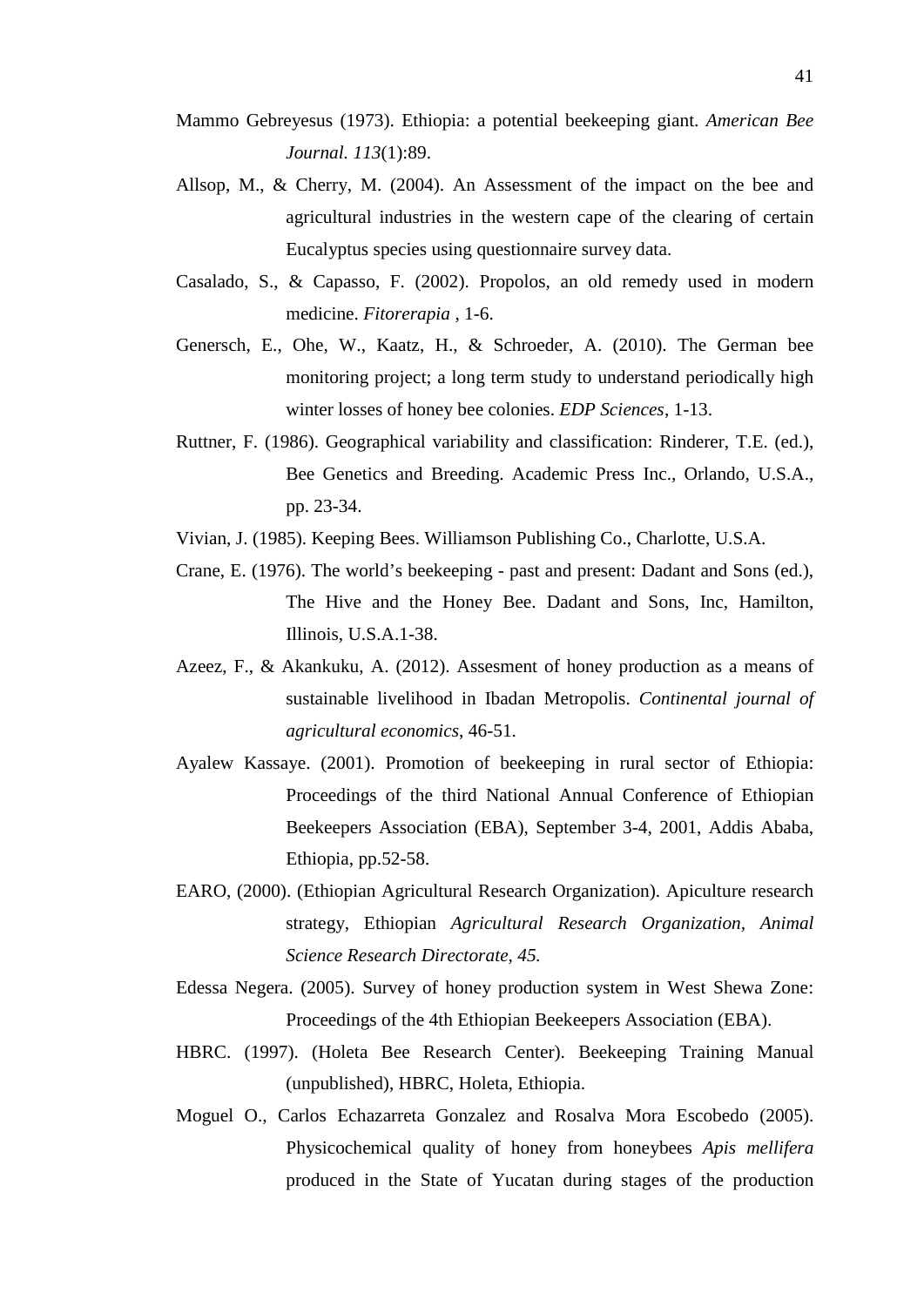Mammo Gebreyesus (1973). Ethiopia: a potential beekeeping giant. *American Bee Journal. 113*(1):89.

Allsop, M., & Cherry, M. (2004). An Assessment of the impact on the bee and agricultural industries in the western cape of the clearing of certain Eucalyptus species using questionnaire survey data.

Casalado, S., & Capasso, F. (2002). Propolos, an old remedy used in modern medicine. *Fitorerapia* , 1-6.

Genersch, E., Ohe, W., Kaatz, H., & Schroeder, A. (2010). The German bee monitoring project; a long term study to understand periodically high winter losses of honey bee colonies. *EDP Sciences*, 1-13.

Ruttner, F. (1986). Geographical variability and classification: Rinderer, T.E. (ed.), Bee Genetics and Breeding. Academic Press Inc., Orlando, U.S.A., pp. 23-34.

Vivian, J. (1985). Keeping Bees. Williamson Publishing Co., Charlotte, U.S.A.

Crane, E. (1976). The world's beekeeping - past and present: Dadant and Sons (ed.), The Hive and the Honey Bee. Dadant and Sons, Inc, Hamilton, Illinois, U.S.A.1-38.

Azeez, F., & Akankuku, A. (2012). Assesment of honey production as a means of sustainable livelihood in Ibadan Metropolis. *Continental journal of agricultural economics*, 46-51.

Ayalew Kassaye. (2001). Promotion of beekeeping in rural sector of Ethiopia: Proceedings of the third National Annual Conference of Ethiopian Beekeepers Association (EBA), September 3-4, 2001, Addis Ababa, Ethiopia, pp.52-58.

EARO, (2000). (Ethiopian Agricultural Research Organization). Apiculture research strategy, Ethiopian *Agricultural Research Organization, Animal Science Research Directorate, 45.*

Edessa Negera. (2005). Survey of honey production system in West Shewa Zone: Proceedings of the 4th Ethiopian Beekeepers Association (EBA).

HBRC. (1997). (Holeta Bee Research Center). Beekeeping Training Manual (unpublished), HBRC, Holeta, Ethiopia.

Moguel O., Carlos Echazarreta Gonzalez and Rosalva Mora Escobedo (2005). Physicochemical quality of honey from honeybees *Apis mellifera* produced in the State of Yucatan during stages of the production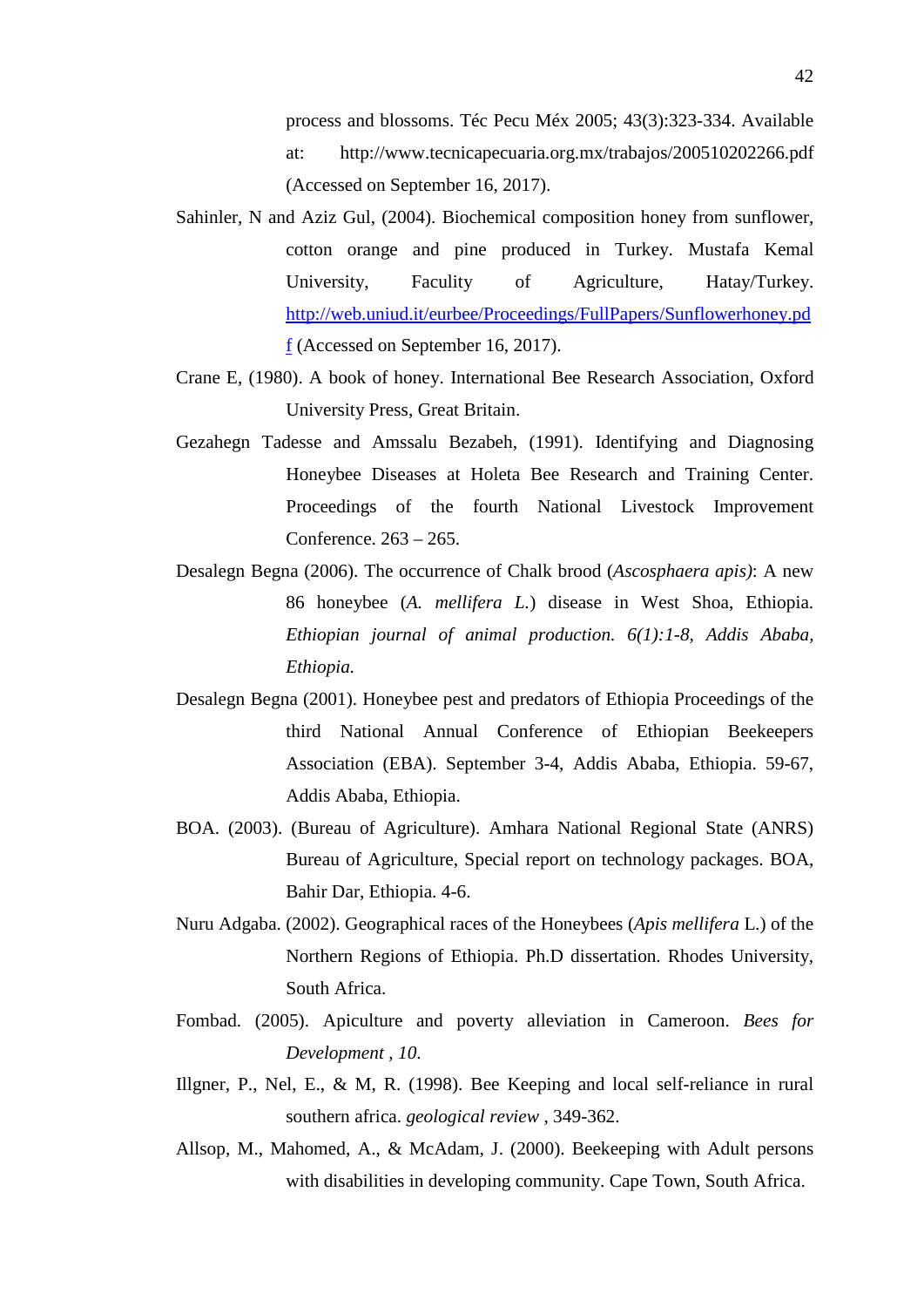process and blossoms. Téc Pecu Méx 2005; 43(3):323-334. Available at: http://www.tecnicapecuaria.org.mx/trabajos/200510202266.pdf (Accessed on September 16, 2017).

Sahinler, N and Aziz Gul, (2004). Biochemical composition honey from sunflower, cotton orange and pine produced in Turkey. Mustafa Kemal University, Faculity of Agriculture, Hatay/Turkey. http://web.uniud.it/eurbee/Proceedings/FullPapers/Sunflowerhoney.pdf (Accessed on September 16, 2017).

Crane E, (1980). A book of honey. International Bee Research Association, Oxford University Press, Great Britain.

Gezahegn Tadesse and Amssalu Bezabeh, (1991). Identifying and Diagnosing Honeybee Diseases at Holeta Bee Research and Training Center. Proceedings of the fourth National Livestock Improvement Conference. 263 – 265.

Desalegn Begna (2006). The occurrence of Chalk brood (*Ascosphaera apis)*: A new 86 honeybee (*A. mellifera L.*) disease in West Shoa, Ethiopia. *Ethiopian journal of animal production. 6(1):1-8, Addis Ababa, Ethiopia.*

Desalegn Begna (2001). Honeybee pest and predators of Ethiopia Proceedings of the third National Annual Conference of Ethiopian Beekeepers Association (EBA). September 3-4, Addis Ababa, Ethiopia. 59-67, Addis Ababa, Ethiopia.

BOA. (2003). (Bureau of Agriculture). Amhara National Regional State (ANRS) Bureau of Agriculture, Special report on technology packages. BOA, Bahir Dar, Ethiopia. 4-6.

Nuru Adgaba. (2002). Geographical races of the Honeybees (*Apis mellifera* L.) of the Northern Regions of Ethiopia. Ph.D dissertation. Rhodes University, South Africa.

Fombad. (2005). Apiculture and poverty alleviation in Cameroon. *Bees for Development , 10.*

Illgner, P., Nel, E., & M, R. (1998). Bee Keeping and local self-reliance in rural southern africa. *geological review* , 349-362.

Allsop, M., Mahomed, A., & McAdam, J. (2000). Beekeeping with Adult persons with disabilities in developing community. Cape Town, South Africa.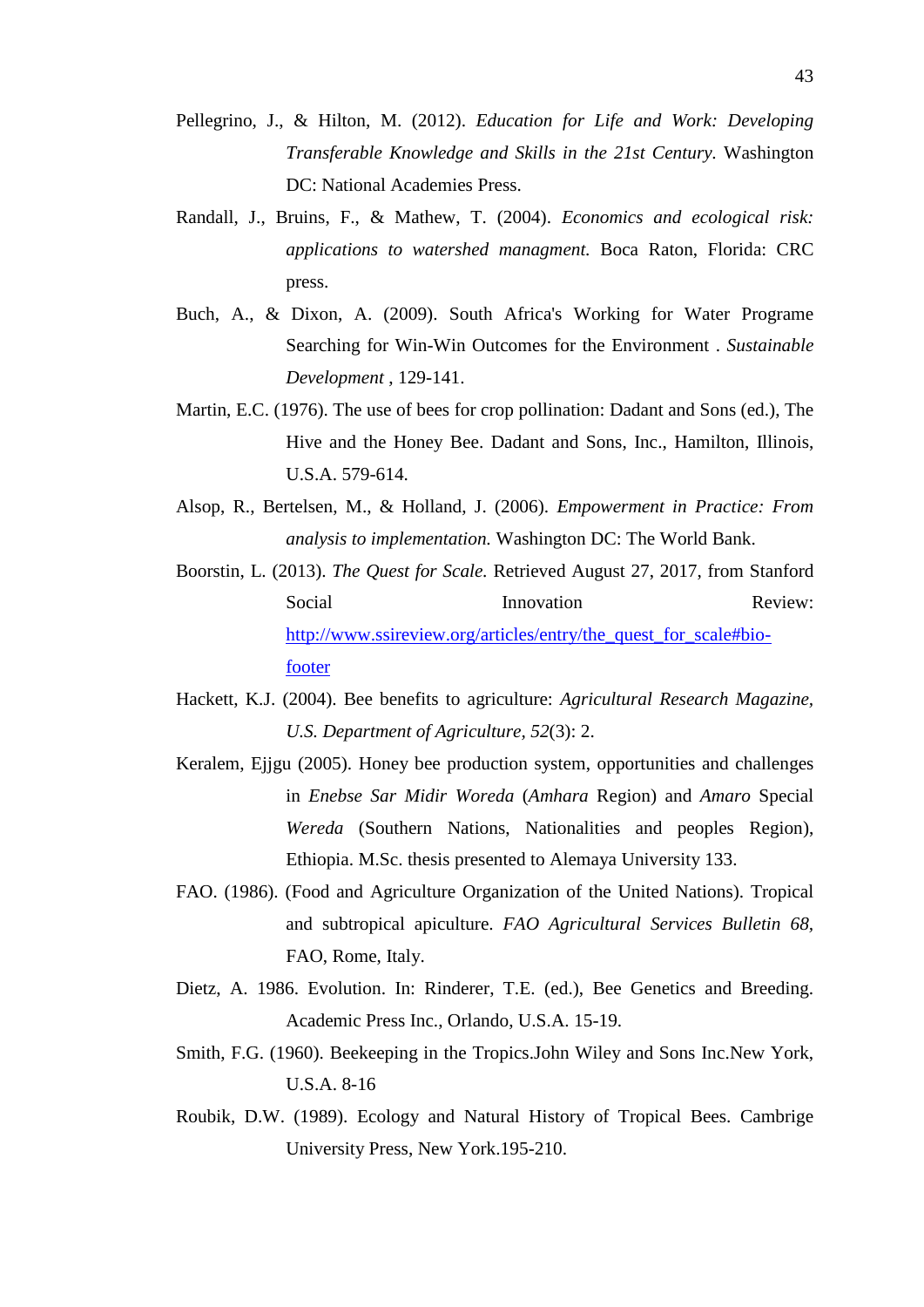Pellegrino, J., & Hilton, M. (2012). *Education for Life and Work: Developing Transferable Knowledge and Skills in the 21st Century.* Washington DC: National Academies Press.

Randall, J., Bruins, F., & Mathew, T. (2004). *Economics and ecological risk: applications to watershed managment.* Boca Raton, Florida: CRC press.

Buch, A., & Dixon, A. (2009). South Africa's Working for Water Programe Searching for Win-Win Outcomes for the Environment . *Sustainable Development* , 129-141.

Martin, E.C. (1976). The use of bees for crop pollination: Dadant and Sons (ed.), The Hive and the Honey Bee. Dadant and Sons, Inc., Hamilton, Illinois, U.S.A. 579-614.

Alsop, R., Bertelsen, M., & Holland, J. (2006). *Empowerment in Practice: From analysis to implementation.* Washington DC: The World Bank.

Boorstin, L. (2013). *The Quest for Scale.* Retrieved August 27, 2017, from Stanford Social Innovation Review: http://www.ssireview.org/articles/entry/the_quest_for_scale#bio-footer

Hackett, K.J. (2004). Bee benefits to agriculture: *Agricultural Research Magazine, U.S. Department of Agriculture, 52*(3): 2.

Keralem, Ejjgu (2005). Honey bee production system, opportunities and challenges in *Enebse Sar Midir Woreda* (*Amhara* Region) and *Amaro* Special *Wereda* (Southern Nations, Nationalities and peoples Region), Ethiopia. M.Sc. thesis presented to Alemaya University 133.

FAO. (1986). (Food and Agriculture Organization of the United Nations). Tropical and subtropical apiculture. *FAO Agricultural Services Bulletin 68,* FAO, Rome, Italy.

Dietz, A. 1986. Evolution. In: Rinderer, T.E. (ed.), Bee Genetics and Breeding. Academic Press Inc., Orlando, U.S.A. 15-19.

Smith, F.G. (1960). Beekeeping in the Tropics.John Wiley and Sons Inc.New York, U.S.A. 8-16

Roubik, D.W. (1989). Ecology and Natural History of Tropical Bees. Cambrige University Press, New York.195-210.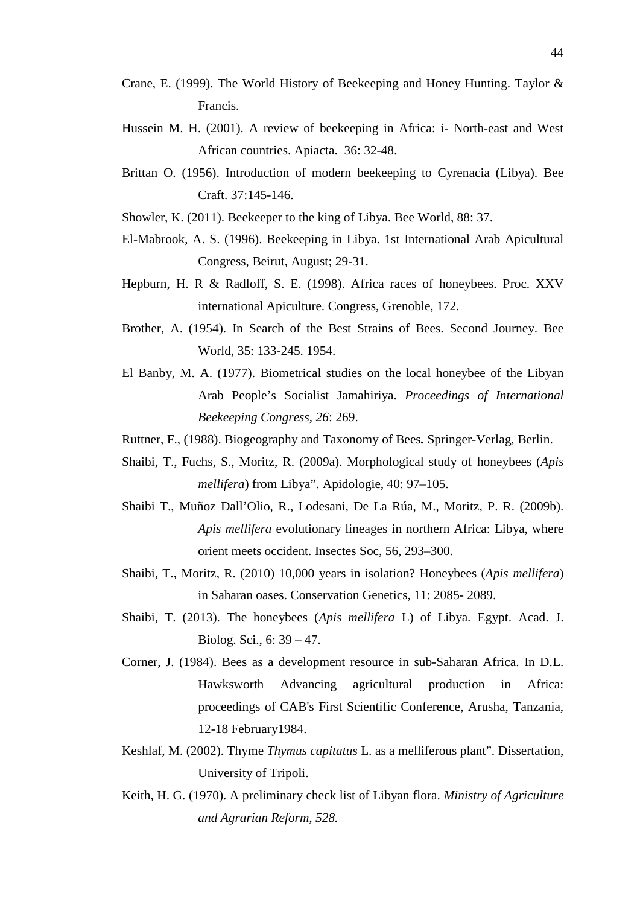Crane, E. (1999). The World History of Beekeeping and Honey Hunting. Taylor & Francis.

Hussein M. H. (2001). A review of beekeeping in Africa: i- North-east and West African countries. Apiacta. 36: 32-48.

Brittan O. (1956). Introduction of modern beekeeping to Cyrenacia (Libya). Bee Craft. 37:145-146.

Showler, K. (2011). Beekeeper to the king of Libya. Bee World, 88: 37.

El-Mabrook, A. S. (1996). Beekeeping in Libya. 1st International Arab Apicultural Congress, Beirut, August; 29-31.

Hepburn, H. R & Radloff, S. E. (1998). Africa races of honeybees. Proc. XXV international Apiculture. Congress, Grenoble, 172.

Brother, A. (1954). In Search of the Best Strains of Bees. Second Journey. Bee World, 35: 133-245. 1954.

El Banby, M. A. (1977). Biometrical studies on the local honeybee of the Libyan Arab People's Socialist Jamahiriya. *Proceedings of International Beekeeping Congress*, *26*: 269.

Ruttner, F., (1988). Biogeography and Taxonomy of Bees**.** Springer-Verlag, Berlin.

Shaibi, T., Fuchs, S., Moritz, R. (2009a). Morphological study of honeybees (*Apis mellifera*) from Libya". Apidologie, 40: 97–105.

Shaibi T., Muñoz Dall'Olio, R., Lodesani, De La Rúa, M., Moritz, P. R. (2009b). *Apis mellifera* evolutionary lineages in northern Africa: Libya, where orient meets occident. Insectes Soc, 56, 293–300.

Shaibi, T., Moritz, R. (2010) 10,000 years in isolation? Honeybees (*Apis mellifera*) in Saharan oases. Conservation Genetics, 11: 2085- 2089.

Shaibi, T. (2013). The honeybees (*Apis mellifera* L) of Libya. Egypt. Acad. J. Biolog. Sci., 6: 39 – 47.

Corner, J. (1984). Bees as a development resource in sub-Saharan Africa. In D.L. Hawksworth Advancing agricultural production in Africa: proceedings of CAB's First Scientific Conference, Arusha, Tanzania, 12-18 February1984.

Keshlaf, M. (2002). Thyme *Thymus capitatus* L. as a melliferous plant". Dissertation, University of Tripoli.

Keith, H. G. (1970). A preliminary check list of Libyan flora. *Ministry of Agriculture and Agrarian Reform, 528.*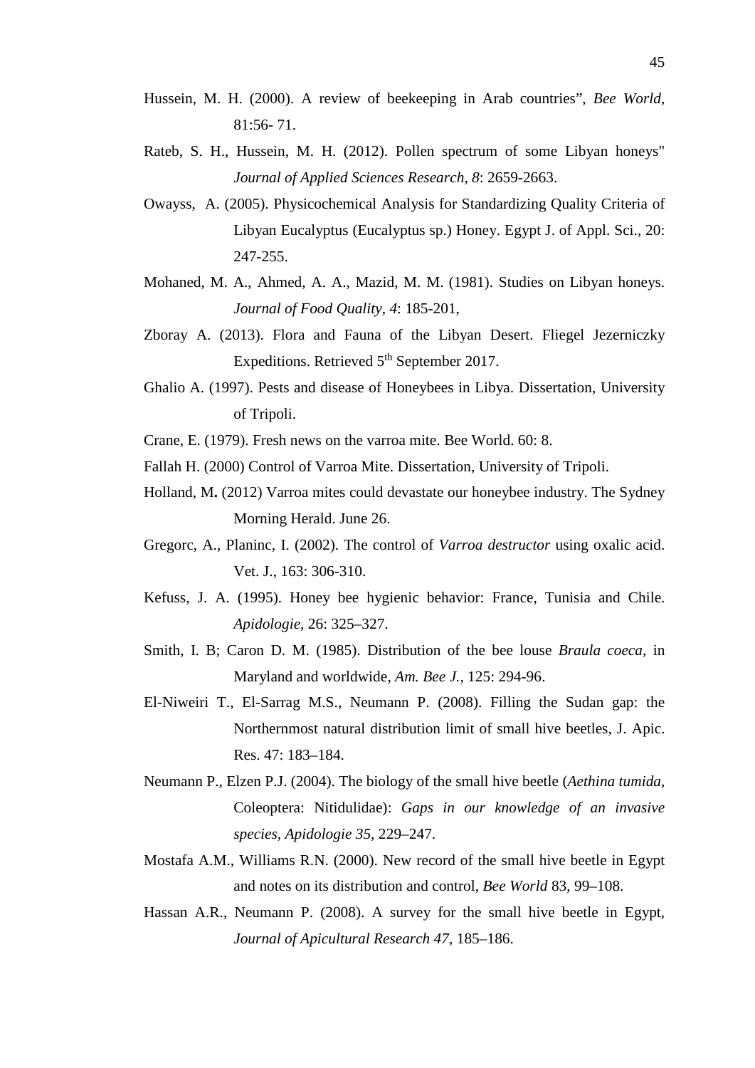Hussein, M. H. (2000). A review of beekeeping in Arab countries", *Bee World*, 81:56- 71.

Rateb, S. H., Hussein, M. H. (2012). Pollen spectrum of some Libyan honeys" *Journal of Applied Sciences Research, 8*: 2659-2663.

Owayss, A. (2005). Physicochemical Analysis for Standardizing Quality Criteria of Libyan Eucalyptus (Eucalyptus sp.) Honey. Egypt J. of Appl. Sci., 20: 247-255.

Mohaned, M. A., Ahmed, A. A., Mazid, M. M. (1981). Studies on Libyan honeys. *Journal of Food Quality*, *4*: 185-201,

Zboray A. (2013). Flora and Fauna of the Libyan Desert. Fliegel Jezerniczky Expeditions. Retrieved 5th September 2017.

Ghalio A. (1997). Pests and disease of Honeybees in Libya. Dissertation, University of Tripoli.

Crane, E. (1979). Fresh news on the varroa mite. Bee World. 60: 8.

Fallah H. (2000) Control of Varroa Mite. Dissertation, University of Tripoli.

Holland, M**.** (2012) Varroa mites could devastate our honeybee industry. The Sydney Morning Herald. June 26.

Gregorc, A., Planinc, I. (2002). The control of *Varroa destructor* using oxalic acid. Vet. J., 163: 306-310.

Kefuss, J. A. (1995). Honey bee hygienic behavior: France, Tunisia and Chile. *Apidologie*, 26: 325–327.

Smith, I. B; Caron D. M. (1985). Distribution of the bee louse *Braula coeca*, in Maryland and worldwide, *Am. Bee J.,* 125: 294-96.

El-Niweiri T., El-Sarrag M.S., Neumann P. (2008). Filling the Sudan gap: the Northernmost natural distribution limit of small hive beetles, J. Apic. Res. 47: 183–184.

Neumann P., Elzen P.J. (2004). The biology of the small hive beetle (*Aethina tumida*, Coleoptera: Nitidulidae): *Gaps in our knowledge of an invasive species*, *Apidologie 35*, 229–247.

Mostafa A.M., Williams R.N. (2000). New record of the small hive beetle in Egypt and notes on its distribution and control, *Bee World* 83, 99–108.

Hassan A.R., Neumann P. (2008). A survey for the small hive beetle in Egypt, *Journal of Apicultural Research 47*, 185–186.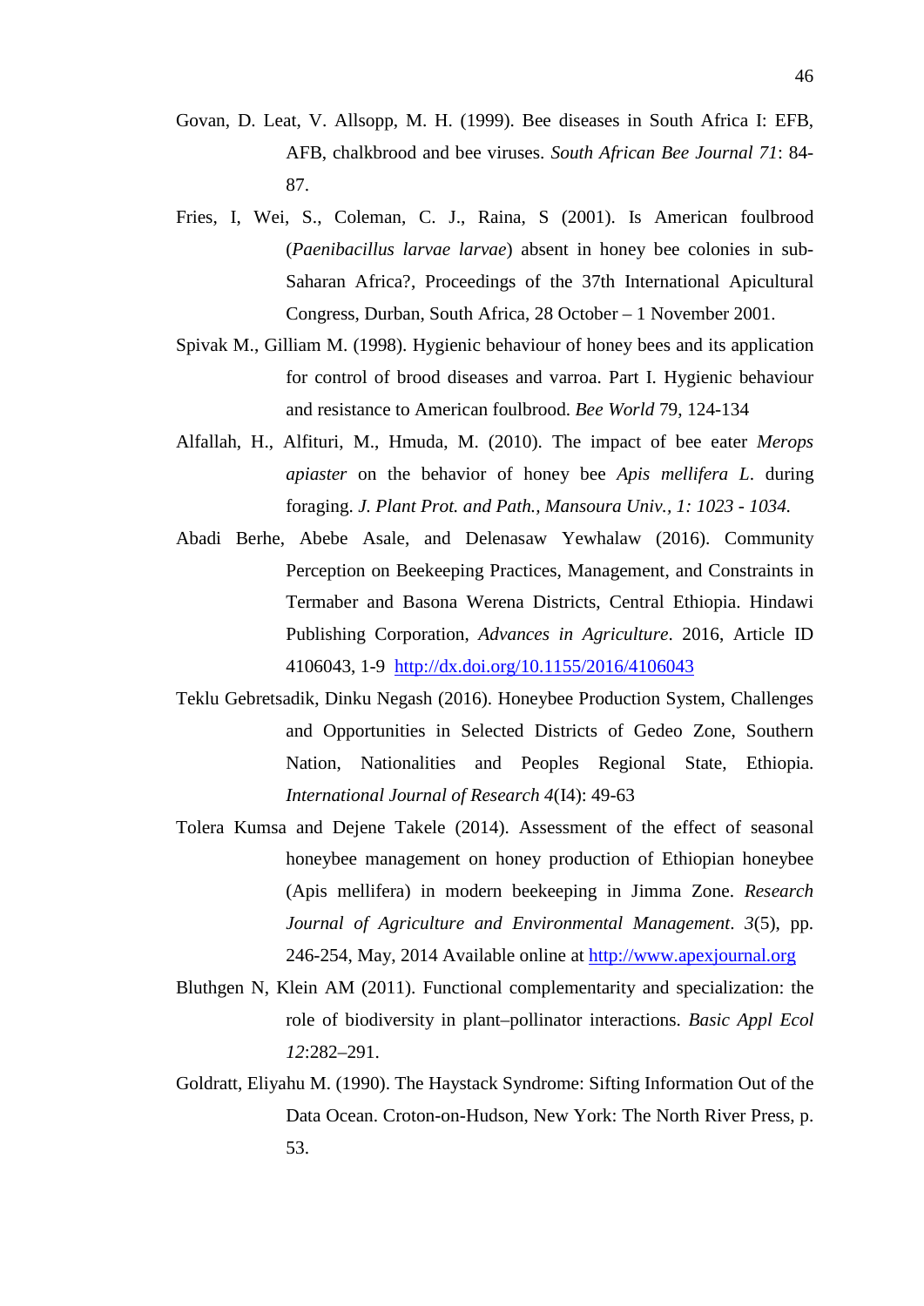Govan, D. Leat, V. Allsopp, M. H. (1999). Bee diseases in South Africa I: EFB, AFB, chalkbrood and bee viruses. *South African Bee Journal 71*: 84-87.

Fries, I, Wei, S., Coleman, C. J., Raina, S (2001). Is American foulbrood (*Paenibacillus larvae larvae*) absent in honey bee colonies in sub-Saharan Africa?, Proceedings of the 37th International Apicultural Congress, Durban, South Africa, 28 October – 1 November 2001.

Spivak M., Gilliam M. (1998). Hygienic behaviour of honey bees and its application for control of brood diseases and varroa. Part I. Hygienic behaviour and resistance to American foulbrood. *Bee World* 79, 124-134

Alfallah, H., Alfituri, M., Hmuda, M. (2010). The impact of bee eater *Merops apiaster* on the behavior of honey bee *Apis mellifera L*. during foraging. *J. Plant Prot. and Path., Mansoura Univ., 1: 1023 - 1034.*

Abadi Berhe, Abebe Asale, and Delenasaw Yewhalaw (2016). Community Perception on Beekeeping Practices, Management, and Constraints in Termaber and Basona Werena Districts, Central Ethiopia. Hindawi Publishing Corporation, *Advances in Agriculture*. 2016, Article ID 4106043, 1-9 http://dx.doi.org/10.1155/2016/4106043

Teklu Gebretsadik, Dinku Negash (2016). Honeybee Production System, Challenges and Opportunities in Selected Districts of Gedeo Zone, Southern Nation, Nationalities and Peoples Regional State, Ethiopia. *International Journal of Research 4*(I4): 49-63

Tolera Kumsa and Dejene Takele (2014). Assessment of the effect of seasonal honeybee management on honey production of Ethiopian honeybee (Apis mellifera) in modern beekeeping in Jimma Zone. *Research Journal of Agriculture and Environmental Management*. *3*(5), pp. 246-254, May, 2014 Available online at http://www.apexjournal.org

Bluthgen N, Klein AM (2011). Functional complementarity and specialization: the role of biodiversity in plant–pollinator interactions. *Basic Appl Ecol 12*:282–291.

Goldratt, Eliyahu M. (1990). The Haystack Syndrome: Sifting Information Out of the Data Ocean. Croton-on-Hudson, New York: The North River Press, p. 53.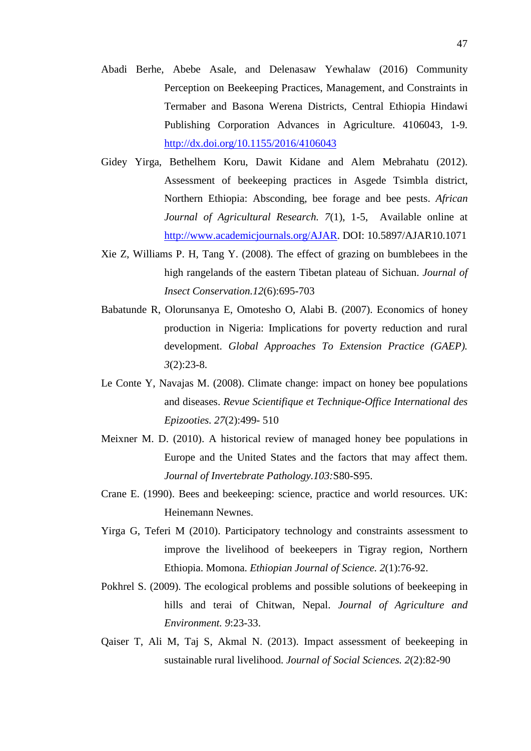Abadi Berhe, Abebe Asale, and Delenasaw Yewhalaw (2016) Community Perception on Beekeeping Practices, Management, and Constraints in Termaber and Basona Werena Districts, Central Ethiopia Hindawi Publishing Corporation Advances in Agriculture. 4106043, 1-9. http://dx.doi.org/10.1155/2016/4106043

Gidey Yirga, Bethelhem Koru, Dawit Kidane and Alem Mebrahatu (2012). Assessment of beekeeping practices in Asgede Tsimbla district, Northern Ethiopia: Absconding, bee forage and bee pests. *African Journal of Agricultural Research. 7*(1), 1-5, Available online at http://www.academicjournals.org/AJAR. DOI: 10.5897/AJAR10.1071

Xie Z, Williams P. H, Tang Y. (2008). The effect of grazing on bumblebees in the high rangelands of the eastern Tibetan plateau of Sichuan. *Journal of Insect Conservation.12*(6):695-703

Babatunde R, Olorunsanya E, Omotesho O, Alabi B. (2007). Economics of honey production in Nigeria: Implications for poverty reduction and rural development. *Global Approaches To Extension Practice (GAEP). 3*(2):23-8.

Le Conte Y, Navajas M. (2008). Climate change: impact on honey bee populations and diseases. *Revue Scientifique et Technique-Office International des Epizooties. 27*(2):499- 510

Meixner M. D. (2010). A historical review of managed honey bee populations in Europe and the United States and the factors that may affect them. *Journal of Invertebrate Pathology.103:*S80-S95.

Crane E. (1990). Bees and beekeeping: science, practice and world resources. UK: Heinemann Newnes.

Yirga G, Teferi M (2010). Participatory technology and constraints assessment to improve the livelihood of beekeepers in Tigray region, Northern Ethiopia. Momona. *Ethiopian Journal of Science. 2*(1):76-92.

Pokhrel S. (2009). The ecological problems and possible solutions of beekeeping in hills and terai of Chitwan, Nepal. *Journal of Agriculture and Environment. 9*:23-33.

Qaiser T, Ali M, Taj S, Akmal N. (2013). Impact assessment of beekeeping in sustainable rural livelihood. *Journal of Social Sciences. 2*(2):82-90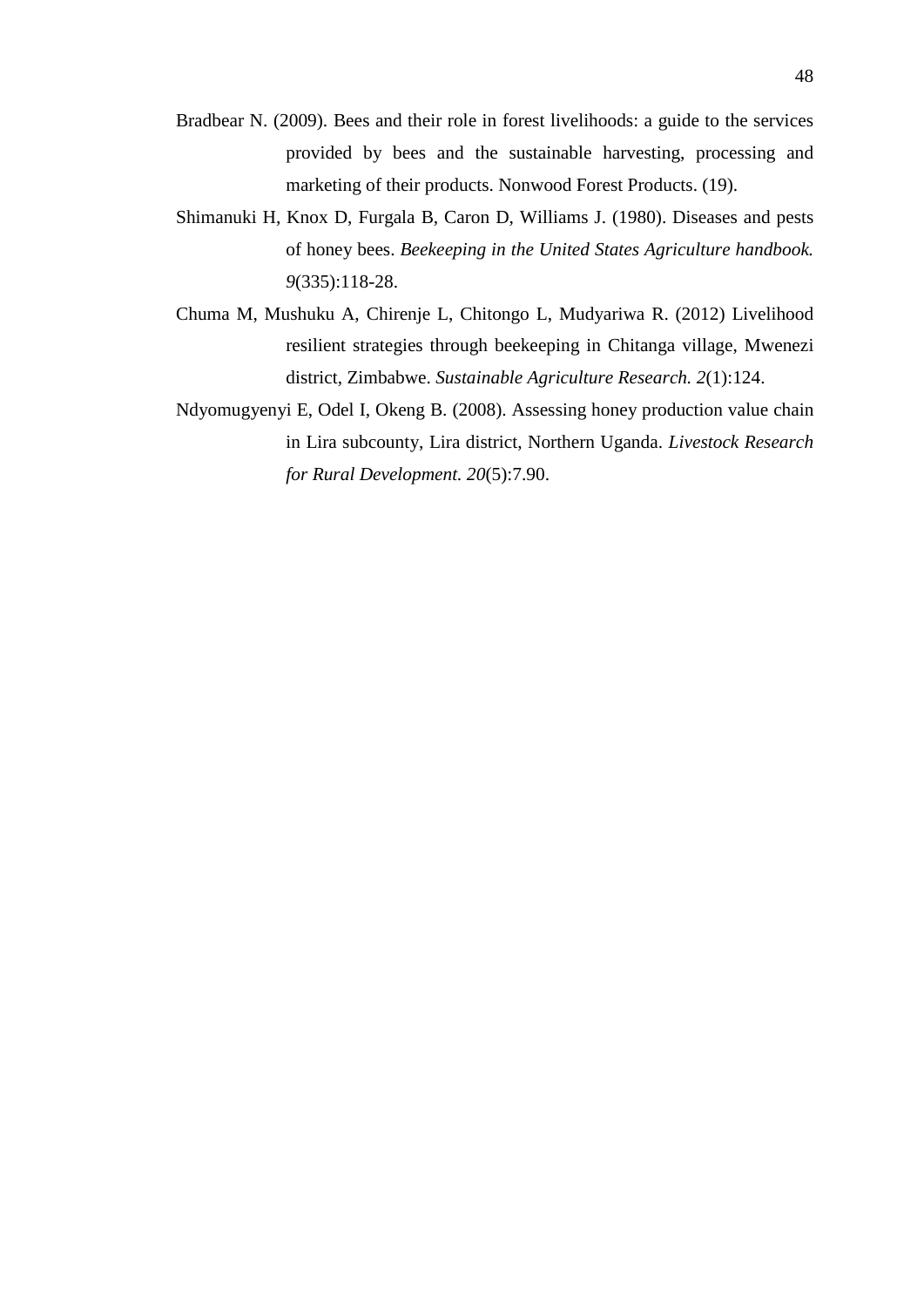Bradbear N. (2009). Bees and their role in forest livelihoods: a guide to the services provided by bees and the sustainable harvesting, processing and marketing of their products. Nonwood Forest Products. (19).

Shimanuki H, Knox D, Furgala B, Caron D, Williams J. (1980). Diseases and pests of honey bees. *Beekeeping in the United States Agriculture handbook. 9*(335):118-28.

Chuma M, Mushuku A, Chirenje L, Chitongo L, Mudyariwa R. (2012) Livelihood resilient strategies through beekeeping in Chitanga village, Mwenezi district, Zimbabwe. *Sustainable Agriculture Research. 2*(1):124.

Ndyomugyenyi E, Odel I, Okeng B. (2008). Assessing honey production value chain in Lira subcounty, Lira district, Northern Uganda. *Livestock Research for Rural Development. 20*(5):7.90.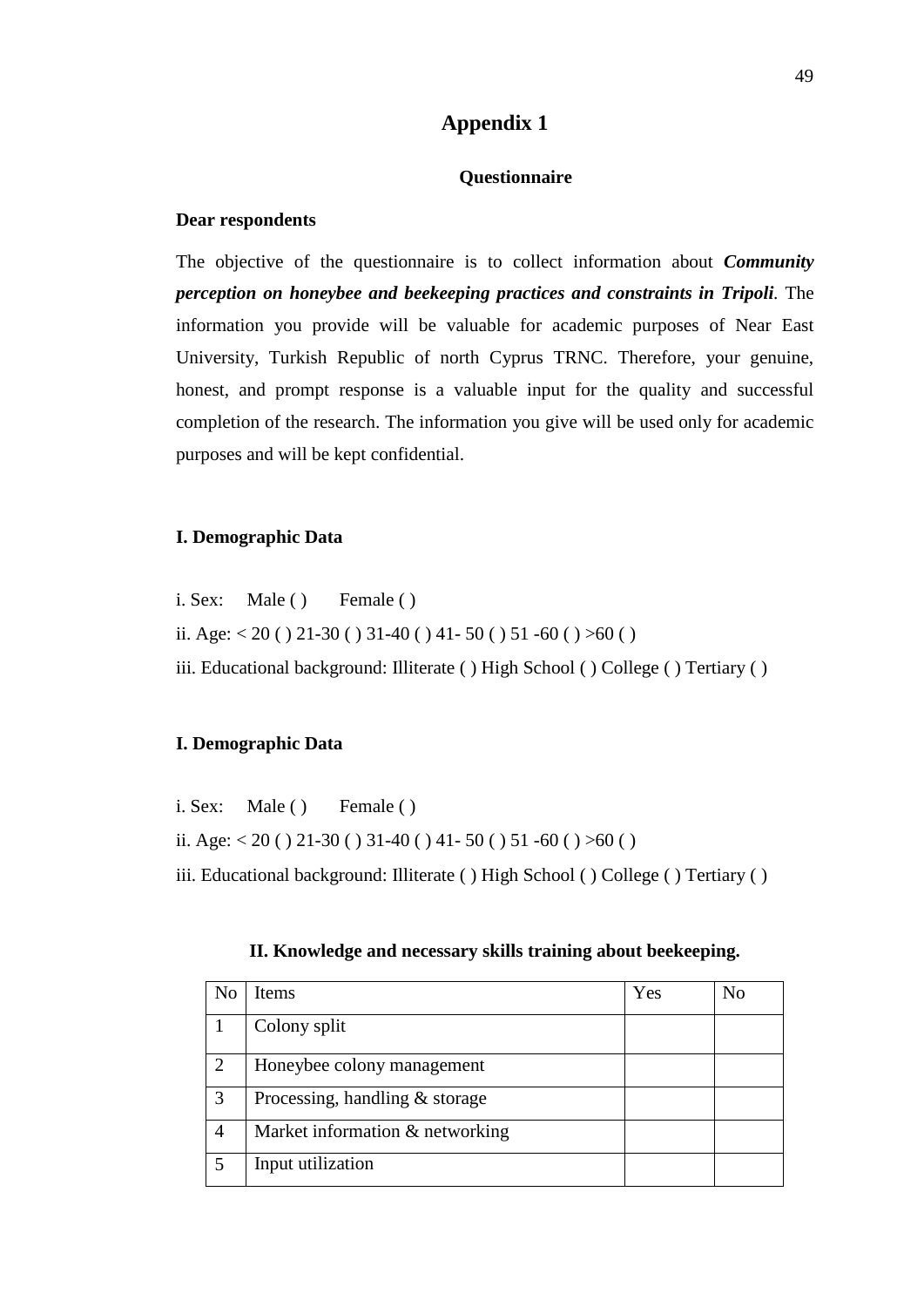# Appendix 1

## Questionnaire

**Dear respondents**

The objective of the questionnaire is to collect information about ***Community perception on honeybee and beekeeping practices and constraints in Tripoli***. The information you provide will be valuable for academic purposes of Near East University, Turkish Republic of north Cyprus TRNC. Therefore, your genuine, honest, and prompt response is a valuable input for the quality and successful completion of the research. The information you give will be used only for academic purposes and will be kept confidential.

**I. Demographic Data**

i. Sex: Male ( ) Female ( )

ii. Age: < 20 ( ) 21-30 ( ) 31-40 ( ) 41- 50 ( ) 51 -60 ( ) >60 ( )

iii. Educational background: Illiterate ( ) High School ( ) College ( ) Tertiary ( )

**I. Demographic Data**

i. Sex: Male ( ) Female ( )

ii. Age: < 20 ( ) 21-30 ( ) 31-40 ( ) 41- 50 ( ) 51 -60 ( ) >60 ( )

iii. Educational background: Illiterate ( ) High School ( ) College ( ) Tertiary ( )

**II. Knowledge and necessary skills training about beekeeping.**

| No | Items | Yes | No |
|---|---|---|---|
| 1 | Colony split | | |
| 2 | Honeybee colony management | | |
| 3 | Processing, handling & storage | | |
| 4 | Market information & networking | | |
| 5 | Input utilization | | |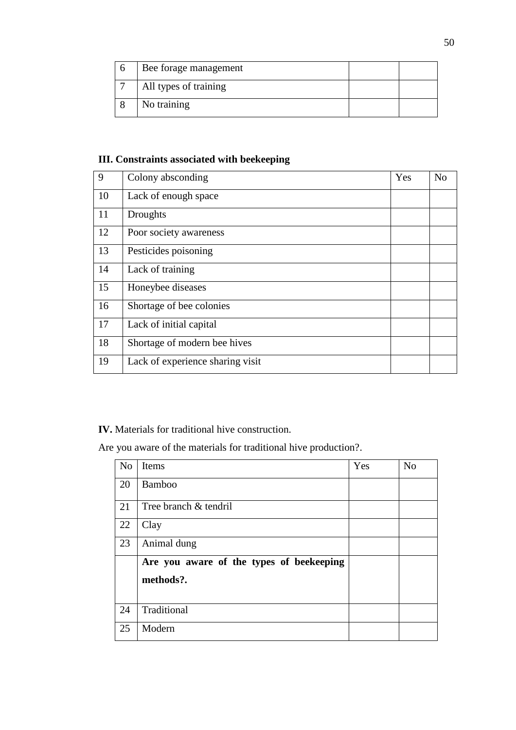| 6 | Bee forage management | | |
|---|---|---|---|
| 7 | All types of training | | |
| 8 | No training | | |

**III. Constraints associated with beekeeping**

| 9 | Colony absconding | Yes | No |
|---|---|---|---|
| 10 | Lack of enough space | | |
| 11 | Droughts | | |
| 12 | Poor society awareness | | |
| 13 | Pesticides poisoning | | |
| 14 | Lack of training | | |
| 15 | Honeybee diseases | | |
| 16 | Shortage of bee colonies | | |
| 17 | Lack of initial capital | | |
| 18 | Shortage of modern bee hives | | |
| 19 | Lack of experience sharing visit | | |

**IV.** Materials for traditional hive construction.

Are you aware of the materials for traditional hive production?.

| No | Items | Yes | No |
|---|---|---|---|
| 20 | Bamboo | | |
| 21 | Tree branch & tendril | | |
| 22 | Clay | | |
| 23 | Animal dung | | |
| | **Are you aware of the types of beekeeping methods?.** | | |
| 24 | Traditional | | |
| 25 | Modern | | |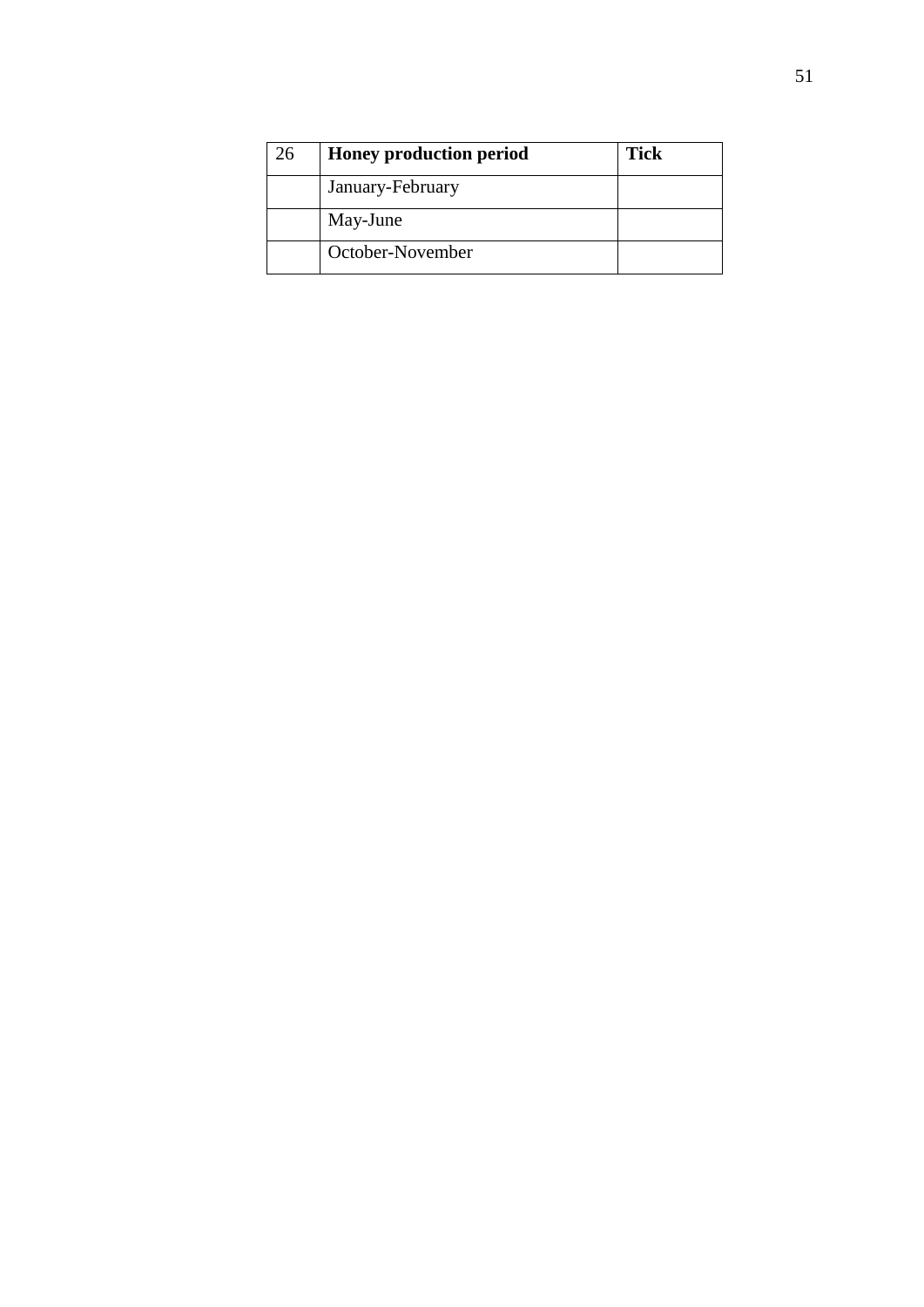| 26 | **Honey production period** | **Tick** |
|---|---|---|
| | January-February | |
| | May-June | |
| | October-November | |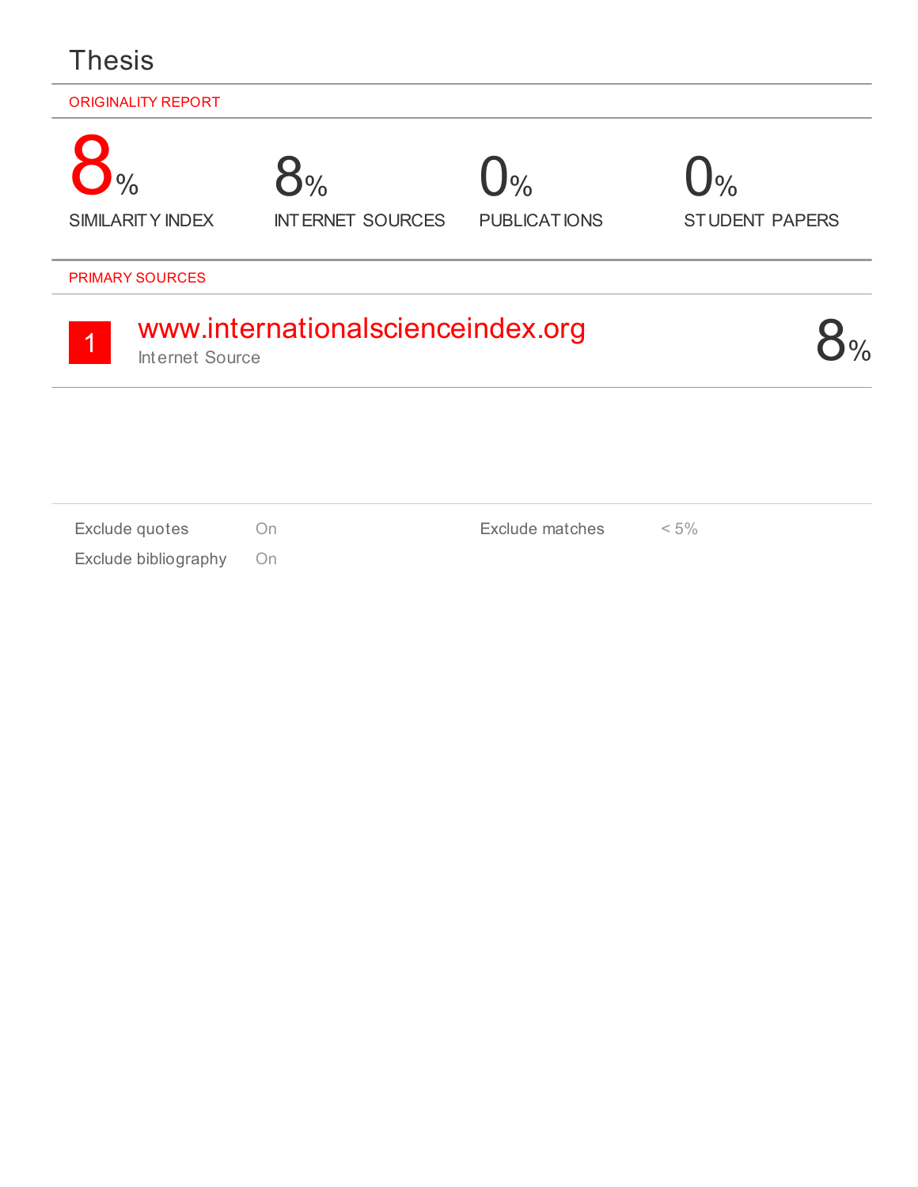# Thesis

ORIGINALITY REPORT

| 8% | 8% | 0% | 0% |
| --- | --- | --- | --- |
| SIMILARITY INDEX | INTERNET SOURCES | PUBLICATIONS | STUDENT PAPERS |

PRIMARY SOURCES

| | | |
| --- | --- | --- |
| 1 | www.internationalscienceindex.org<br>Internet Source | 8% |

| | | | |
| --- | --- | --- | --- |
| Exclude quotes | On | Exclude matches | < 5% |
| Exclude bibliography | On | | |